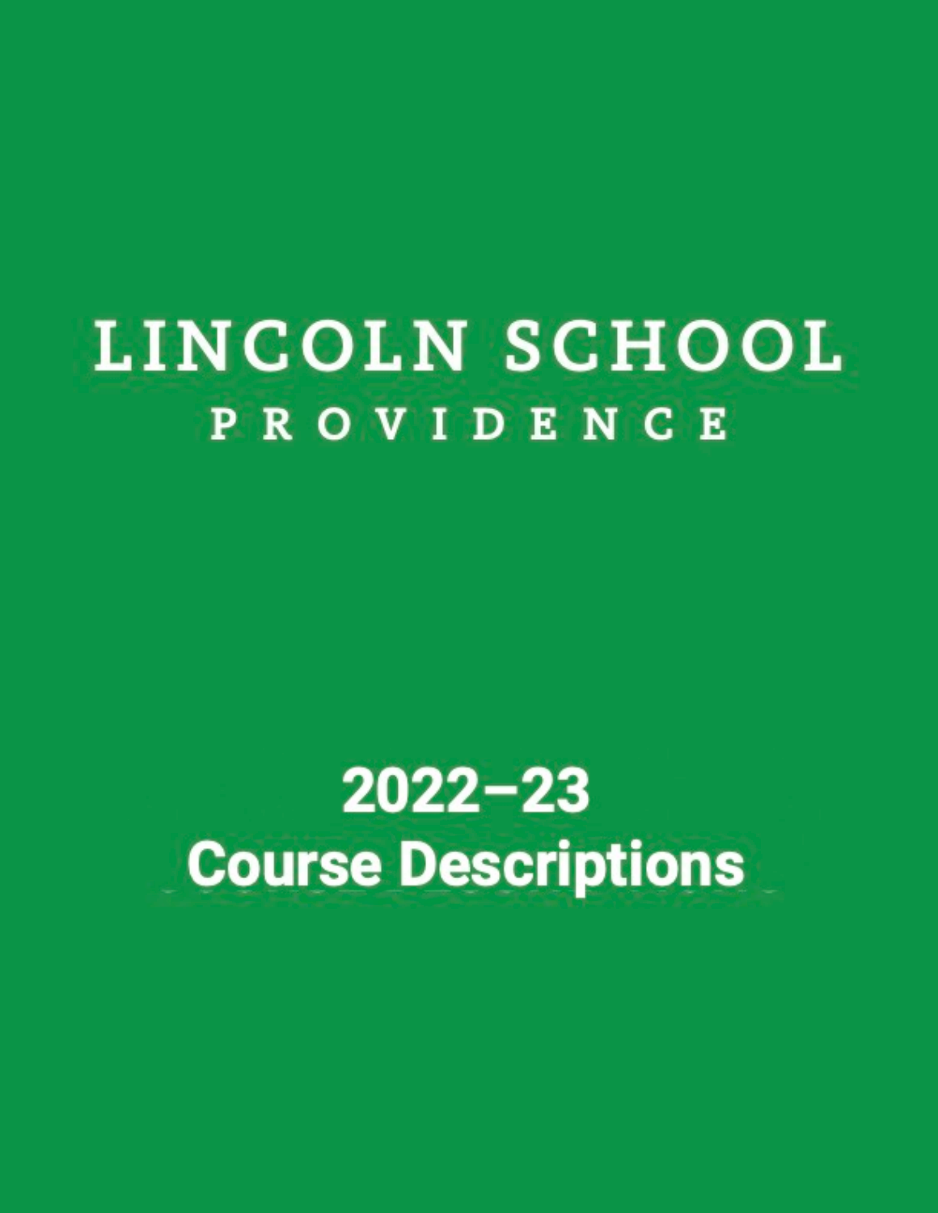# LINCOLN SCHOOL

PROVIDENCE

## 2022–23
## Course Descriptions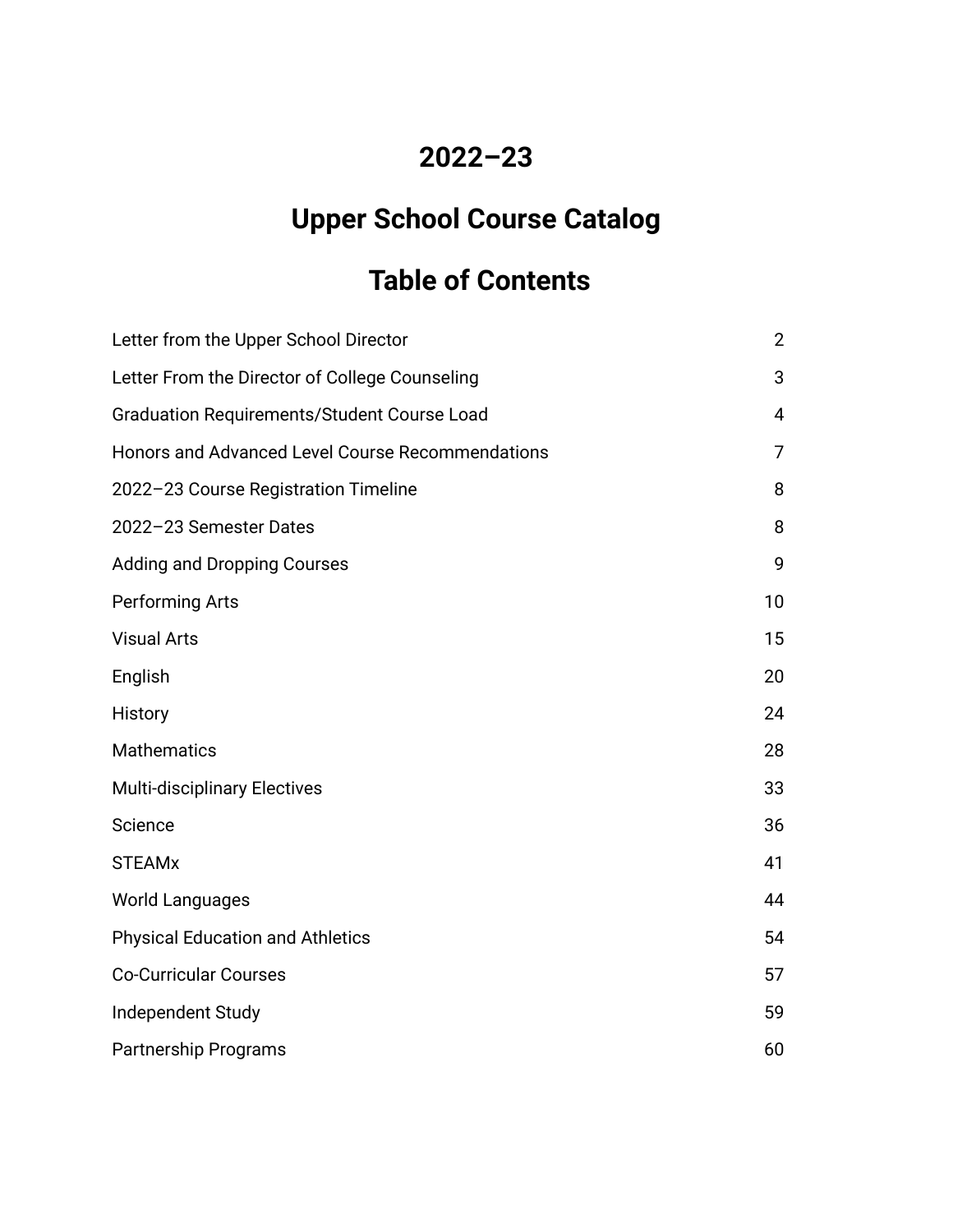# 2022–23

# Upper School Course Catalog

# Table of Contents

| | |
|---|---|
| Letter from the Upper School Director | 2 |
| Letter From the Director of College Counseling | 3 |
| Graduation Requirements/Student Course Load | 4 |
| Honors and Advanced Level Course Recommendations | 7 |
| 2022–23 Course Registration Timeline | 8 |
| 2022–23 Semester Dates | 8 |
| Adding and Dropping Courses | 9 |
| Performing Arts | 10 |
| Visual Arts | 15 |
| English | 20 |
| History | 24 |
| Mathematics | 28 |
| Multi-disciplinary Electives | 33 |
| Science | 36 |
| STEAMx | 41 |
| World Languages | 44 |
| Physical Education and Athletics | 54 |
| Co-Curricular Courses | 57 |
| Independent Study | 59 |
| Partnership Programs | 60 |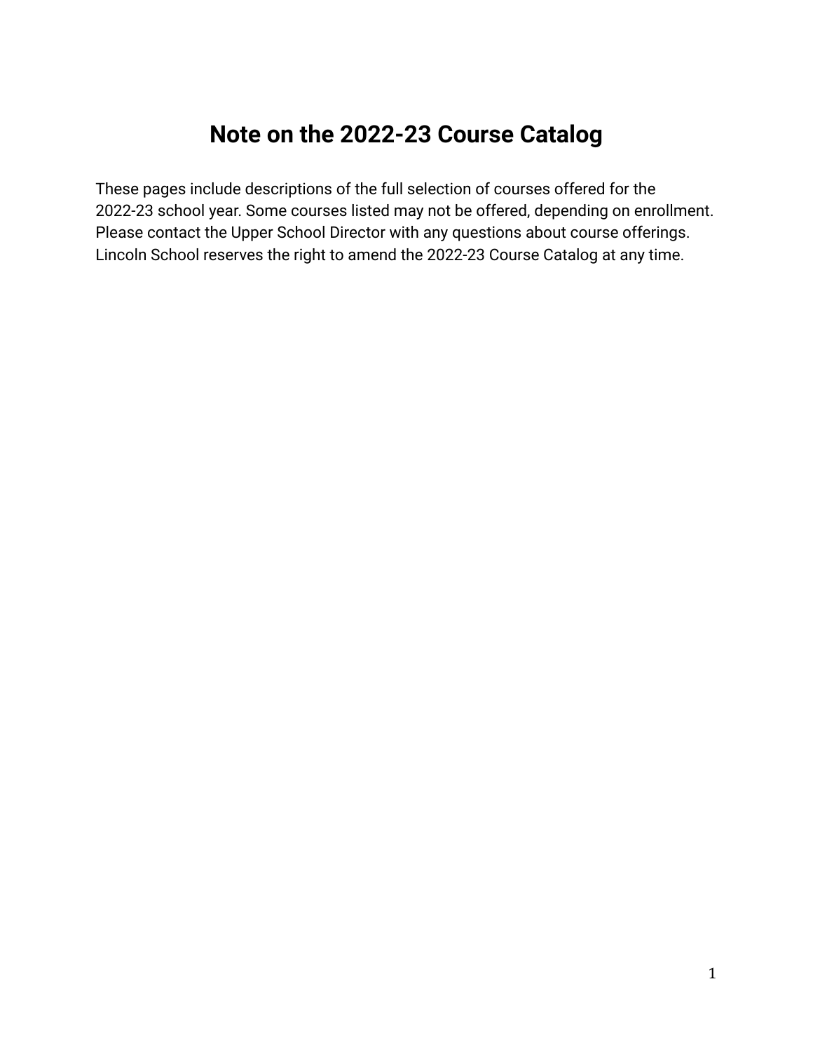# Note on the 2022-23 Course Catalog

These pages include descriptions of the full selection of courses offered for the 2022-23 school year. Some courses listed may not be offered, depending on enrollment. Please contact the Upper School Director with any questions about course offerings. Lincoln School reserves the right to amend the 2022-23 Course Catalog at any time.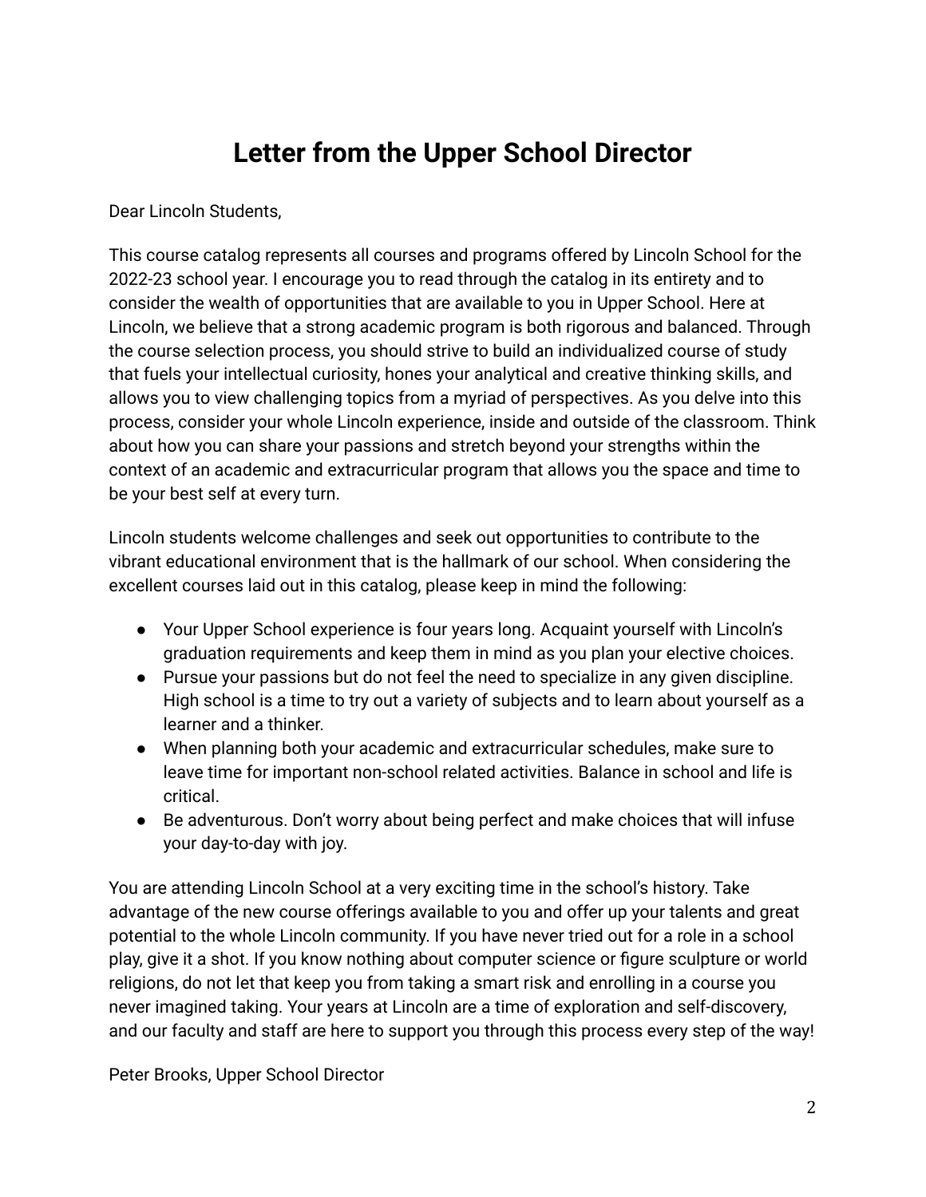# Letter from the Upper School Director

Dear Lincoln Students,

This course catalog represents all courses and programs offered by Lincoln School for the 2022-23 school year. I encourage you to read through the catalog in its entirety and to consider the wealth of opportunities that are available to you in Upper School. Here at Lincoln, we believe that a strong academic program is both rigorous and balanced. Through the course selection process, you should strive to build an individualized course of study that fuels your intellectual curiosity, hones your analytical and creative thinking skills, and allows you to view challenging topics from a myriad of perspectives. As you delve into this process, consider your whole Lincoln experience, inside and outside of the classroom. Think about how you can share your passions and stretch beyond your strengths within the context of an academic and extracurricular program that allows you the space and time to be your best self at every turn.

Lincoln students welcome challenges and seek out opportunities to contribute to the vibrant educational environment that is the hallmark of our school. When considering the excellent courses laid out in this catalog, please keep in mind the following:

- Your Upper School experience is four years long. Acquaint yourself with Lincoln's graduation requirements and keep them in mind as you plan your elective choices.
- Pursue your passions but do not feel the need to specialize in any given discipline. High school is a time to try out a variety of subjects and to learn about yourself as a learner and a thinker.
- When planning both your academic and extracurricular schedules, make sure to leave time for important non-school related activities. Balance in school and life is critical.
- Be adventurous. Don't worry about being perfect and make choices that will infuse your day-to-day with joy.

You are attending Lincoln School at a very exciting time in the school's history. Take advantage of the new course offerings available to you and offer up your talents and great potential to the whole Lincoln community. If you have never tried out for a role in a school play, give it a shot. If you know nothing about computer science or figure sculpture or world religions, do not let that keep you from taking a smart risk and enrolling in a course you never imagined taking. Your years at Lincoln are a time of exploration and self-discovery, and our faculty and staff are here to support you through this process every step of the way!

Peter Brooks, Upper School Director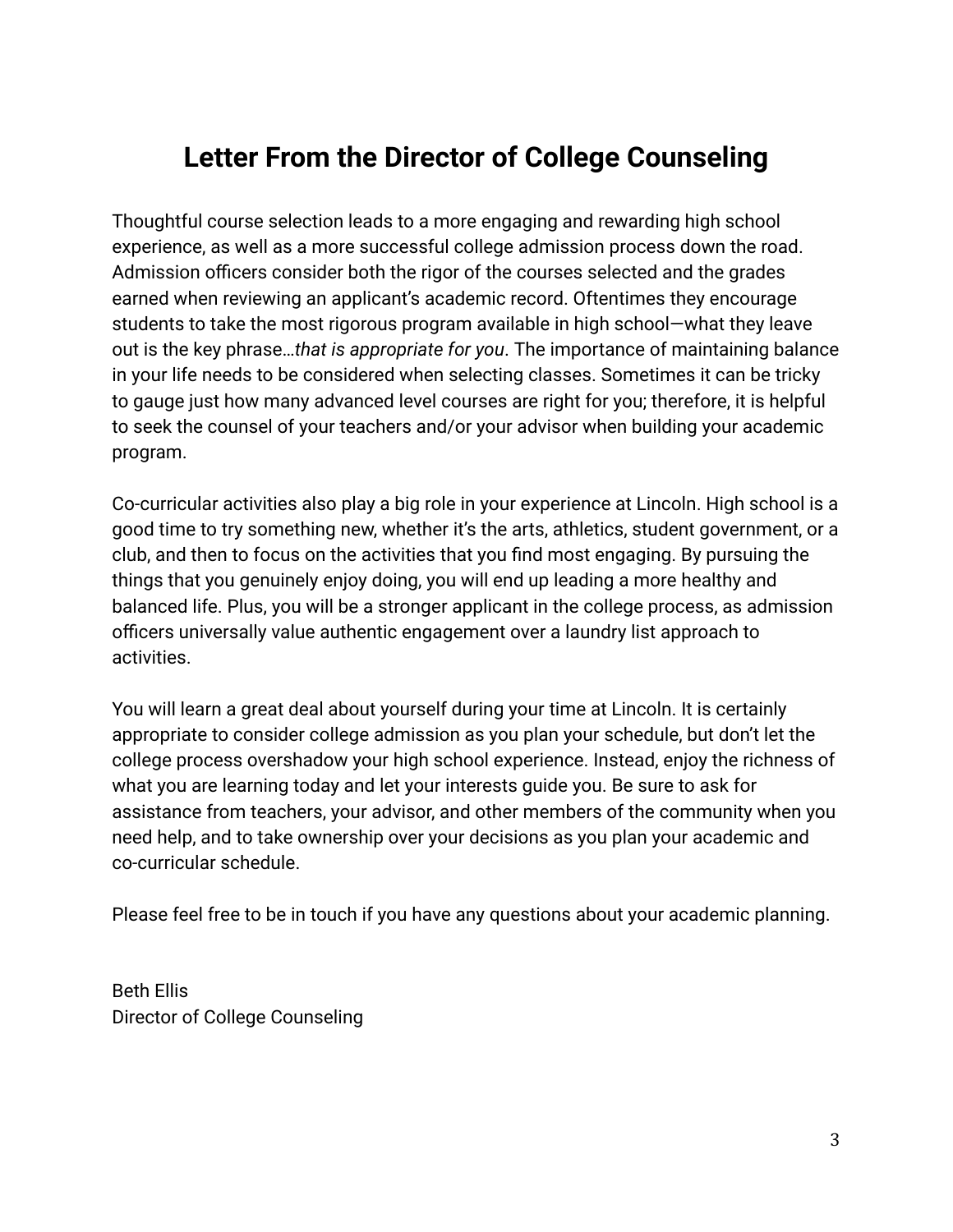# Letter From the Director of College Counseling

Thoughtful course selection leads to a more engaging and rewarding high school experience, as well as a more successful college admission process down the road. Admission officers consider both the rigor of the courses selected and the grades earned when reviewing an applicant's academic record. Oftentimes they encourage students to take the most rigorous program available in high school—what they leave out is the key phrase…*that is appropriate for you*. The importance of maintaining balance in your life needs to be considered when selecting classes. Sometimes it can be tricky to gauge just how many advanced level courses are right for you; therefore, it is helpful to seek the counsel of your teachers and/or your advisor when building your academic program.

Co-curricular activities also play a big role in your experience at Lincoln. High school is a good time to try something new, whether it's the arts, athletics, student government, or a club, and then to focus on the activities that you find most engaging. By pursuing the things that you genuinely enjoy doing, you will end up leading a more healthy and balanced life. Plus, you will be a stronger applicant in the college process, as admission officers universally value authentic engagement over a laundry list approach to activities.

You will learn a great deal about yourself during your time at Lincoln. It is certainly appropriate to consider college admission as you plan your schedule, but don't let the college process overshadow your high school experience. Instead, enjoy the richness of what you are learning today and let your interests guide you. Be sure to ask for assistance from teachers, your advisor, and other members of the community when you need help, and to take ownership over your decisions as you plan your academic and co-curricular schedule.

Please feel free to be in touch if you have any questions about your academic planning.

Beth Ellis
Director of College Counseling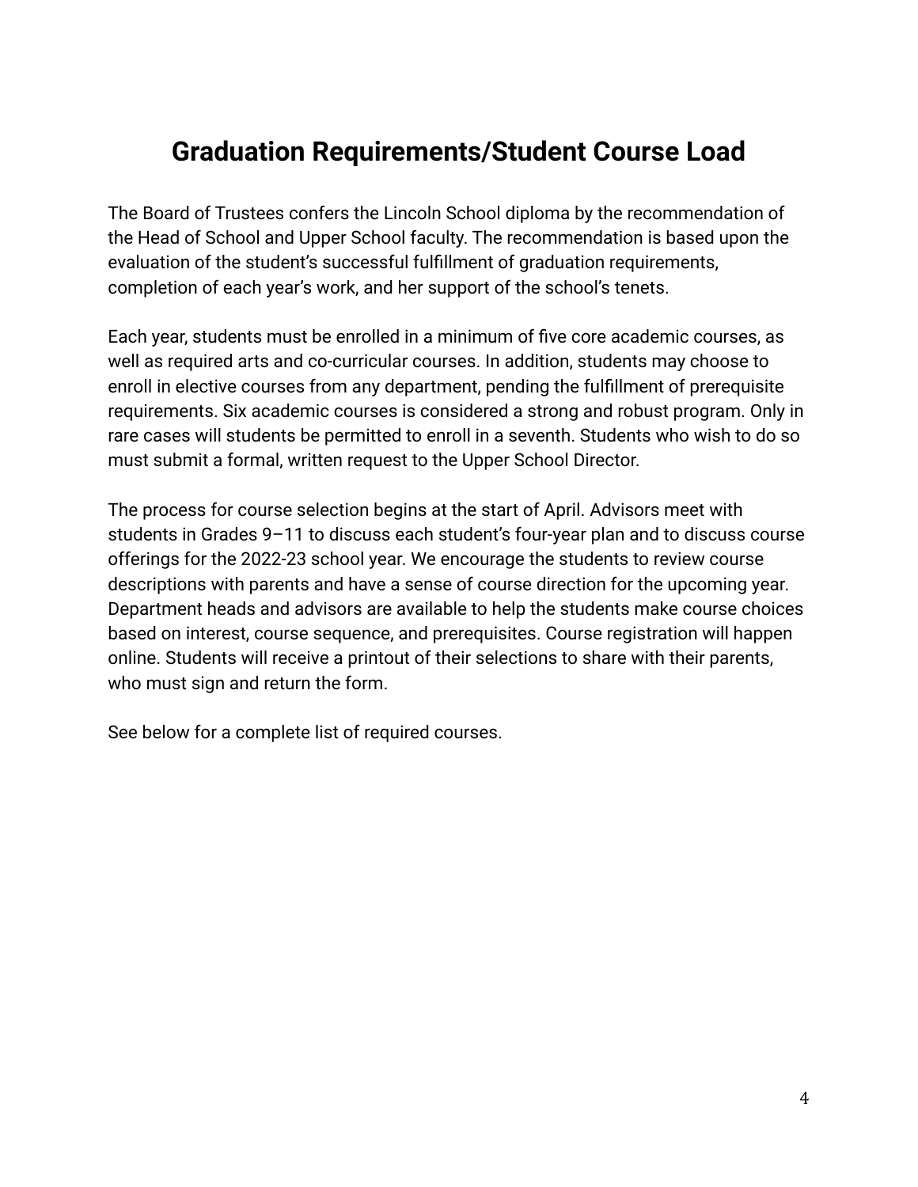# Graduation Requirements/Student Course Load

The Board of Trustees confers the Lincoln School diploma by the recommendation of the Head of School and Upper School faculty. The recommendation is based upon the evaluation of the student's successful fulfillment of graduation requirements, completion of each year's work, and her support of the school's tenets.

Each year, students must be enrolled in a minimum of five core academic courses, as well as required arts and co-curricular courses. In addition, students may choose to enroll in elective courses from any department, pending the fulfillment of prerequisite requirements. Six academic courses is considered a strong and robust program. Only in rare cases will students be permitted to enroll in a seventh. Students who wish to do so must submit a formal, written request to the Upper School Director.

The process for course selection begins at the start of April. Advisors meet with students in Grades 9–11 to discuss each student's four-year plan and to discuss course offerings for the 2022-23 school year. We encourage the students to review course descriptions with parents and have a sense of course direction for the upcoming year. Department heads and advisors are available to help the students make course choices based on interest, course sequence, and prerequisites. Course registration will happen online. Students will receive a printout of their selections to share with their parents, who must sign and return the form.

See below for a complete list of required courses.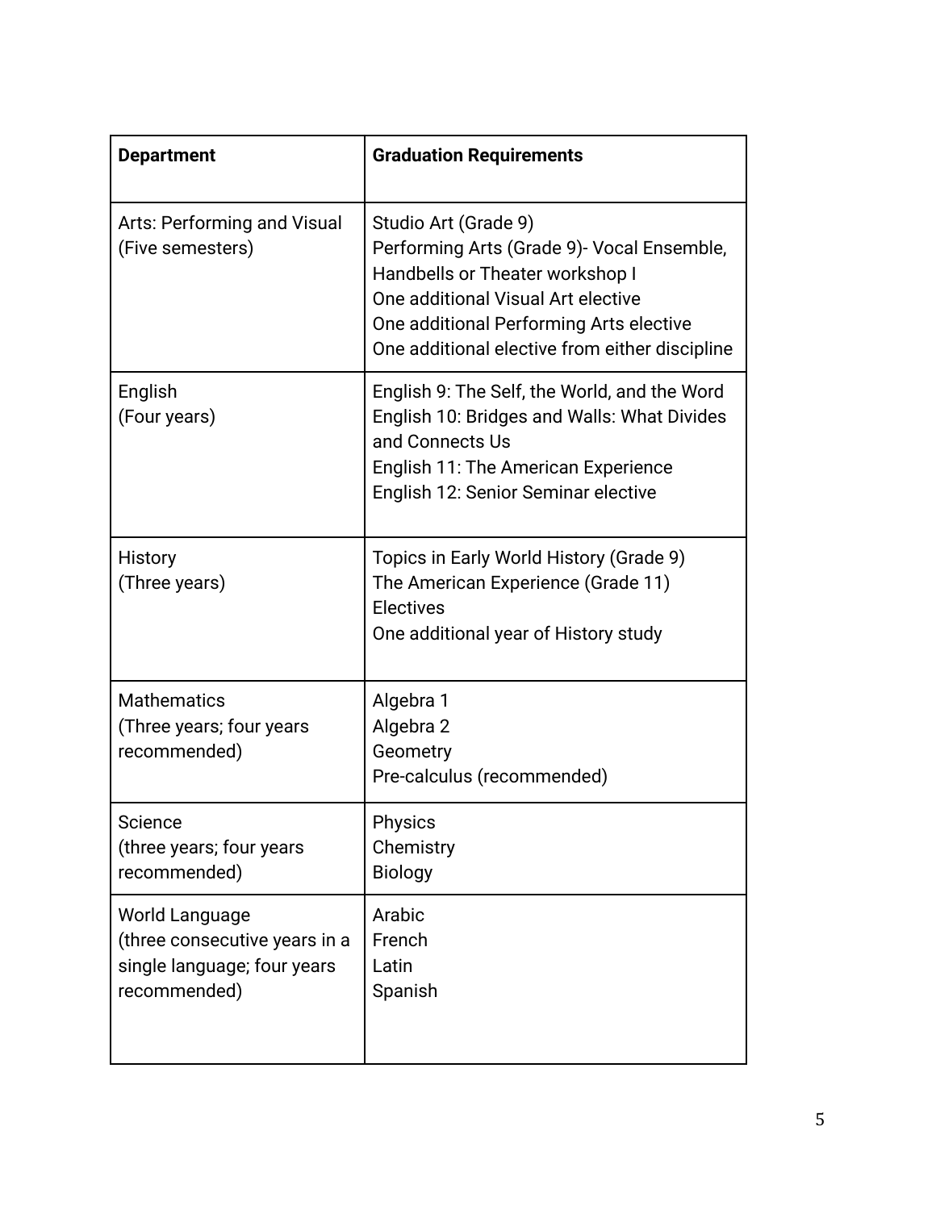| **Department** | **Graduation Requirements** |
|---|---|
| Arts: Performing and Visual (Five semesters) | Studio Art (Grade 9)<br>Performing Arts (Grade 9)- Vocal Ensemble, Handbells or Theater workshop I<br>One additional Visual Art elective<br>One additional Performing Arts elective<br>One additional elective from either discipline |
| English (Four years) | English 9: The Self, the World, and the Word<br>English 10: Bridges and Walls: What Divides and Connects Us<br>English 11: The American Experience<br>English 12: Senior Seminar elective |
| History (Three years) | Topics in Early World History (Grade 9)<br>The American Experience (Grade 11)<br>Electives<br>One additional year of History study |
| Mathematics (Three years; four years recommended) | Algebra 1<br>Algebra 2<br>Geometry<br>Pre-calculus (recommended) |
| Science (three years; four years recommended) | Physics<br>Chemistry<br>Biology |
| World Language (three consecutive years in a single language; four years recommended) | Arabic<br>French<br>Latin<br>Spanish |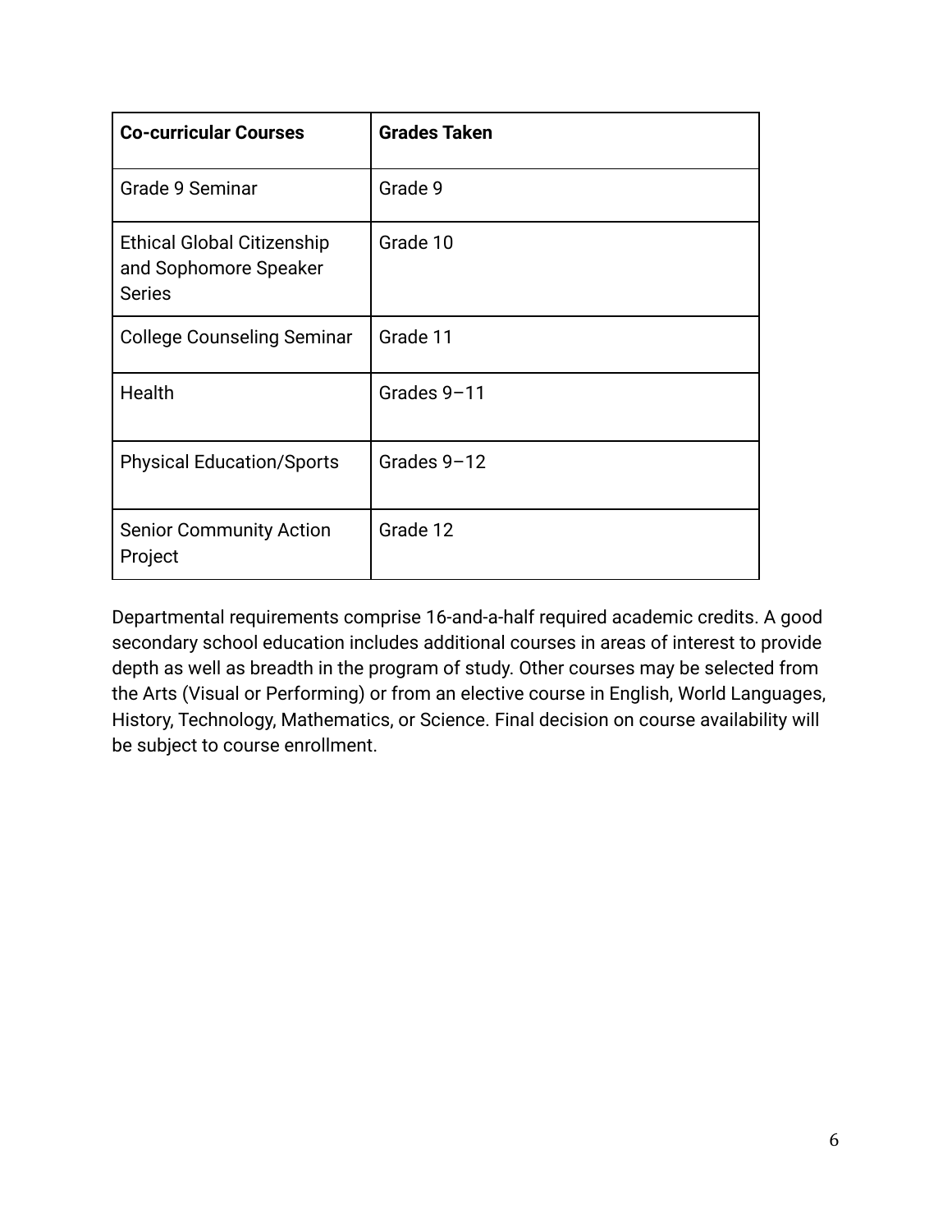| **Co-curricular Courses** | **Grades Taken** |
| --- | --- |
| Grade 9 Seminar | Grade 9 |
| Ethical Global Citizenship and Sophomore Speaker Series | Grade 10 |
| College Counseling Seminar | Grade 11 |
| Health | Grades 9–11 |
| Physical Education/Sports | Grades 9–12 |
| Senior Community Action Project | Grade 12 |

Departmental requirements comprise 16-and-a-half required academic credits. A good secondary school education includes additional courses in areas of interest to provide depth as well as breadth in the program of study. Other courses may be selected from the Arts (Visual or Performing) or from an elective course in English, World Languages, History, Technology, Mathematics, or Science. Final decision on course availability will be subject to course enrollment.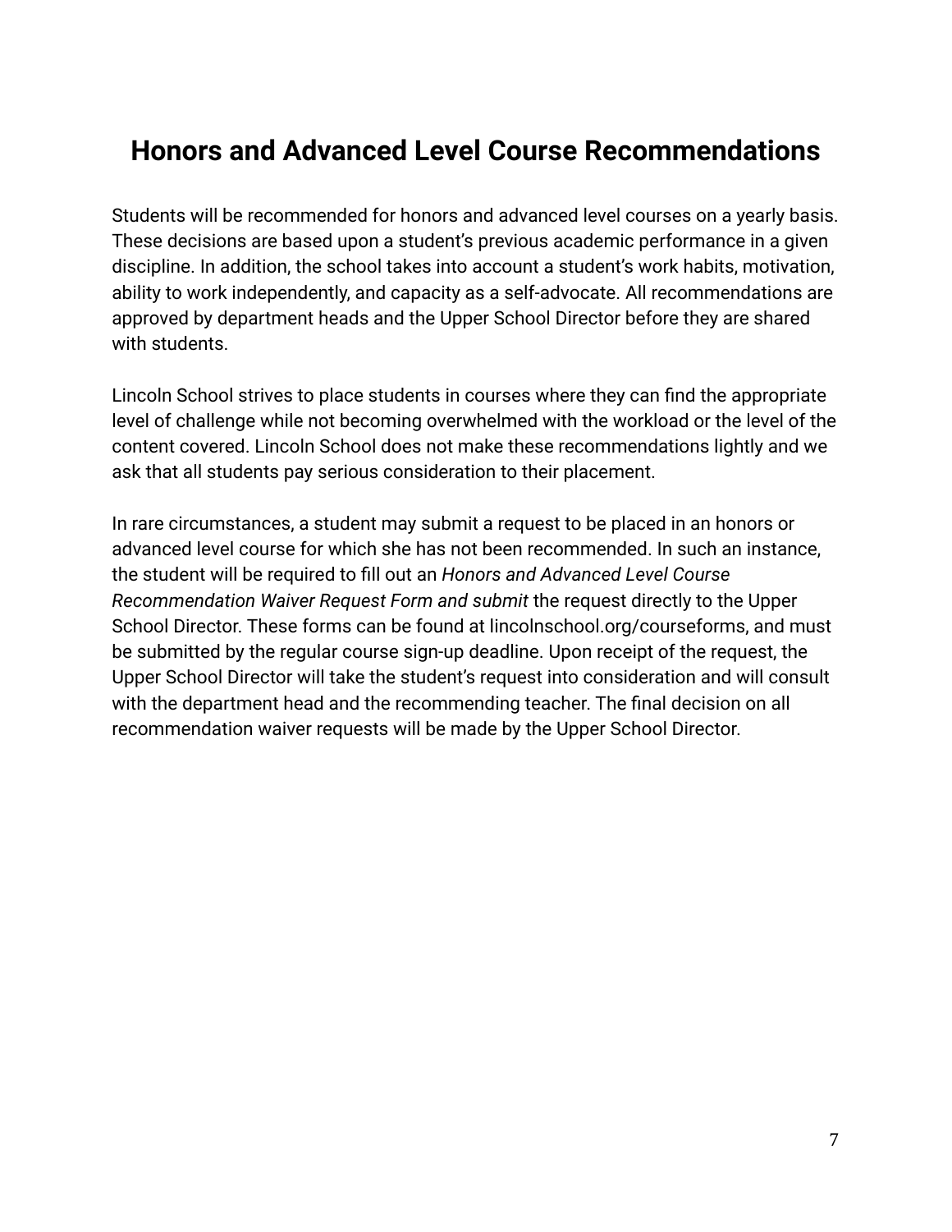# Honors and Advanced Level Course Recommendations

Students will be recommended for honors and advanced level courses on a yearly basis. These decisions are based upon a student's previous academic performance in a given discipline. In addition, the school takes into account a student's work habits, motivation, ability to work independently, and capacity as a self-advocate. All recommendations are approved by department heads and the Upper School Director before they are shared with students.

Lincoln School strives to place students in courses where they can find the appropriate level of challenge while not becoming overwhelmed with the workload or the level of the content covered. Lincoln School does not make these recommendations lightly and we ask that all students pay serious consideration to their placement.

In rare circumstances, a student may submit a request to be placed in an honors or advanced level course for which she has not been recommended. In such an instance, the student will be required to fill out an *Honors and Advanced Level Course Recommendation Waiver Request Form and submit* the request directly to the Upper School Director. These forms can be found at lincolnschool.org/courseforms, and must be submitted by the regular course sign-up deadline. Upon receipt of the request, the Upper School Director will take the student's request into consideration and will consult with the department head and the recommending teacher. The final decision on all recommendation waiver requests will be made by the Upper School Director.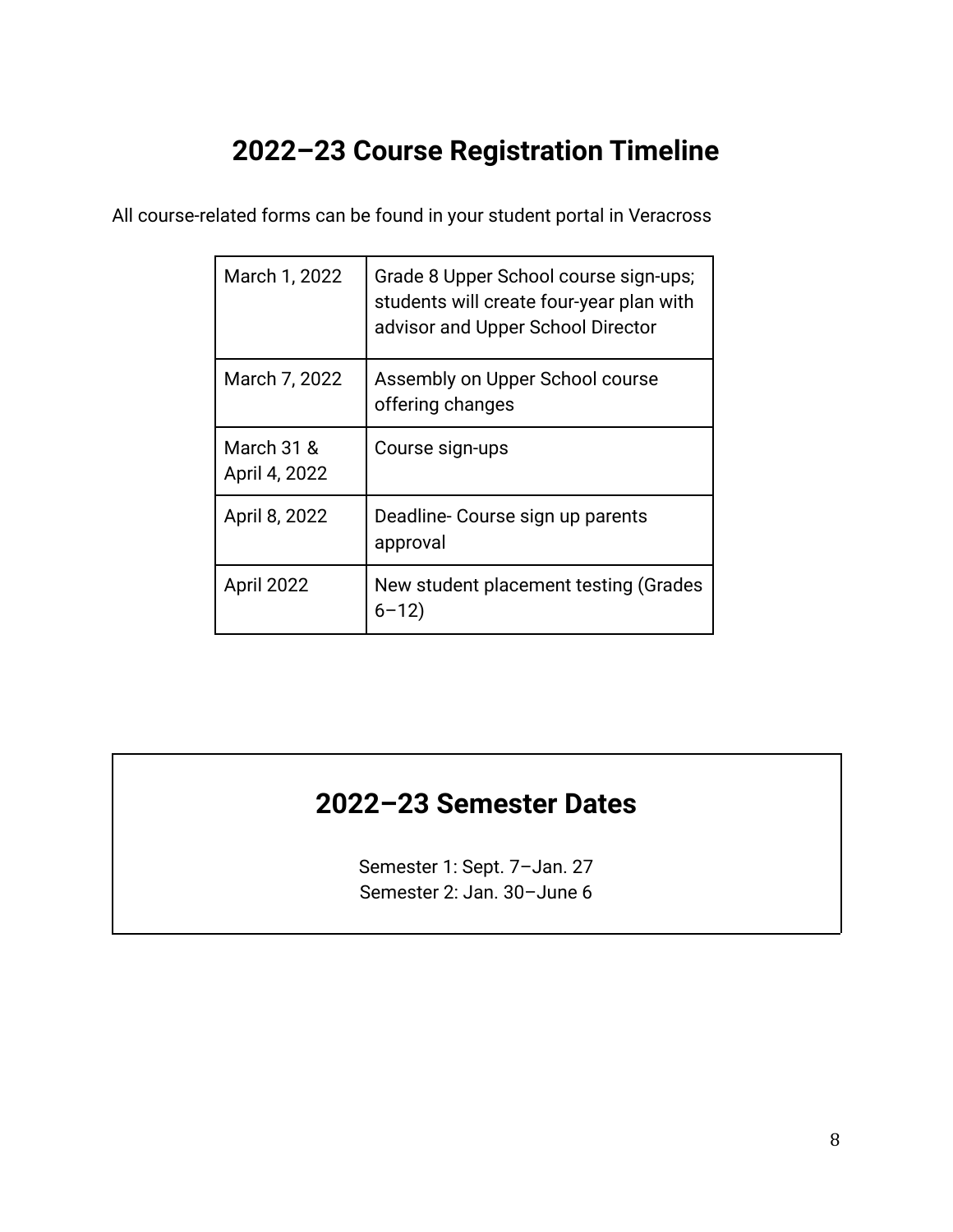# 2022–23 Course Registration Timeline

All course-related forms can be found in your student portal in Veracross

| | |
|---|---|
| March 1, 2022 | Grade 8 Upper School course sign-ups; students will create four-year plan with advisor and Upper School Director |
| March 7, 2022 | Assembly on Upper School course offering changes |
| March 31 & April 4, 2022 | Course sign-ups |
| April 8, 2022 | Deadline- Course sign up parents approval |
| April 2022 | New student placement testing (Grades 6–12) |

## 2022–23 Semester Dates

Semester 1: Sept. 7–Jan. 27
Semester 2: Jan. 30–June 6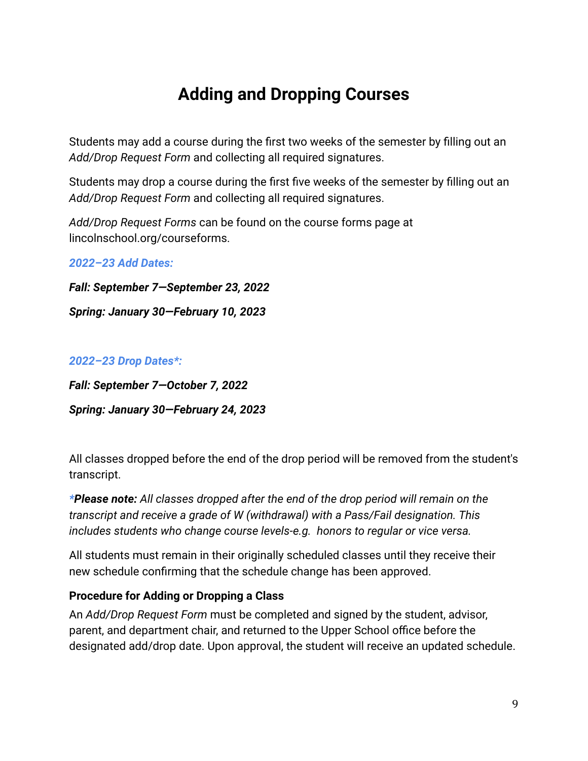# Adding and Dropping Courses

Students may add a course during the first two weeks of the semester by filling out an *Add/Drop Request Form* and collecting all required signatures.

Students may drop a course during the first five weeks of the semester by filling out an *Add/Drop Request Form* and collecting all required signatures.

*Add/Drop Request Forms* can be found on the course forms page at lincolnschool.org/courseforms.

***2022–23 Add Dates:***

***Fall: September 7—September 23, 2022***

***Spring: January 30—February 10, 2023***

***2022–23 Drop Dates*:***

***Fall: September 7—October 7, 2022***

***Spring: January 30—February 24, 2023***

All classes dropped before the end of the drop period will be removed from the student's transcript.

****Please note:** All classes dropped after the end of the drop period will remain on the transcript and receive a grade of W (withdrawal) with a Pass/Fail designation. This includes students who change course levels-e.g. honors to regular or vice versa.*

All students must remain in their originally scheduled classes until they receive their new schedule confirming that the schedule change has been approved.

**Procedure for Adding or Dropping a Class**

An *Add/Drop Request Form* must be completed and signed by the student, advisor, parent, and department chair, and returned to the Upper School office before the designated add/drop date. Upon approval, the student will receive an updated schedule.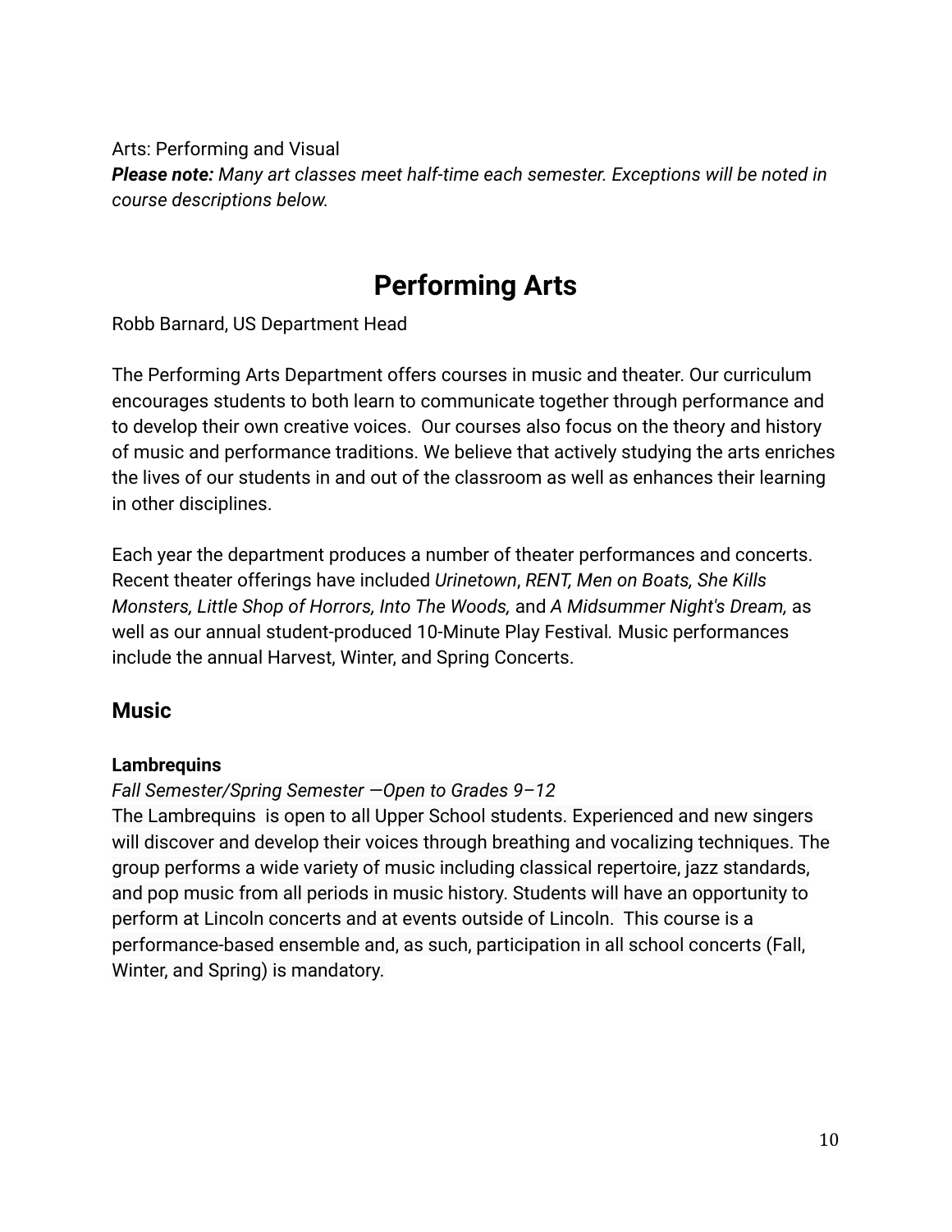Arts: Performing and Visual

***Please note:*** *Many art classes meet half-time each semester. Exceptions will be noted in course descriptions below.*

# Performing Arts

Robb Barnard, US Department Head

The Performing Arts Department offers courses in music and theater. Our curriculum encourages students to both learn to communicate together through performance and to develop their own creative voices. Our courses also focus on the theory and history of music and performance traditions. We believe that actively studying the arts enriches the lives of our students in and out of the classroom as well as enhances their learning in other disciplines.

Each year the department produces a number of theater performances and concerts. Recent theater offerings have included *Urinetown*, *RENT, Men on Boats, She Kills Monsters, Little Shop of Horrors, Into The Woods,* and *A Midsummer Night's Dream,* as well as our annual student-produced 10-Minute Play Festival. Music performances include the annual Harvest, Winter, and Spring Concerts.

## Music

**Lambrequins**

*Fall Semester/Spring Semester —Open to Grades 9–12*

The Lambrequins is open to all Upper School students. Experienced and new singers will discover and develop their voices through breathing and vocalizing techniques. The group performs a wide variety of music including classical repertoire, jazz standards, and pop music from all periods in music history. Students will have an opportunity to perform at Lincoln concerts and at events outside of Lincoln. This course is a performance-based ensemble and, as such, participation in all school concerts (Fall, Winter, and Spring) is mandatory.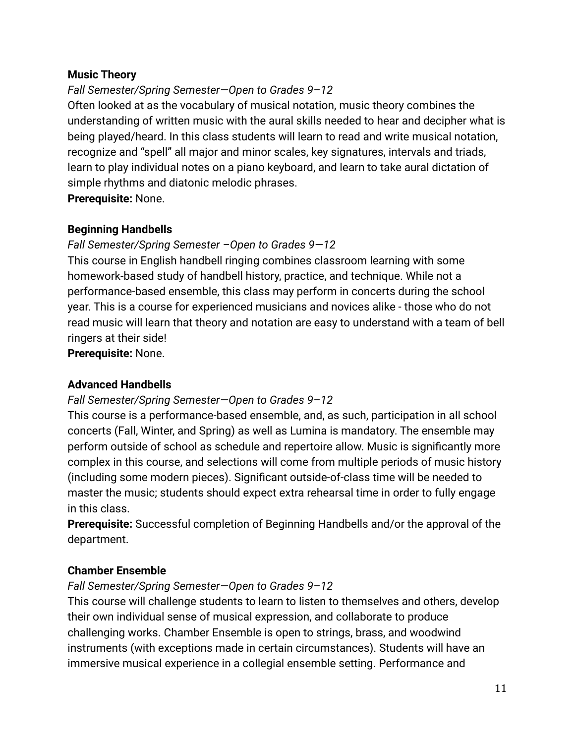**Music Theory**

*Fall Semester/Spring Semester—Open to Grades 9–12*

Often looked at as the vocabulary of musical notation, music theory combines the understanding of written music with the aural skills needed to hear and decipher what is being played/heard. In this class students will learn to read and write musical notation, recognize and "spell" all major and minor scales, key signatures, intervals and triads, learn to play individual notes on a piano keyboard, and learn to take aural dictation of simple rhythms and diatonic melodic phrases.

**Prerequisite:** None.

**Beginning Handbells**

*Fall Semester/Spring Semester –Open to Grades 9—12*

This course in English handbell ringing combines classroom learning with some homework-based study of handbell history, practice, and technique. While not a performance-based ensemble, this class may perform in concerts during the school year. This is a course for experienced musicians and novices alike - those who do not read music will learn that theory and notation are easy to understand with a team of bell ringers at their side!

**Prerequisite:** None.

**Advanced Handbells**

*Fall Semester/Spring Semester—Open to Grades 9–12*

This course is a performance-based ensemble, and, as such, participation in all school concerts (Fall, Winter, and Spring) as well as Lumina is mandatory. The ensemble may perform outside of school as schedule and repertoire allow. Music is significantly more complex in this course, and selections will come from multiple periods of music history (including some modern pieces). Significant outside-of-class time will be needed to master the music; students should expect extra rehearsal time in order to fully engage in this class.

**Prerequisite:** Successful completion of Beginning Handbells and/or the approval of the department.

**Chamber Ensemble**

*Fall Semester/Spring Semester—Open to Grades 9–12*

This course will challenge students to learn to listen to themselves and others, develop their own individual sense of musical expression, and collaborate to produce challenging works. Chamber Ensemble is open to strings, brass, and woodwind instruments (with exceptions made in certain circumstances). Students will have an immersive musical experience in a collegial ensemble setting. Performance and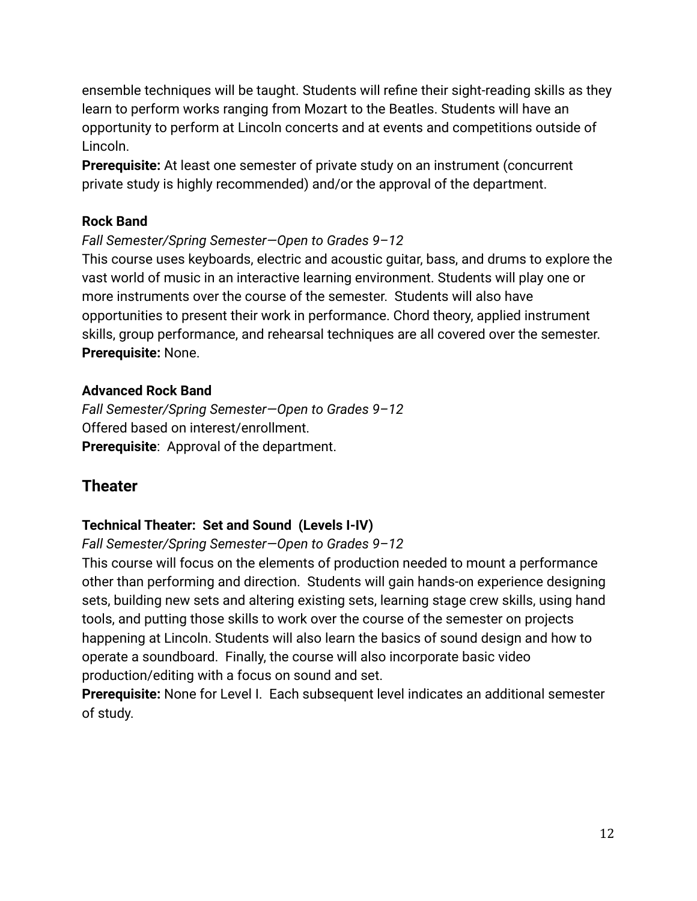ensemble techniques will be taught. Students will refine their sight-reading skills as they learn to perform works ranging from Mozart to the Beatles. Students will have an opportunity to perform at Lincoln concerts and at events and competitions outside of Lincoln.
**Prerequisite:** At least one semester of private study on an instrument (concurrent private study is highly recommended) and/or the approval of the department.

### Rock Band

*Fall Semester/Spring Semester—Open to Grades 9–12*
This course uses keyboards, electric and acoustic guitar, bass, and drums to explore the vast world of music in an interactive learning environment. Students will play one or more instruments over the course of the semester. Students will also have opportunities to present their work in performance. Chord theory, applied instrument skills, group performance, and rehearsal techniques are all covered over the semester.
**Prerequisite:** None.

### Advanced Rock Band

*Fall Semester/Spring Semester—Open to Grades 9–12*
Offered based on interest/enrollment.
**Prerequisite**: Approval of the department.

## Theater

### Technical Theater: Set and Sound (Levels I-IV)

*Fall Semester/Spring Semester—Open to Grades 9–12*
This course will focus on the elements of production needed to mount a performance other than performing and direction. Students will gain hands-on experience designing sets, building new sets and altering existing sets, learning stage crew skills, using hand tools, and putting those skills to work over the course of the semester on projects happening at Lincoln. Students will also learn the basics of sound design and how to operate a soundboard. Finally, the course will also incorporate basic video production/editing with a focus on sound and set.
**Prerequisite:** None for Level I. Each subsequent level indicates an additional semester of study.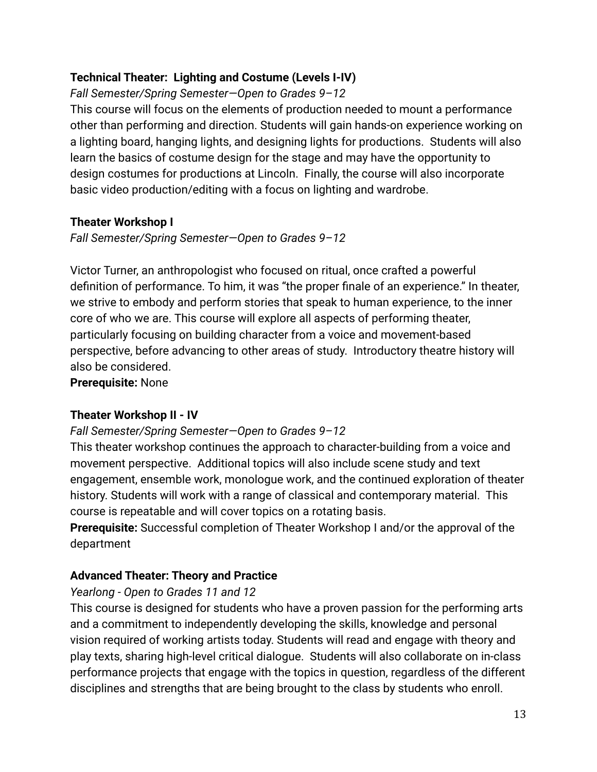**Technical Theater: Lighting and Costume (Levels I-IV)**

*Fall Semester/Spring Semester—Open to Grades 9–12*

This course will focus on the elements of production needed to mount a performance other than performing and direction. Students will gain hands-on experience working on a lighting board, hanging lights, and designing lights for productions. Students will also learn the basics of costume design for the stage and may have the opportunity to design costumes for productions at Lincoln. Finally, the course will also incorporate basic video production/editing with a focus on lighting and wardrobe.

**Theater Workshop I**

*Fall Semester/Spring Semester—Open to Grades 9–12*

Victor Turner, an anthropologist who focused on ritual, once crafted a powerful definition of performance. To him, it was "the proper finale of an experience." In theater, we strive to embody and perform stories that speak to human experience, to the inner core of who we are. This course will explore all aspects of performing theater, particularly focusing on building character from a voice and movement-based perspective, before advancing to other areas of study. Introductory theatre history will also be considered.

**Prerequisite:** None

**Theater Workshop II - IV**

*Fall Semester/Spring Semester—Open to Grades 9–12*

This theater workshop continues the approach to character-building from a voice and movement perspective. Additional topics will also include scene study and text engagement, ensemble work, monologue work, and the continued exploration of theater history. Students will work with a range of classical and contemporary material. This course is repeatable and will cover topics on a rotating basis.

**Prerequisite:** Successful completion of Theater Workshop I and/or the approval of the department

**Advanced Theater: Theory and Practice**

*Yearlong - Open to Grades 11 and 12*

This course is designed for students who have a proven passion for the performing arts and a commitment to independently developing the skills, knowledge and personal vision required of working artists today. Students will read and engage with theory and play texts, sharing high-level critical dialogue. Students will also collaborate on in-class performance projects that engage with the topics in question, regardless of the different disciplines and strengths that are being brought to the class by students who enroll.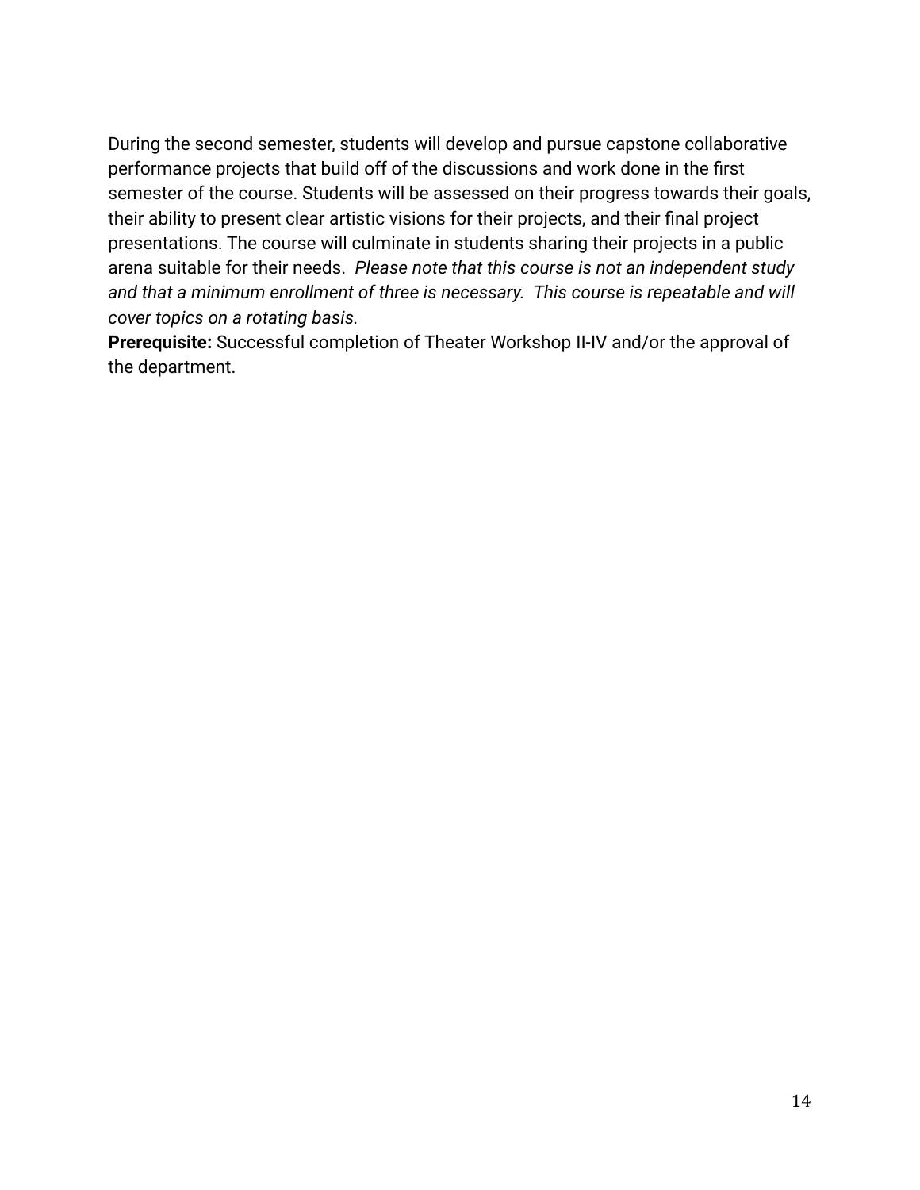During the second semester, students will develop and pursue capstone collaborative performance projects that build off of the discussions and work done in the first semester of the course. Students will be assessed on their progress towards their goals, their ability to present clear artistic visions for their projects, and their final project presentations. The course will culminate in students sharing their projects in a public arena suitable for their needs. *Please note that this course is not an independent study and that a minimum enrollment of three is necessary. This course is repeatable and will cover topics on a rotating basis.*

**Prerequisite:** Successful completion of Theater Workshop II-IV and/or the approval of the department.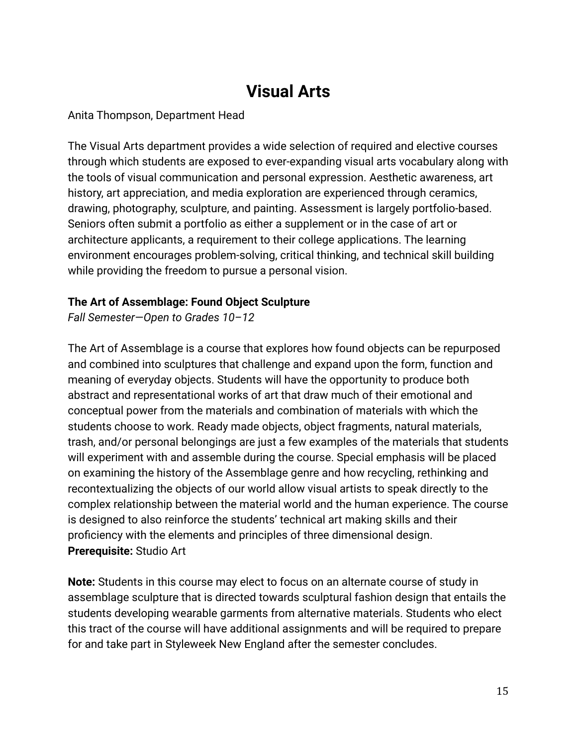# Visual Arts

Anita Thompson, Department Head

The Visual Arts department provides a wide selection of required and elective courses through which students are exposed to ever-expanding visual arts vocabulary along with the tools of visual communication and personal expression. Aesthetic awareness, art history, art appreciation, and media exploration are experienced through ceramics, drawing, photography, sculpture, and painting. Assessment is largely portfolio-based. Seniors often submit a portfolio as either a supplement or in the case of art or architecture applicants, a requirement to their college applications. The learning environment encourages problem-solving, critical thinking, and technical skill building while providing the freedom to pursue a personal vision.

**The Art of Assemblage: Found Object Sculpture**
*Fall Semester—Open to Grades 10–12*

The Art of Assemblage is a course that explores how found objects can be repurposed and combined into sculptures that challenge and expand upon the form, function and meaning of everyday objects. Students will have the opportunity to produce both abstract and representational works of art that draw much of their emotional and conceptual power from the materials and combination of materials with which the students choose to work. Ready made objects, object fragments, natural materials, trash, and/or personal belongings are just a few examples of the materials that students will experiment with and assemble during the course. Special emphasis will be placed on examining the history of the Assemblage genre and how recycling, rethinking and recontextualizing the objects of our world allow visual artists to speak directly to the complex relationship between the material world and the human experience. The course is designed to also reinforce the students' technical art making skills and their proficiency with the elements and principles of three dimensional design.
**Prerequisite:** Studio Art

**Note:** Students in this course may elect to focus on an alternate course of study in assemblage sculpture that is directed towards sculptural fashion design that entails the students developing wearable garments from alternative materials. Students who elect this tract of the course will have additional assignments and will be required to prepare for and take part in Styleweek New England after the semester concludes.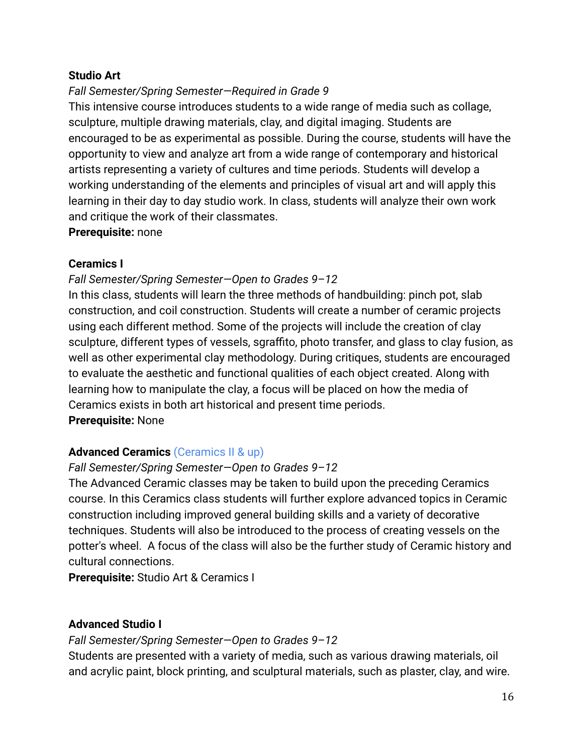**Studio Art**

*Fall Semester/Spring Semester—Required in Grade 9*

This intensive course introduces students to a wide range of media such as collage, sculpture, multiple drawing materials, clay, and digital imaging. Students are encouraged to be as experimental as possible. During the course, students will have the opportunity to view and analyze art from a wide range of contemporary and historical artists representing a variety of cultures and time periods. Students will develop a working understanding of the elements and principles of visual art and will apply this learning in their day to day studio work. In class, students will analyze their own work and critique the work of their classmates.

**Prerequisite:** none

**Ceramics I**

*Fall Semester/Spring Semester—Open to Grades 9–12*

In this class, students will learn the three methods of handbuilding: pinch pot, slab construction, and coil construction. Students will create a number of ceramic projects using each different method. Some of the projects will include the creation of clay sculpture, different types of vessels, sgraffito, photo transfer, and glass to clay fusion, as well as other experimental clay methodology. During critiques, students are encouraged to evaluate the aesthetic and functional qualities of each object created. Along with learning how to manipulate the clay, a focus will be placed on how the media of Ceramics exists in both art historical and present time periods.

**Prerequisite:** None

**Advanced Ceramics** (Ceramics II & up)

*Fall Semester/Spring Semester—Open to Grades 9–12*

The Advanced Ceramic classes may be taken to build upon the preceding Ceramics course. In this Ceramics class students will further explore advanced topics in Ceramic construction including improved general building skills and a variety of decorative techniques. Students will also be introduced to the process of creating vessels on the potter's wheel. A focus of the class will also be the further study of Ceramic history and cultural connections.

**Prerequisite:** Studio Art & Ceramics I

**Advanced Studio I**

*Fall Semester/Spring Semester—Open to Grades 9–12*

Students are presented with a variety of media, such as various drawing materials, oil and acrylic paint, block printing, and sculptural materials, such as plaster, clay, and wire.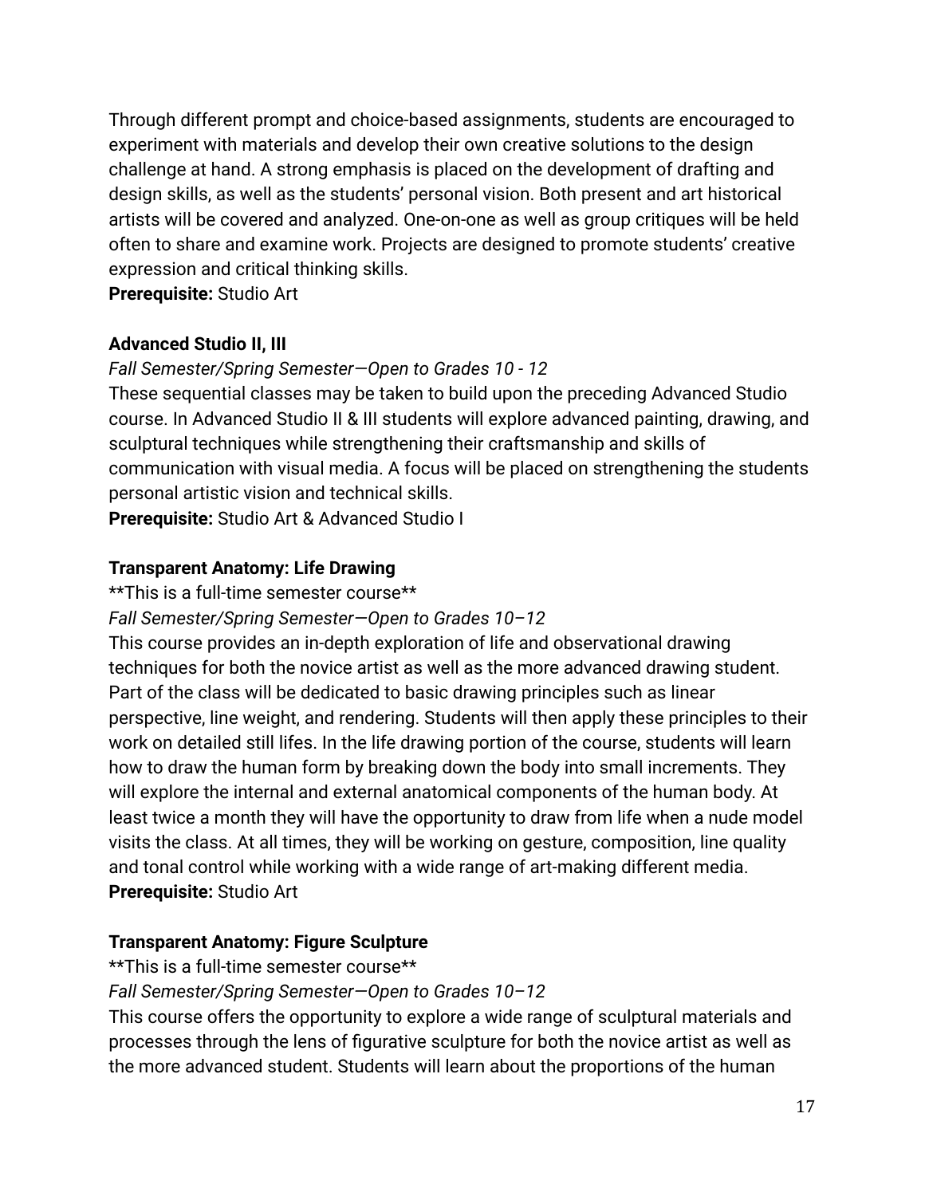Through different prompt and choice-based assignments, students are encouraged to experiment with materials and develop their own creative solutions to the design challenge at hand. A strong emphasis is placed on the development of drafting and design skills, as well as the students' personal vision. Both present and art historical artists will be covered and analyzed. One-on-one as well as group critiques will be held often to share and examine work. Projects are designed to promote students' creative expression and critical thinking skills.
**Prerequisite:** Studio Art

**Advanced Studio II, III**

*Fall Semester/Spring Semester—Open to Grades 10 - 12*

These sequential classes may be taken to build upon the preceding Advanced Studio course. In Advanced Studio II & III students will explore advanced painting, drawing, and sculptural techniques while strengthening their craftsmanship and skills of communication with visual media. A focus will be placed on strengthening the students personal artistic vision and technical skills.
**Prerequisite:** Studio Art & Advanced Studio I

**Transparent Anatomy: Life Drawing**

**This is a full-time semester course**

*Fall Semester/Spring Semester—Open to Grades 10–12*

This course provides an in-depth exploration of life and observational drawing techniques for both the novice artist as well as the more advanced drawing student. Part of the class will be dedicated to basic drawing principles such as linear perspective, line weight, and rendering. Students will then apply these principles to their work on detailed still lifes. In the life drawing portion of the course, students will learn how to draw the human form by breaking down the body into small increments. They will explore the internal and external anatomical components of the human body. At least twice a month they will have the opportunity to draw from life when a nude model visits the class. At all times, they will be working on gesture, composition, line quality and tonal control while working with a wide range of art-making different media.
**Prerequisite:** Studio Art

**Transparent Anatomy: Figure Sculpture**

**This is a full-time semester course**

*Fall Semester/Spring Semester—Open to Grades 10–12*

This course offers the opportunity to explore a wide range of sculptural materials and processes through the lens of figurative sculpture for both the novice artist as well as the more advanced student. Students will learn about the proportions of the human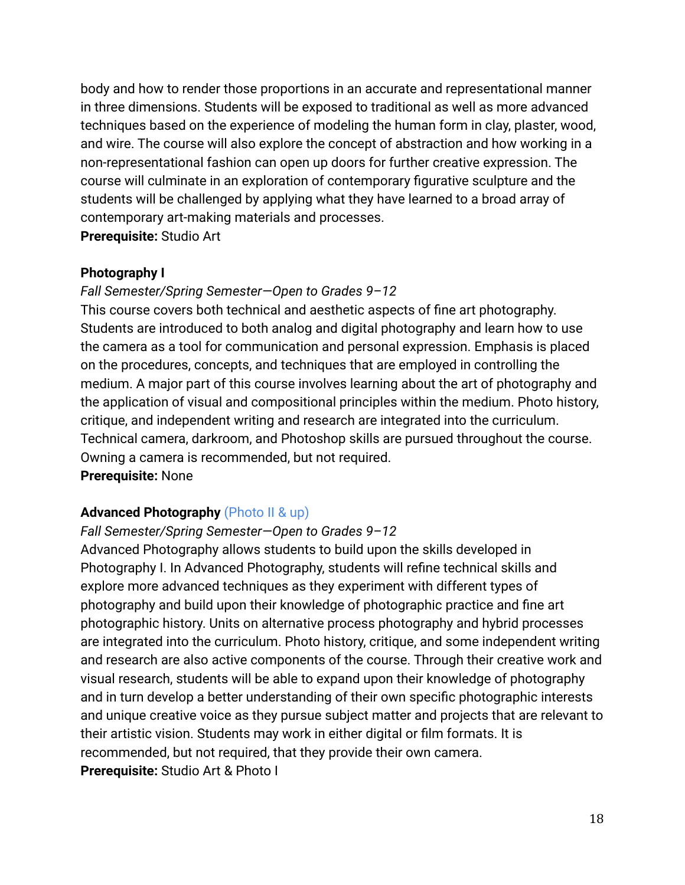body and how to render those proportions in an accurate and representational manner in three dimensions. Students will be exposed to traditional as well as more advanced techniques based on the experience of modeling the human form in clay, plaster, wood, and wire. The course will also explore the concept of abstraction and how working in a non-representational fashion can open up doors for further creative expression. The course will culminate in an exploration of contemporary figurative sculpture and the students will be challenged by applying what they have learned to a broad array of contemporary art-making materials and processes.
**Prerequisite:** Studio Art

**Photography I**

*Fall Semester/Spring Semester—Open to Grades 9–12*

This course covers both technical and aesthetic aspects of fine art photography. Students are introduced to both analog and digital photography and learn how to use the camera as a tool for communication and personal expression. Emphasis is placed on the procedures, concepts, and techniques that are employed in controlling the medium. A major part of this course involves learning about the art of photography and the application of visual and compositional principles within the medium. Photo history, critique, and independent writing and research are integrated into the curriculum. Technical camera, darkroom, and Photoshop skills are pursued throughout the course. Owning a camera is recommended, but not required.
**Prerequisite:** None

**Advanced Photography** (Photo II & up)

*Fall Semester/Spring Semester—Open to Grades 9–12*

Advanced Photography allows students to build upon the skills developed in Photography I. In Advanced Photography, students will refine technical skills and explore more advanced techniques as they experiment with different types of photography and build upon their knowledge of photographic practice and fine art photographic history. Units on alternative process photography and hybrid processes are integrated into the curriculum. Photo history, critique, and some independent writing and research are also active components of the course. Through their creative work and visual research, students will be able to expand upon their knowledge of photography and in turn develop a better understanding of their own specific photographic interests and unique creative voice as they pursue subject matter and projects that are relevant to their artistic vision. Students may work in either digital or film formats. It is recommended, but not required, that they provide their own camera.
**Prerequisite:** Studio Art & Photo I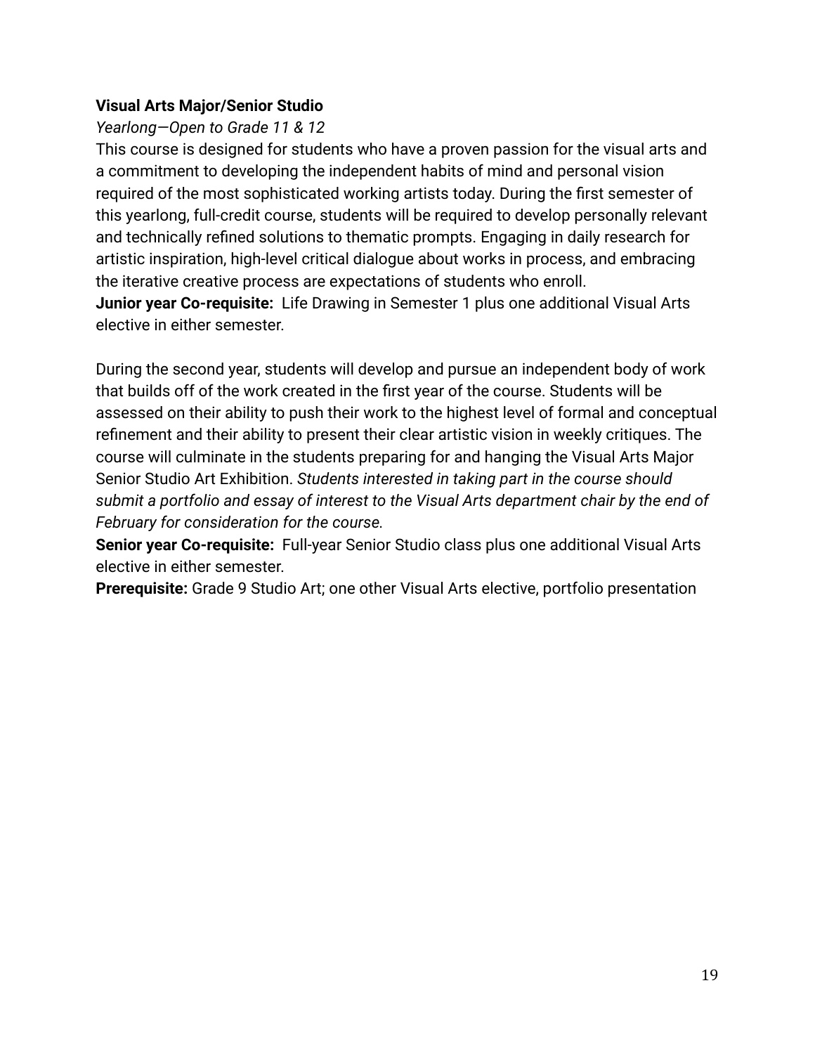**Visual Arts Major/Senior Studio**

*Yearlong—Open to Grade 11 & 12*

This course is designed for students who have a proven passion for the visual arts and a commitment to developing the independent habits of mind and personal vision required of the most sophisticated working artists today. During the first semester of this yearlong, full-credit course, students will be required to develop personally relevant and technically refined solutions to thematic prompts. Engaging in daily research for artistic inspiration, high-level critical dialogue about works in process, and embracing the iterative creative process are expectations of students who enroll.

**Junior year Co-requisite:** Life Drawing in Semester 1 plus one additional Visual Arts elective in either semester.

During the second year, students will develop and pursue an independent body of work that builds off of the work created in the first year of the course. Students will be assessed on their ability to push their work to the highest level of formal and conceptual refinement and their ability to present their clear artistic vision in weekly critiques. The course will culminate in the students preparing for and hanging the Visual Arts Major Senior Studio Art Exhibition. *Students interested in taking part in the course should submit a portfolio and essay of interest to the Visual Arts department chair by the end of February for consideration for the course.*

**Senior year Co-requisite:** Full-year Senior Studio class plus one additional Visual Arts elective in either semester.

**Prerequisite:** Grade 9 Studio Art; one other Visual Arts elective, portfolio presentation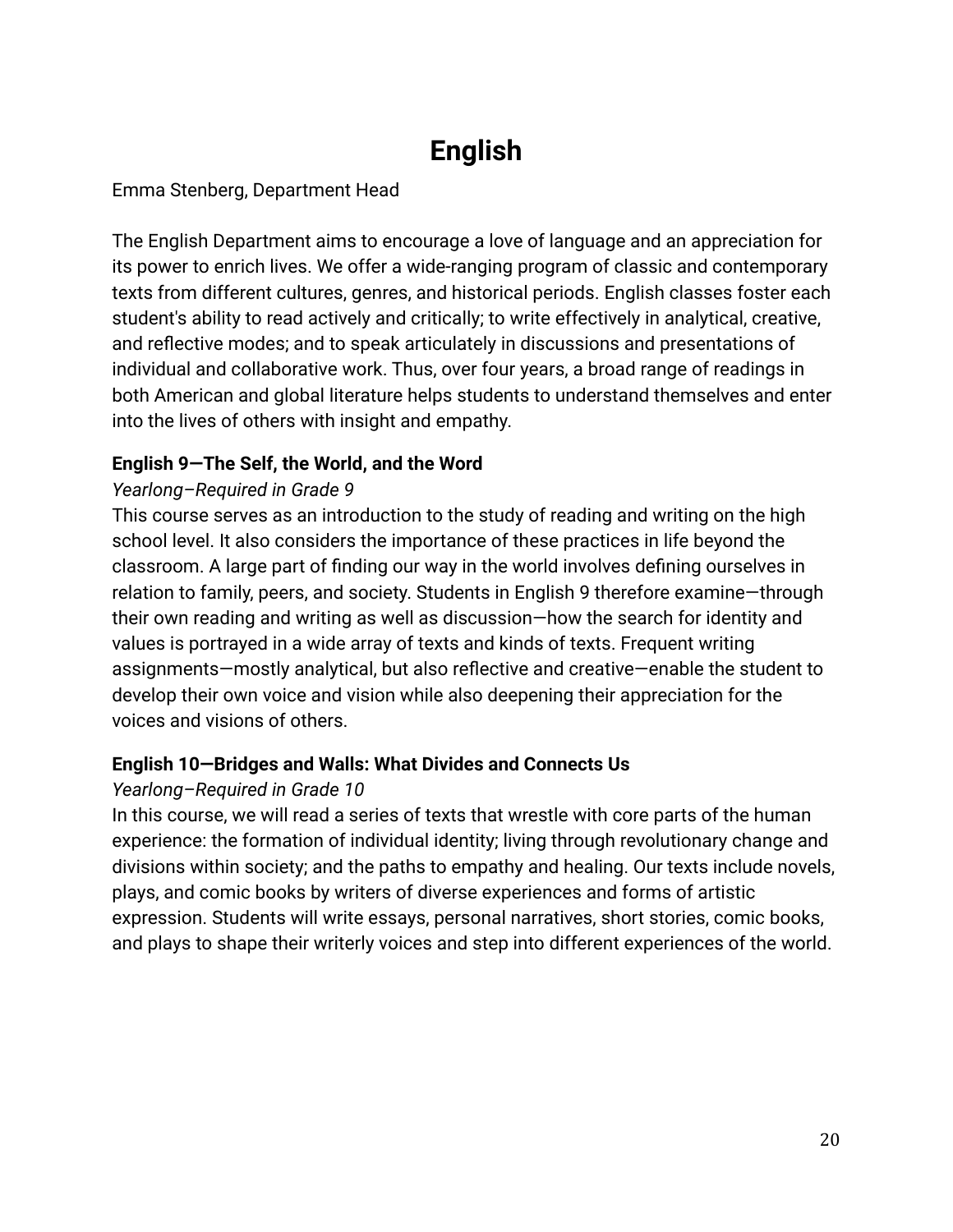# English

Emma Stenberg, Department Head

The English Department aims to encourage a love of language and an appreciation for its power to enrich lives. We offer a wide-ranging program of classic and contemporary texts from different cultures, genres, and historical periods. English classes foster each student's ability to read actively and critically; to write effectively in analytical, creative, and reflective modes; and to speak articulately in discussions and presentations of individual and collaborative work. Thus, over four years, a broad range of readings in both American and global literature helps students to understand themselves and enter into the lives of others with insight and empathy.

**English 9—The Self, the World, and the Word**

*Yearlong–Required in Grade 9*

This course serves as an introduction to the study of reading and writing on the high school level. It also considers the importance of these practices in life beyond the classroom. A large part of finding our way in the world involves defining ourselves in relation to family, peers, and society. Students in English 9 therefore examine—through their own reading and writing as well as discussion—how the search for identity and values is portrayed in a wide array of texts and kinds of texts. Frequent writing assignments—mostly analytical, but also reflective and creative—enable the student to develop their own voice and vision while also deepening their appreciation for the voices and visions of others.

**English 10—Bridges and Walls: What Divides and Connects Us**

*Yearlong–Required in Grade 10*

In this course, we will read a series of texts that wrestle with core parts of the human experience: the formation of individual identity; living through revolutionary change and divisions within society; and the paths to empathy and healing. Our texts include novels, plays, and comic books by writers of diverse experiences and forms of artistic expression. Students will write essays, personal narratives, short stories, comic books, and plays to shape their writerly voices and step into different experiences of the world.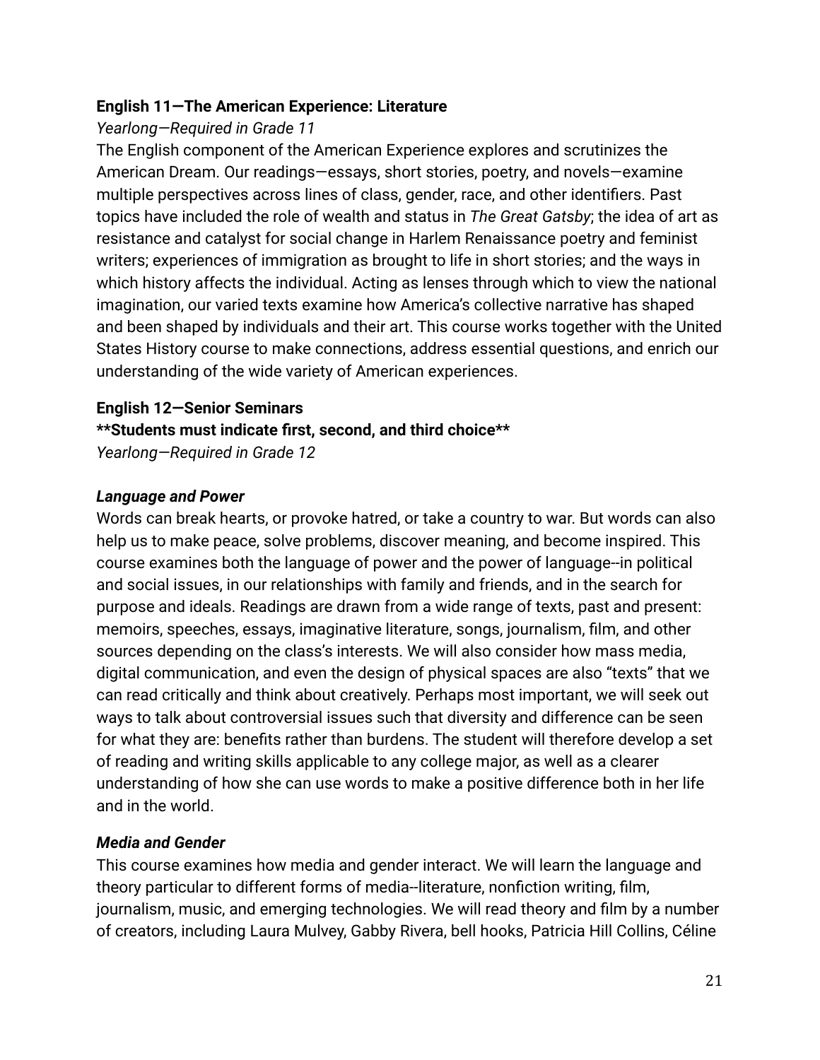**English 11—The American Experience: Literature**

*Yearlong—Required in Grade 11*

The English component of the American Experience explores and scrutinizes the American Dream. Our readings—essays, short stories, poetry, and novels—examine multiple perspectives across lines of class, gender, race, and other identifiers. Past topics have included the role of wealth and status in *The Great Gatsby*; the idea of art as resistance and catalyst for social change in Harlem Renaissance poetry and feminist writers; experiences of immigration as brought to life in short stories; and the ways in which history affects the individual. Acting as lenses through which to view the national imagination, our varied texts examine how America's collective narrative has shaped and been shaped by individuals and their art. This course works together with the United States History course to make connections, address essential questions, and enrich our understanding of the wide variety of American experiences.

**English 12—Senior Seminars**

****Students must indicate first, second, and third choice****

*Yearlong—Required in Grade 12*

***Language and Power***

Words can break hearts, or provoke hatred, or take a country to war. But words can also help us to make peace, solve problems, discover meaning, and become inspired. This course examines both the language of power and the power of language--in political and social issues, in our relationships with family and friends, and in the search for purpose and ideals. Readings are drawn from a wide range of texts, past and present: memoirs, speeches, essays, imaginative literature, songs, journalism, film, and other sources depending on the class's interests. We will also consider how mass media, digital communication, and even the design of physical spaces are also "texts" that we can read critically and think about creatively. Perhaps most important, we will seek out ways to talk about controversial issues such that diversity and difference can be seen for what they are: benefits rather than burdens. The student will therefore develop a set of reading and writing skills applicable to any college major, as well as a clearer understanding of how she can use words to make a positive difference both in her life and in the world.

***Media and Gender***

This course examines how media and gender interact. We will learn the language and theory particular to different forms of media--literature, nonfiction writing, film, journalism, music, and emerging technologies. We will read theory and film by a number of creators, including Laura Mulvey, Gabby Rivera, bell hooks, Patricia Hill Collins, Céline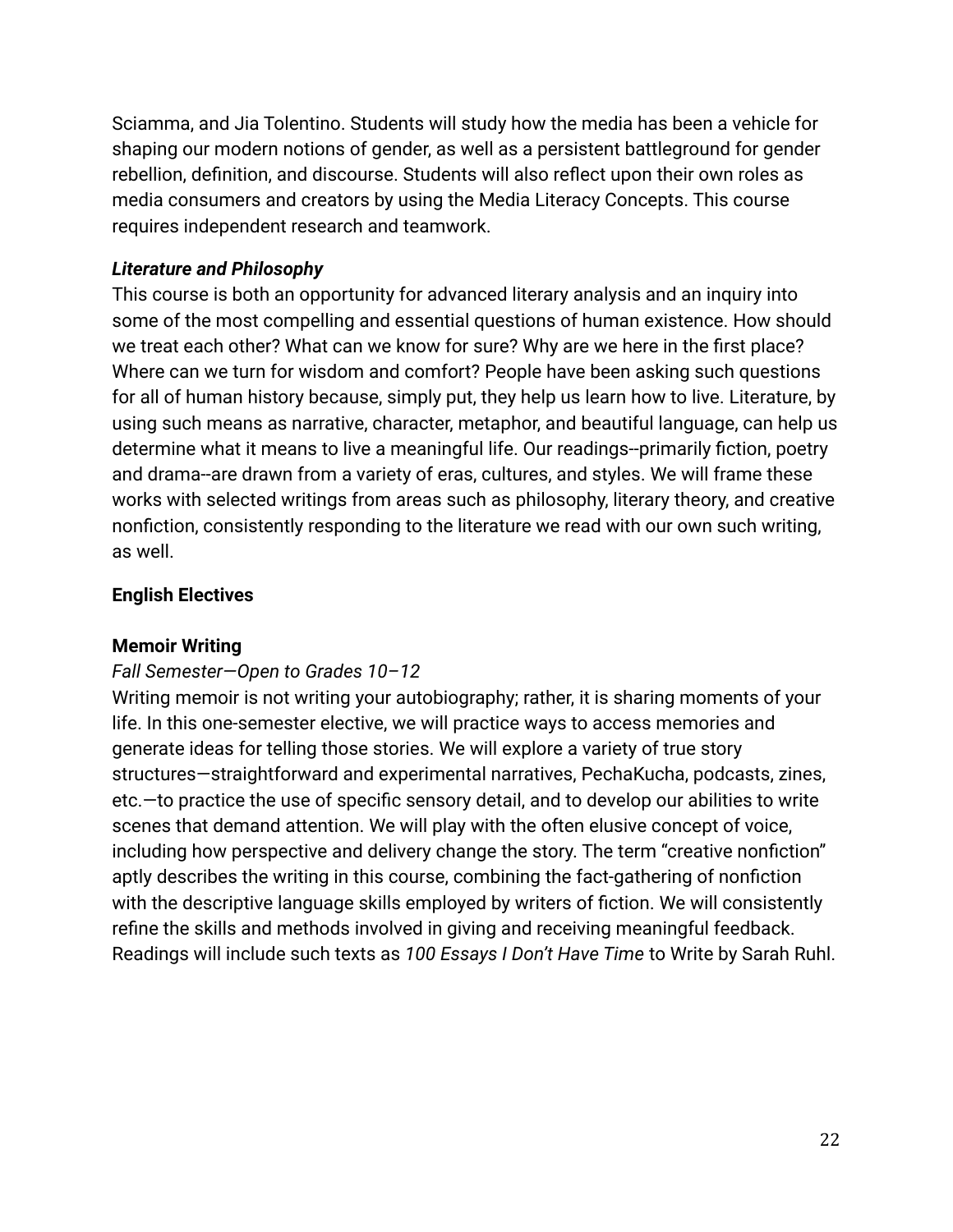Sciamma, and Jia Tolentino. Students will study how the media has been a vehicle for shaping our modern notions of gender, as well as a persistent battleground for gender rebellion, definition, and discourse. Students will also reflect upon their own roles as media consumers and creators by using the Media Literacy Concepts. This course requires independent research and teamwork.

***Literature and Philosophy***

This course is both an opportunity for advanced literary analysis and an inquiry into some of the most compelling and essential questions of human existence. How should we treat each other? What can we know for sure? Why are we here in the first place? Where can we turn for wisdom and comfort? People have been asking such questions for all of human history because, simply put, they help us learn how to live. Literature, by using such means as narrative, character, metaphor, and beautiful language, can help us determine what it means to live a meaningful life. Our readings--primarily fiction, poetry and drama--are drawn from a variety of eras, cultures, and styles. We will frame these works with selected writings from areas such as philosophy, literary theory, and creative nonfiction, consistently responding to the literature we read with our own such writing, as well.

**English Electives**

**Memoir Writing**

*Fall Semester—Open to Grades 10–12*

Writing memoir is not writing your autobiography; rather, it is sharing moments of your life. In this one-semester elective, we will practice ways to access memories and generate ideas for telling those stories. We will explore a variety of true story structures—straightforward and experimental narratives, PechaKucha, podcasts, zines, etc.—to practice the use of specific sensory detail, and to develop our abilities to write scenes that demand attention. We will play with the often elusive concept of voice, including how perspective and delivery change the story. The term "creative nonfiction" aptly describes the writing in this course, combining the fact-gathering of nonfiction with the descriptive language skills employed by writers of fiction. We will consistently refine the skills and methods involved in giving and receiving meaningful feedback. Readings will include such texts as *100 Essays I Don't Have Time* to Write by Sarah Ruhl.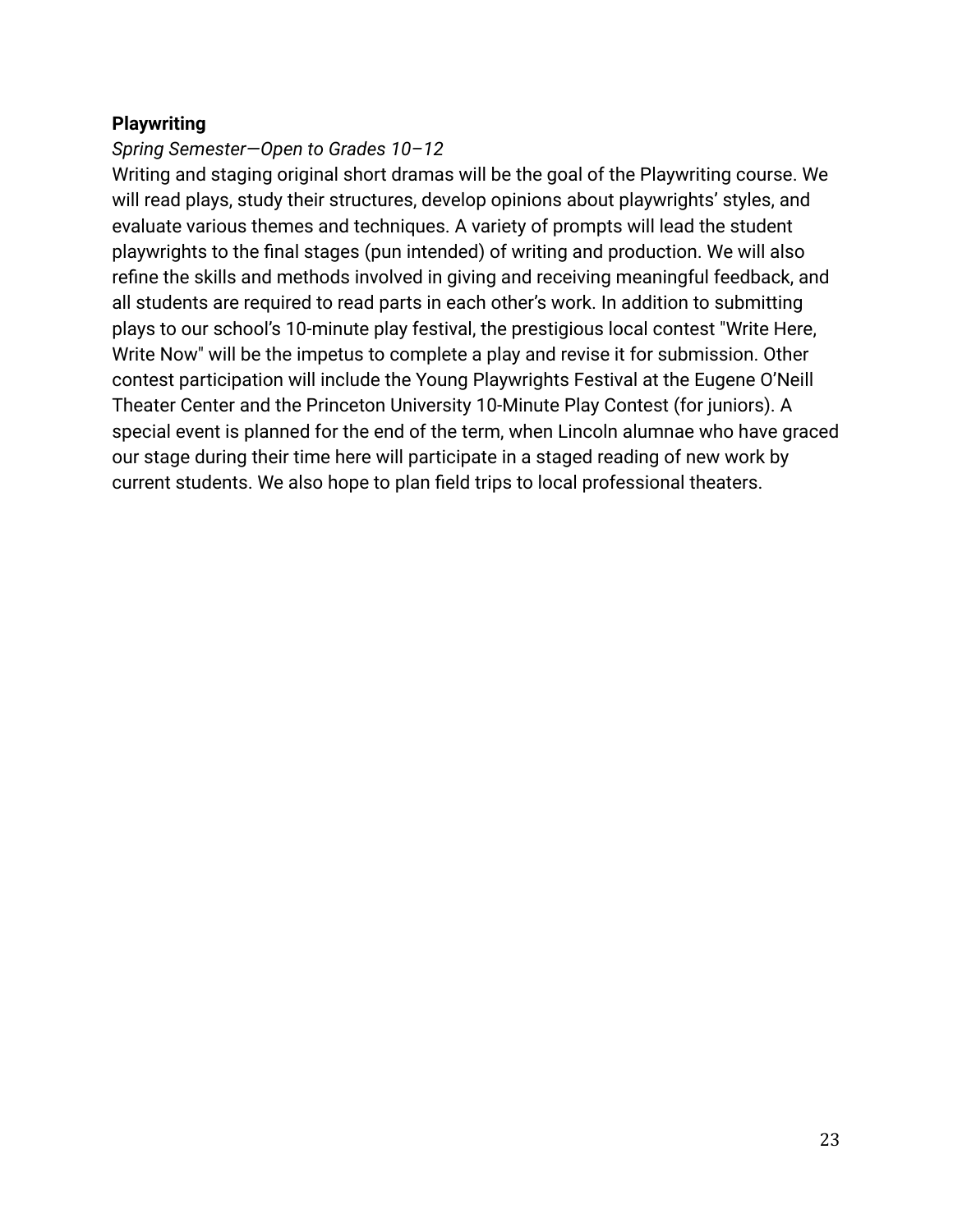**Playwriting**

*Spring Semester—Open to Grades 10–12*

Writing and staging original short dramas will be the goal of the Playwriting course. We will read plays, study their structures, develop opinions about playwrights' styles, and evaluate various themes and techniques. A variety of prompts will lead the student playwrights to the final stages (pun intended) of writing and production. We will also refine the skills and methods involved in giving and receiving meaningful feedback, and all students are required to read parts in each other's work. In addition to submitting plays to our school's 10-minute play festival, the prestigious local contest "Write Here, Write Now" will be the impetus to complete a play and revise it for submission. Other contest participation will include the Young Playwrights Festival at the Eugene O'Neill Theater Center and the Princeton University 10-Minute Play Contest (for juniors). A special event is planned for the end of the term, when Lincoln alumnae who have graced our stage during their time here will participate in a staged reading of new work by current students. We also hope to plan field trips to local professional theaters.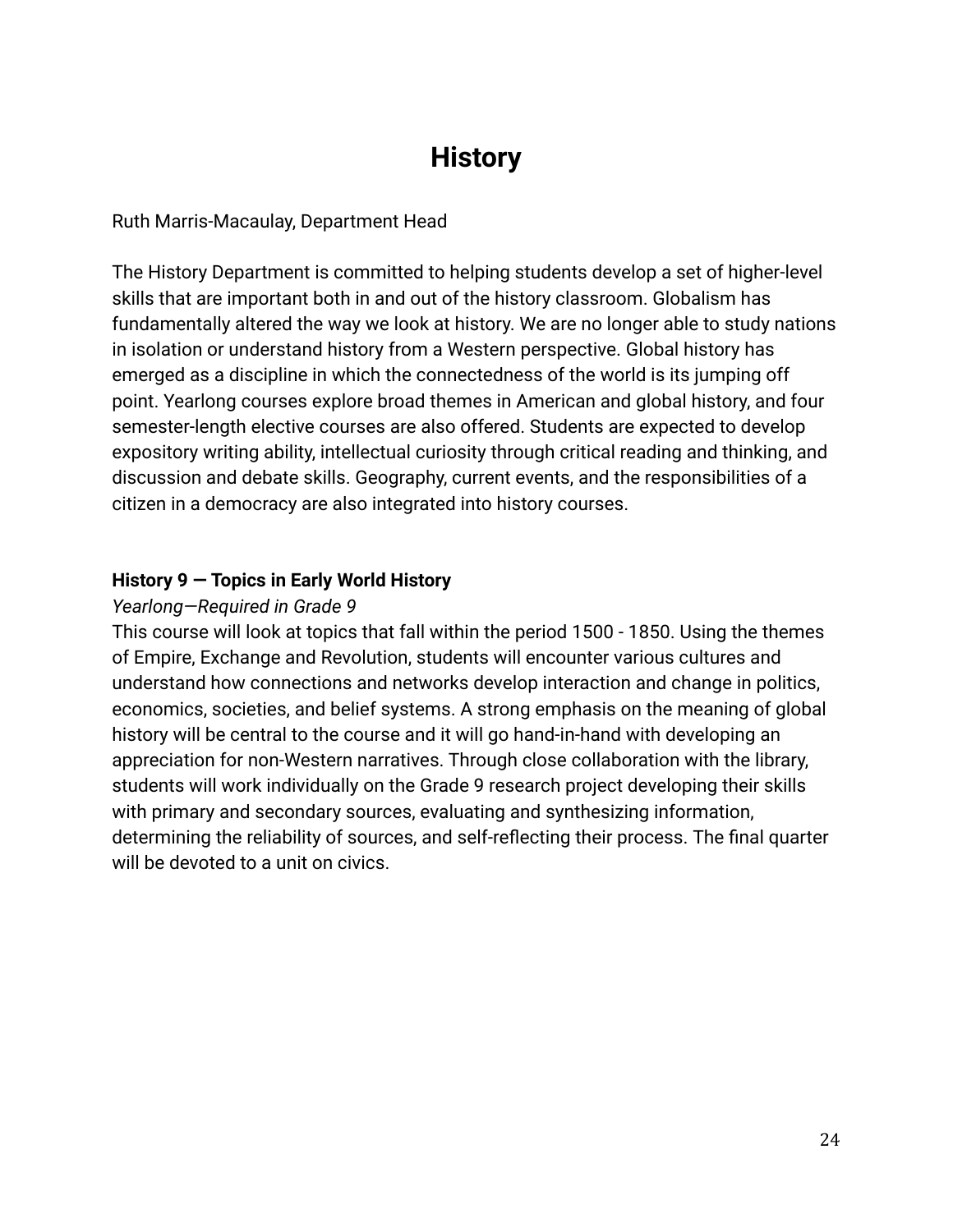# History

Ruth Marris-Macaulay, Department Head

The History Department is committed to helping students develop a set of higher-level skills that are important both in and out of the history classroom. Globalism has fundamentally altered the way we look at history. We are no longer able to study nations in isolation or understand history from a Western perspective. Global history has emerged as a discipline in which the connectedness of the world is its jumping off point. Yearlong courses explore broad themes in American and global history, and four semester-length elective courses are also offered. Students are expected to develop expository writing ability, intellectual curiosity through critical reading and thinking, and discussion and debate skills. Geography, current events, and the responsibilities of a citizen in a democracy are also integrated into history courses.

**History 9 — Topics in Early World History**

*Yearlong—Required in Grade 9*

This course will look at topics that fall within the period 1500 - 1850. Using the themes of Empire, Exchange and Revolution, students will encounter various cultures and understand how connections and networks develop interaction and change in politics, economics, societies, and belief systems. A strong emphasis on the meaning of global history will be central to the course and it will go hand-in-hand with developing an appreciation for non-Western narratives. Through close collaboration with the library, students will work individually on the Grade 9 research project developing their skills with primary and secondary sources, evaluating and synthesizing information, determining the reliability of sources, and self-reflecting their process. The final quarter will be devoted to a unit on civics.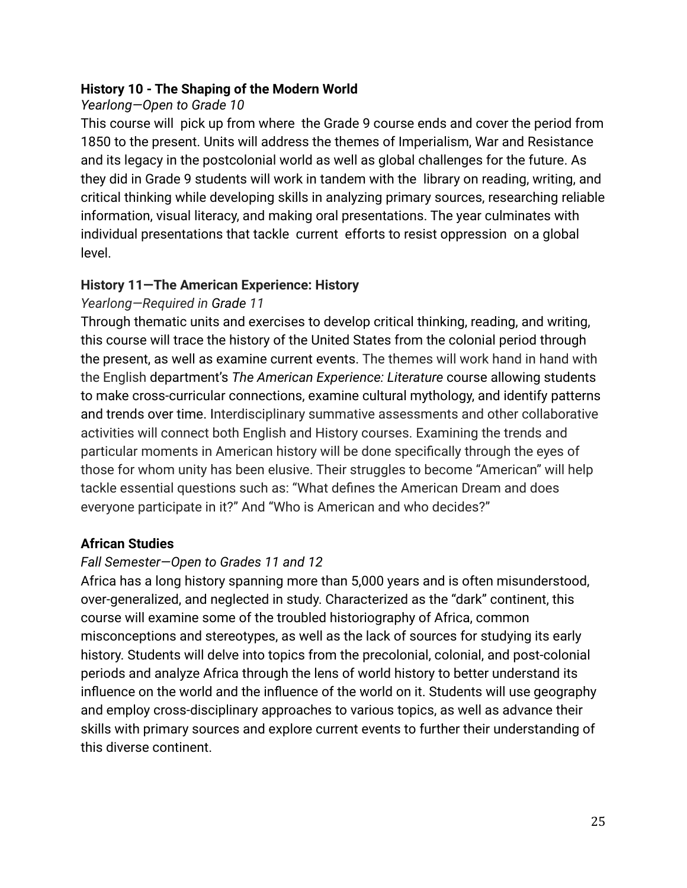**History 10 - The Shaping of the Modern World**

*Yearlong—Open to Grade 10*

This course will pick up from where the Grade 9 course ends and cover the period from 1850 to the present. Units will address the themes of Imperialism, War and Resistance and its legacy in the postcolonial world as well as global challenges for the future. As they did in Grade 9 students will work in tandem with the library on reading, writing, and critical thinking while developing skills in analyzing primary sources, researching reliable information, visual literacy, and making oral presentations. The year culminates with individual presentations that tackle current efforts to resist oppression on a global level.

**History 11—The American Experience: History**

*Yearlong—Required in Grade 11*

Through thematic units and exercises to develop critical thinking, reading, and writing, this course will trace the history of the United States from the colonial period through the present, as well as examine current events. The themes will work hand in hand with the English department's *The American Experience: Literature* course allowing students to make cross-curricular connections, examine cultural mythology, and identify patterns and trends over time. Interdisciplinary summative assessments and other collaborative activities will connect both English and History courses. Examining the trends and particular moments in American history will be done specifically through the eyes of those for whom unity has been elusive. Their struggles to become "American" will help tackle essential questions such as: "What defines the American Dream and does everyone participate in it?" And "Who is American and who decides?"

**African Studies**

*Fall Semester—Open to Grades 11 and 12*

Africa has a long history spanning more than 5,000 years and is often misunderstood, over-generalized, and neglected in study. Characterized as the "dark" continent, this course will examine some of the troubled historiography of Africa, common misconceptions and stereotypes, as well as the lack of sources for studying its early history. Students will delve into topics from the precolonial, colonial, and post-colonial periods and analyze Africa through the lens of world history to better understand its influence on the world and the influence of the world on it. Students will use geography and employ cross-disciplinary approaches to various topics, as well as advance their skills with primary sources and explore current events to further their understanding of this diverse continent.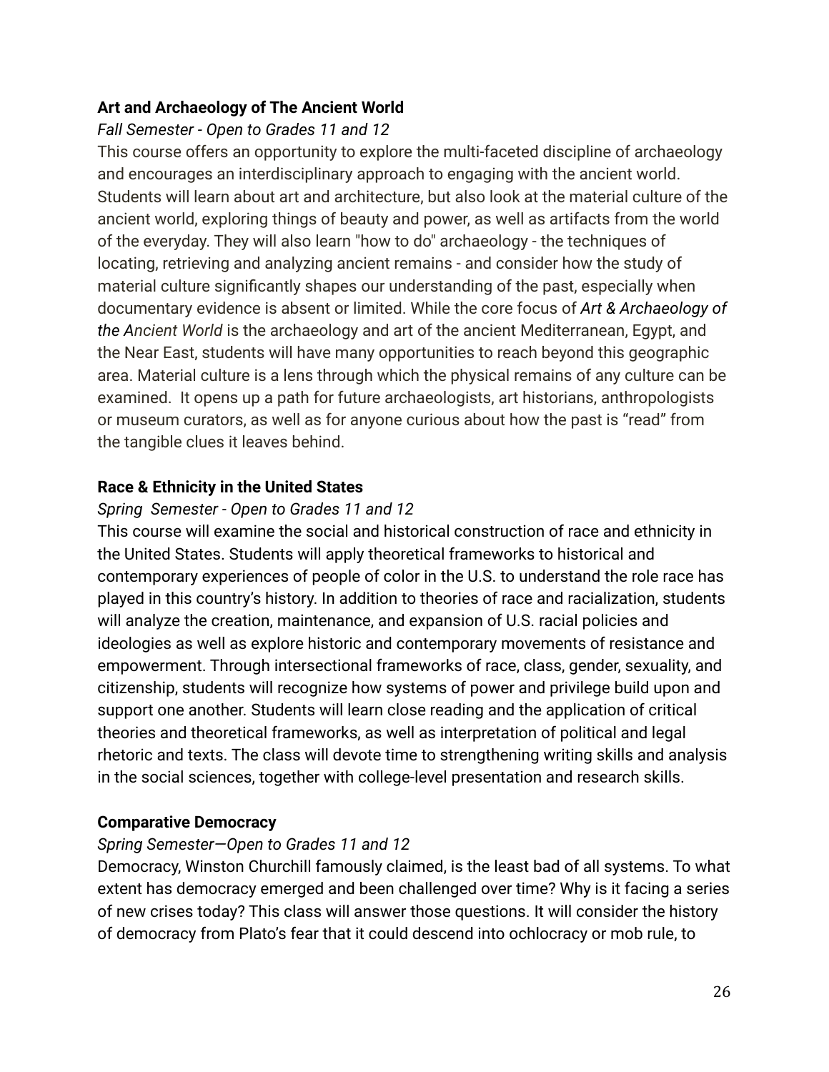**Art and Archaeology of The Ancient World**

*Fall Semester - Open to Grades 11 and 12*

This course offers an opportunity to explore the multi-faceted discipline of archaeology and encourages an interdisciplinary approach to engaging with the ancient world. Students will learn about art and architecture, but also look at the material culture of the ancient world, exploring things of beauty and power, as well as artifacts from the world of the everyday. They will also learn "how to do" archaeology - the techniques of locating, retrieving and analyzing ancient remains - and consider how the study of material culture significantly shapes our understanding of the past, especially when documentary evidence is absent or limited. While the core focus of *Art & Archaeology of the Ancient World* is the archaeology and art of the ancient Mediterranean, Egypt, and the Near East, students will have many opportunities to reach beyond this geographic area. Material culture is a lens through which the physical remains of any culture can be examined. It opens up a path for future archaeologists, art historians, anthropologists or museum curators, as well as for anyone curious about how the past is "read" from the tangible clues it leaves behind.

**Race & Ethnicity in the United States**

*Spring Semester - Open to Grades 11 and 12*

This course will examine the social and historical construction of race and ethnicity in the United States. Students will apply theoretical frameworks to historical and contemporary experiences of people of color in the U.S. to understand the role race has played in this country's history. In addition to theories of race and racialization, students will analyze the creation, maintenance, and expansion of U.S. racial policies and ideologies as well as explore historic and contemporary movements of resistance and empowerment. Through intersectional frameworks of race, class, gender, sexuality, and citizenship, students will recognize how systems of power and privilege build upon and support one another. Students will learn close reading and the application of critical theories and theoretical frameworks, as well as interpretation of political and legal rhetoric and texts. The class will devote time to strengthening writing skills and analysis in the social sciences, together with college-level presentation and research skills.

**Comparative Democracy**

*Spring Semester—Open to Grades 11 and 12*

Democracy, Winston Churchill famously claimed, is the least bad of all systems. To what extent has democracy emerged and been challenged over time? Why is it facing a series of new crises today? This class will answer those questions. It will consider the history of democracy from Plato's fear that it could descend into ochlocracy or mob rule, to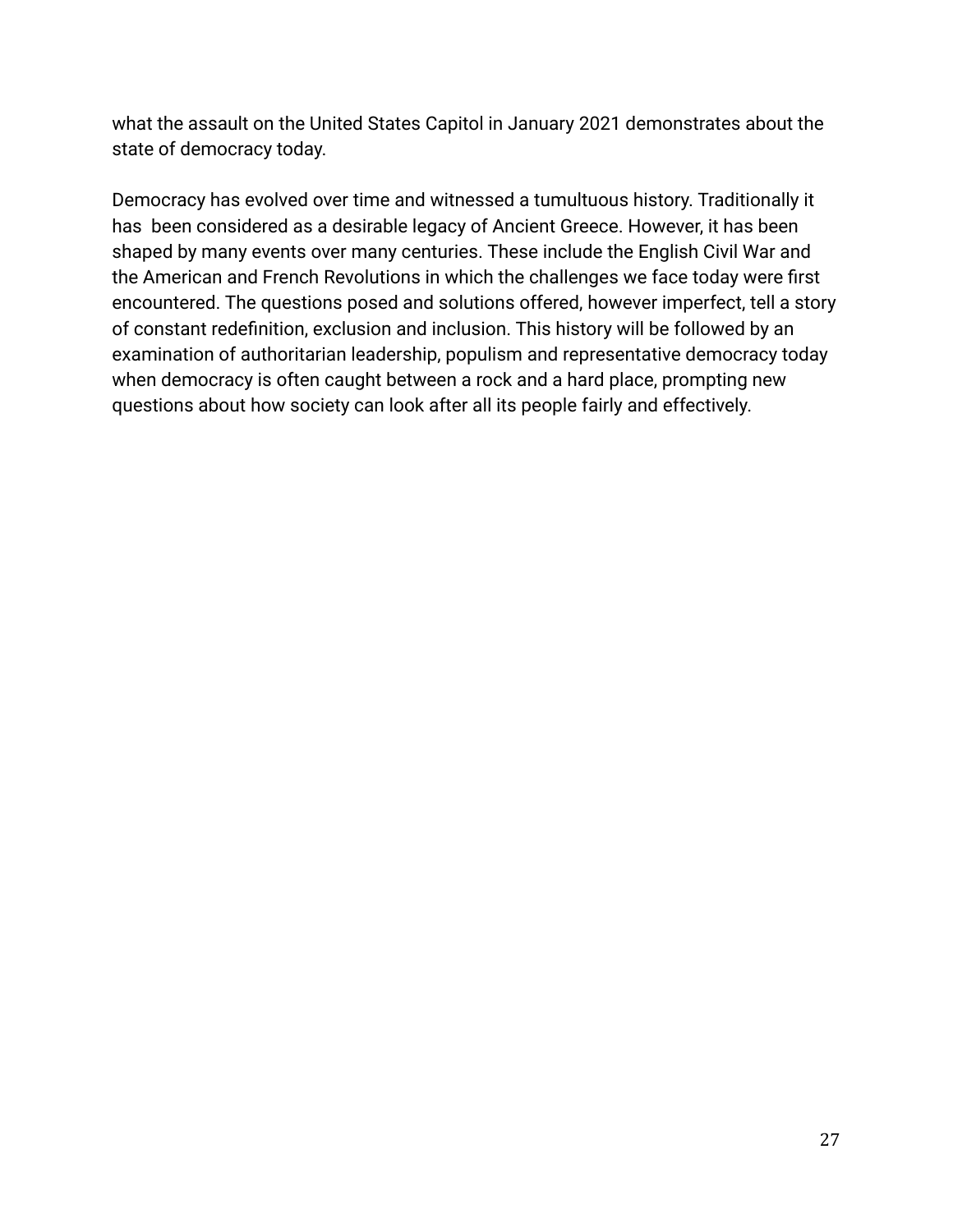what the assault on the United States Capitol in January 2021 demonstrates about the state of democracy today.

Democracy has evolved over time and witnessed a tumultuous history. Traditionally it has been considered as a desirable legacy of Ancient Greece. However, it has been shaped by many events over many centuries. These include the English Civil War and the American and French Revolutions in which the challenges we face today were first encountered. The questions posed and solutions offered, however imperfect, tell a story of constant redefinition, exclusion and inclusion. This history will be followed by an examination of authoritarian leadership, populism and representative democracy today when democracy is often caught between a rock and a hard place, prompting new questions about how society can look after all its people fairly and effectively.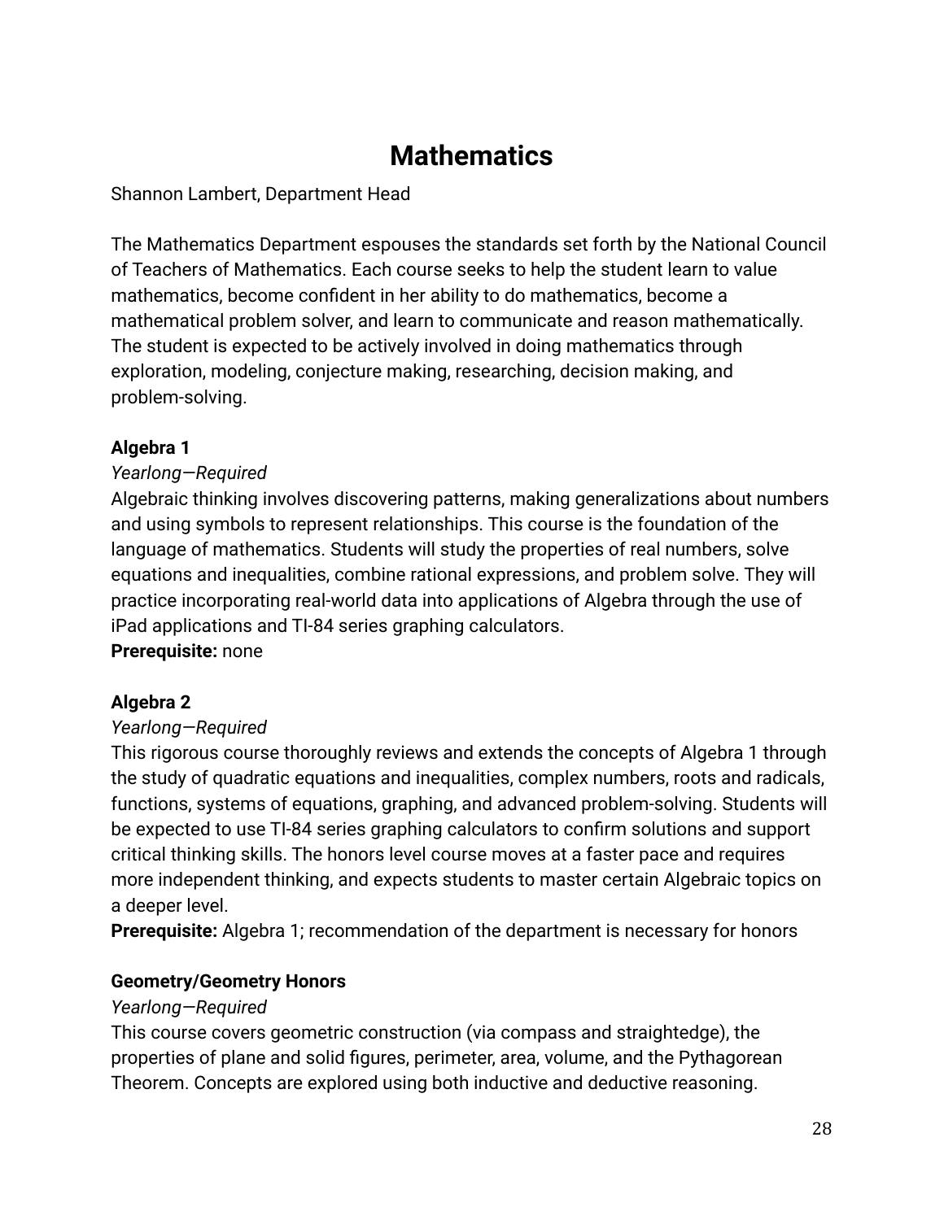# Mathematics

Shannon Lambert, Department Head

The Mathematics Department espouses the standards set forth by the National Council of Teachers of Mathematics. Each course seeks to help the student learn to value mathematics, become confident in her ability to do mathematics, become a mathematical problem solver, and learn to communicate and reason mathematically. The student is expected to be actively involved in doing mathematics through exploration, modeling, conjecture making, researching, decision making, and problem-solving.

**Algebra 1**

*Yearlong—Required*

Algebraic thinking involves discovering patterns, making generalizations about numbers and using symbols to represent relationships. This course is the foundation of the language of mathematics. Students will study the properties of real numbers, solve equations and inequalities, combine rational expressions, and problem solve. They will practice incorporating real-world data into applications of Algebra through the use of iPad applications and TI-84 series graphing calculators.

**Prerequisite:** none

**Algebra 2**

*Yearlong—Required*

This rigorous course thoroughly reviews and extends the concepts of Algebra 1 through the study of quadratic equations and inequalities, complex numbers, roots and radicals, functions, systems of equations, graphing, and advanced problem-solving. Students will be expected to use TI-84 series graphing calculators to confirm solutions and support critical thinking skills. The honors level course moves at a faster pace and requires more independent thinking, and expects students to master certain Algebraic topics on a deeper level.

**Prerequisite:** Algebra 1; recommendation of the department is necessary for honors

**Geometry/Geometry Honors**

*Yearlong—Required*

This course covers geometric construction (via compass and straightedge), the properties of plane and solid figures, perimeter, area, volume, and the Pythagorean Theorem. Concepts are explored using both inductive and deductive reasoning.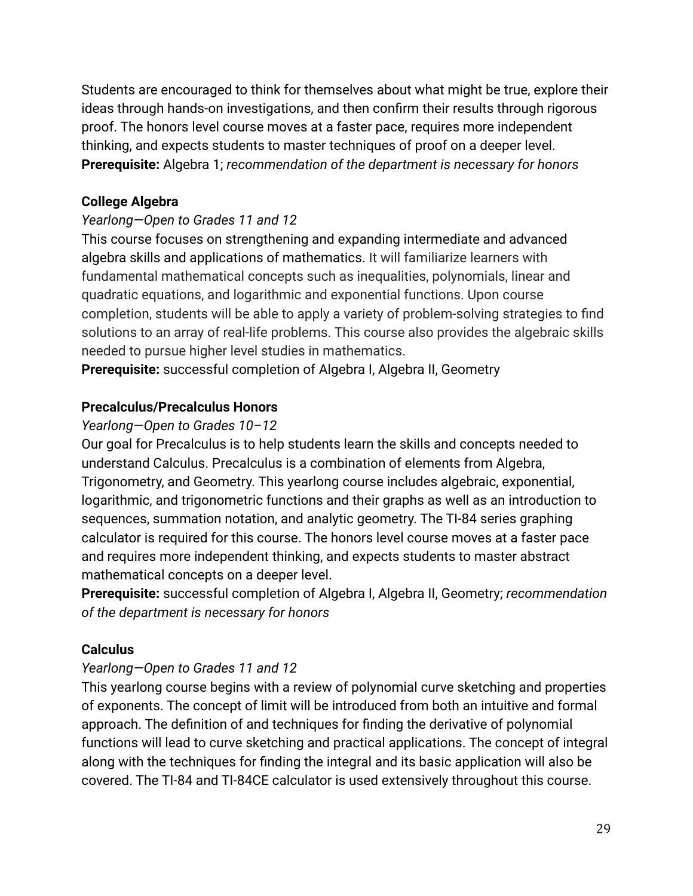Students are encouraged to think for themselves about what might be true, explore their ideas through hands-on investigations, and then confirm their results through rigorous proof. The honors level course moves at a faster pace, requires more independent thinking, and expects students to master techniques of proof on a deeper level.
**Prerequisite:** Algebra 1; *recommendation of the department is necessary for honors*

**College Algebra**
*Yearlong—Open to Grades 11 and 12*
This course focuses on strengthening and expanding intermediate and advanced algebra skills and applications of mathematics. It will familiarize learners with fundamental mathematical concepts such as inequalities, polynomials, linear and quadratic equations, and logarithmic and exponential functions. Upon course completion, students will be able to apply a variety of problem-solving strategies to find solutions to an array of real-life problems. This course also provides the algebraic skills needed to pursue higher level studies in mathematics.
**Prerequisite:** successful completion of Algebra I, Algebra II, Geometry

**Precalculus/Precalculus Honors**
*Yearlong—Open to Grades 10–12*
Our goal for Precalculus is to help students learn the skills and concepts needed to understand Calculus. Precalculus is a combination of elements from Algebra, Trigonometry, and Geometry. This yearlong course includes algebraic, exponential, logarithmic, and trigonometric functions and their graphs as well as an introduction to sequences, summation notation, and analytic geometry. The TI-84 series graphing calculator is required for this course. The honors level course moves at a faster pace and requires more independent thinking, and expects students to master abstract mathematical concepts on a deeper level.
**Prerequisite:** successful completion of Algebra I, Algebra II, Geometry; *recommendation of the department is necessary for honors*

**Calculus**
*Yearlong—Open to Grades 11 and 12*
This yearlong course begins with a review of polynomial curve sketching and properties of exponents. The concept of limit will be introduced from both an intuitive and formal approach. The definition of and techniques for finding the derivative of polynomial functions will lead to curve sketching and practical applications. The concept of integral along with the techniques for finding the integral and its basic application will also be covered. The TI-84 and TI-84CE calculator is used extensively throughout this course.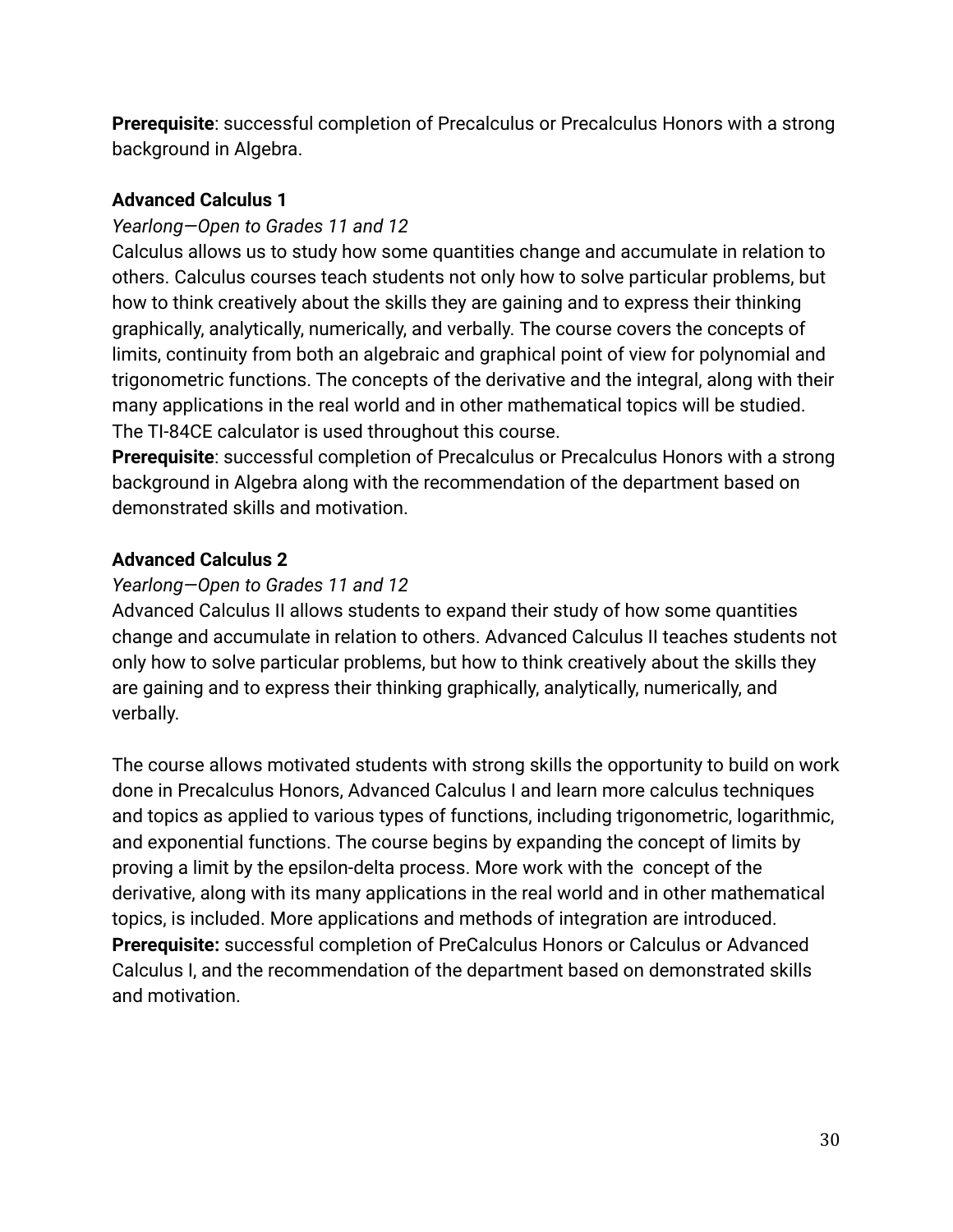**Prerequisite**: successful completion of Precalculus or Precalculus Honors with a strong background in Algebra.

### Advanced Calculus 1

*Yearlong—Open to Grades 11 and 12*

Calculus allows us to study how some quantities change and accumulate in relation to others. Calculus courses teach students not only how to solve particular problems, but how to think creatively about the skills they are gaining and to express their thinking graphically, analytically, numerically, and verbally. The course covers the concepts of limits, continuity from both an algebraic and graphical point of view for polynomial and trigonometric functions. The concepts of the derivative and the integral, along with their many applications in the real world and in other mathematical topics will be studied. The TI-84CE calculator is used throughout this course.

**Prerequisite**: successful completion of Precalculus or Precalculus Honors with a strong background in Algebra along with the recommendation of the department based on demonstrated skills and motivation.

### Advanced Calculus 2

*Yearlong—Open to Grades 11 and 12*

Advanced Calculus II allows students to expand their study of how some quantities change and accumulate in relation to others. Advanced Calculus II teaches students not only how to solve particular problems, but how to think creatively about the skills they are gaining and to express their thinking graphically, analytically, numerically, and verbally.

The course allows motivated students with strong skills the opportunity to build on work done in Precalculus Honors, Advanced Calculus I and learn more calculus techniques and topics as applied to various types of functions, including trigonometric, logarithmic, and exponential functions. The course begins by expanding the concept of limits by proving a limit by the epsilon-delta process. More work with the concept of the derivative, along with its many applications in the real world and in other mathematical topics, is included. More applications and methods of integration are introduced.

**Prerequisite:** successful completion of PreCalculus Honors or Calculus or Advanced Calculus I, and the recommendation of the department based on demonstrated skills and motivation.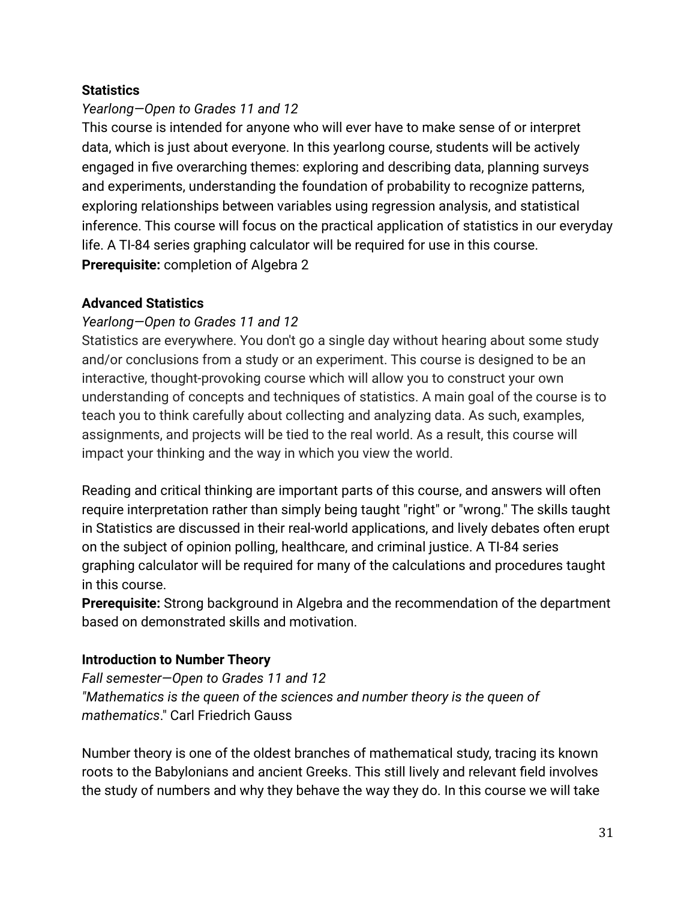**Statistics**

*Yearlong—Open to Grades 11 and 12*

This course is intended for anyone who will ever have to make sense of or interpret data, which is just about everyone. In this yearlong course, students will be actively engaged in five overarching themes: exploring and describing data, planning surveys and experiments, understanding the foundation of probability to recognize patterns, exploring relationships between variables using regression analysis, and statistical inference. This course will focus on the practical application of statistics in our everyday life. A TI-84 series graphing calculator will be required for use in this course.

**Prerequisite:** completion of Algebra 2

**Advanced Statistics**

*Yearlong—Open to Grades 11 and 12*

Statistics are everywhere. You don't go a single day without hearing about some study and/or conclusions from a study or an experiment. This course is designed to be an interactive, thought-provoking course which will allow you to construct your own understanding of concepts and techniques of statistics. A main goal of the course is to teach you to think carefully about collecting and analyzing data. As such, examples, assignments, and projects will be tied to the real world. As a result, this course will impact your thinking and the way in which you view the world.

Reading and critical thinking are important parts of this course, and answers will often require interpretation rather than simply being taught "right" or "wrong." The skills taught in Statistics are discussed in their real-world applications, and lively debates often erupt on the subject of opinion polling, healthcare, and criminal justice. A TI-84 series graphing calculator will be required for many of the calculations and procedures taught in this course.

**Prerequisite:** Strong background in Algebra and the recommendation of the department based on demonstrated skills and motivation.

**Introduction to Number Theory**

*Fall semester—Open to Grades 11 and 12*

*"Mathematics is the queen of the sciences and number theory is the queen of mathematics*." Carl Friedrich Gauss

Number theory is one of the oldest branches of mathematical study, tracing its known roots to the Babylonians and ancient Greeks. This still lively and relevant field involves the study of numbers and why they behave the way they do. In this course we will take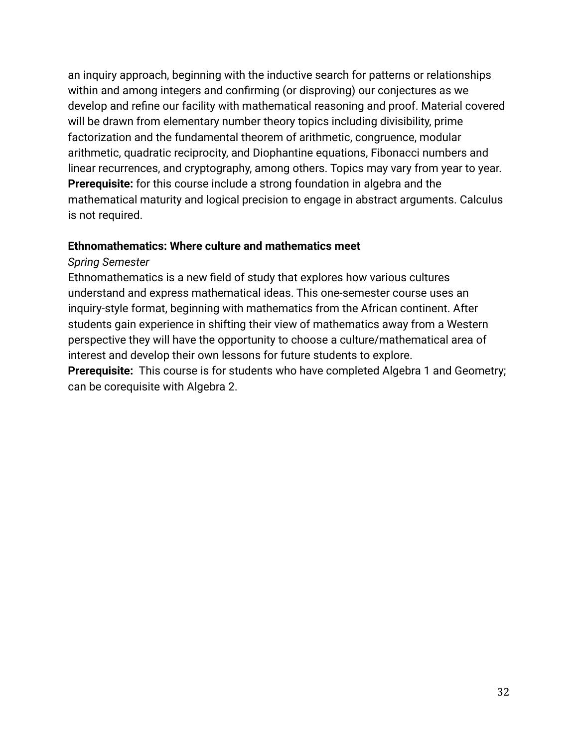an inquiry approach, beginning with the inductive search for patterns or relationships within and among integers and confirming (or disproving) our conjectures as we develop and refine our facility with mathematical reasoning and proof. Material covered will be drawn from elementary number theory topics including divisibility, prime factorization and the fundamental theorem of arithmetic, congruence, modular arithmetic, quadratic reciprocity, and Diophantine equations, Fibonacci numbers and linear recurrences, and cryptography, among others. Topics may vary from year to year. **Prerequisite:** for this course include a strong foundation in algebra and the mathematical maturity and logical precision to engage in abstract arguments. Calculus is not required.

**Ethnomathematics: Where culture and mathematics meet**

*Spring Semester*

Ethnomathematics is a new field of study that explores how various cultures understand and express mathematical ideas. This one-semester course uses an inquiry-style format, beginning with mathematics from the African continent. After students gain experience in shifting their view of mathematics away from a Western perspective they will have the opportunity to choose a culture/mathematical area of interest and develop their own lessons for future students to explore.

**Prerequisite:** This course is for students who have completed Algebra 1 and Geometry; can be corequisite with Algebra 2.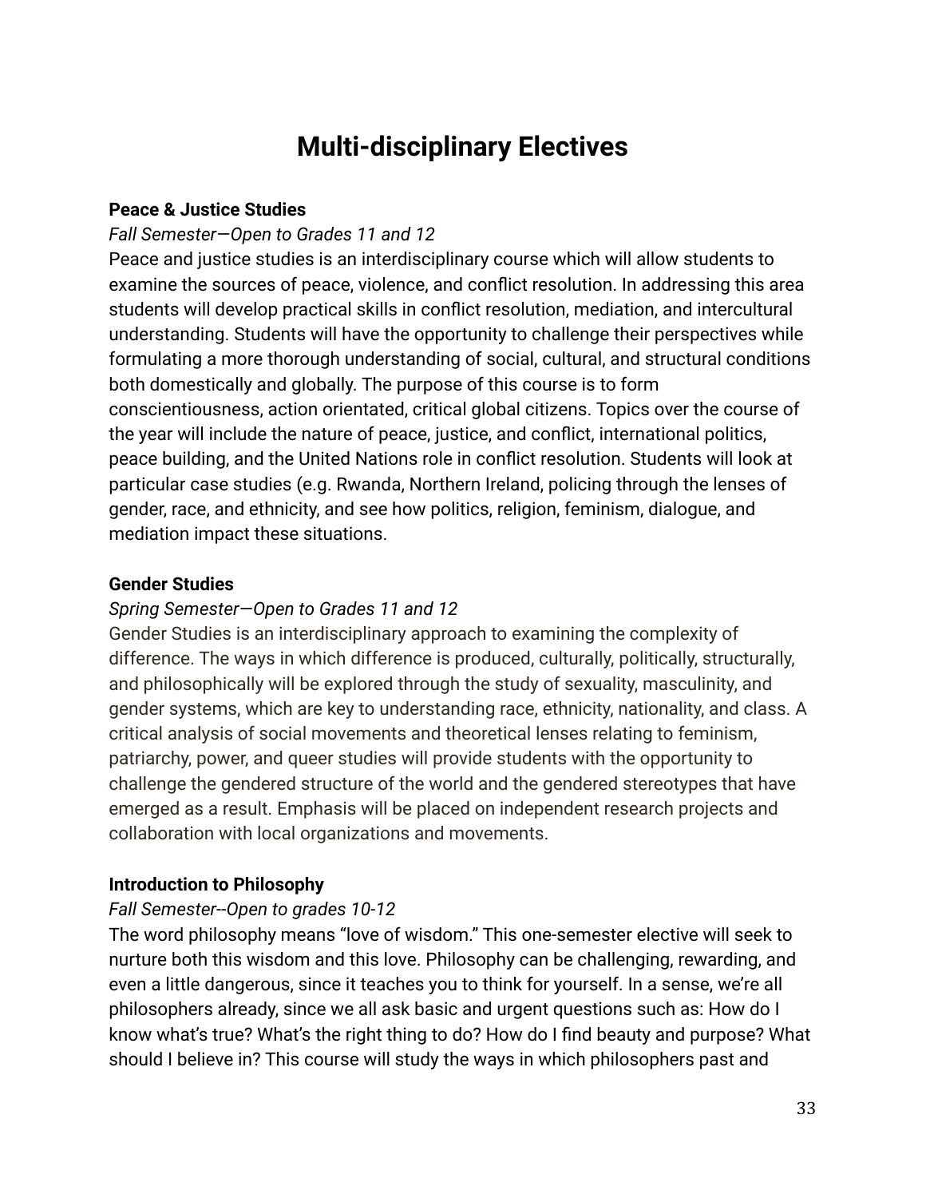# Multi-disciplinary Electives

**Peace & Justice Studies**

*Fall Semester—Open to Grades 11 and 12*

Peace and justice studies is an interdisciplinary course which will allow students to examine the sources of peace, violence, and conflict resolution. In addressing this area students will develop practical skills in conflict resolution, mediation, and intercultural understanding. Students will have the opportunity to challenge their perspectives while formulating a more thorough understanding of social, cultural, and structural conditions both domestically and globally. The purpose of this course is to form conscientiousness, action orientated, critical global citizens. Topics over the course of the year will include the nature of peace, justice, and conflict, international politics, peace building, and the United Nations role in conflict resolution. Students will look at particular case studies (e.g. Rwanda, Northern Ireland, policing through the lenses of gender, race, and ethnicity, and see how politics, religion, feminism, dialogue, and mediation impact these situations.

**Gender Studies**

*Spring Semester—Open to Grades 11 and 12*

Gender Studies is an interdisciplinary approach to examining the complexity of difference. The ways in which difference is produced, culturally, politically, structurally, and philosophically will be explored through the study of sexuality, masculinity, and gender systems, which are key to understanding race, ethnicity, nationality, and class. A critical analysis of social movements and theoretical lenses relating to feminism, patriarchy, power, and queer studies will provide students with the opportunity to challenge the gendered structure of the world and the gendered stereotypes that have emerged as a result. Emphasis will be placed on independent research projects and collaboration with local organizations and movements.

**Introduction to Philosophy**

*Fall Semester--Open to grades 10-12*

The word philosophy means "love of wisdom." This one-semester elective will seek to nurture both this wisdom and this love. Philosophy can be challenging, rewarding, and even a little dangerous, since it teaches you to think for yourself. In a sense, we're all philosophers already, since we all ask basic and urgent questions such as: How do I know what's true? What's the right thing to do? How do I find beauty and purpose? What should I believe in? This course will study the ways in which philosophers past and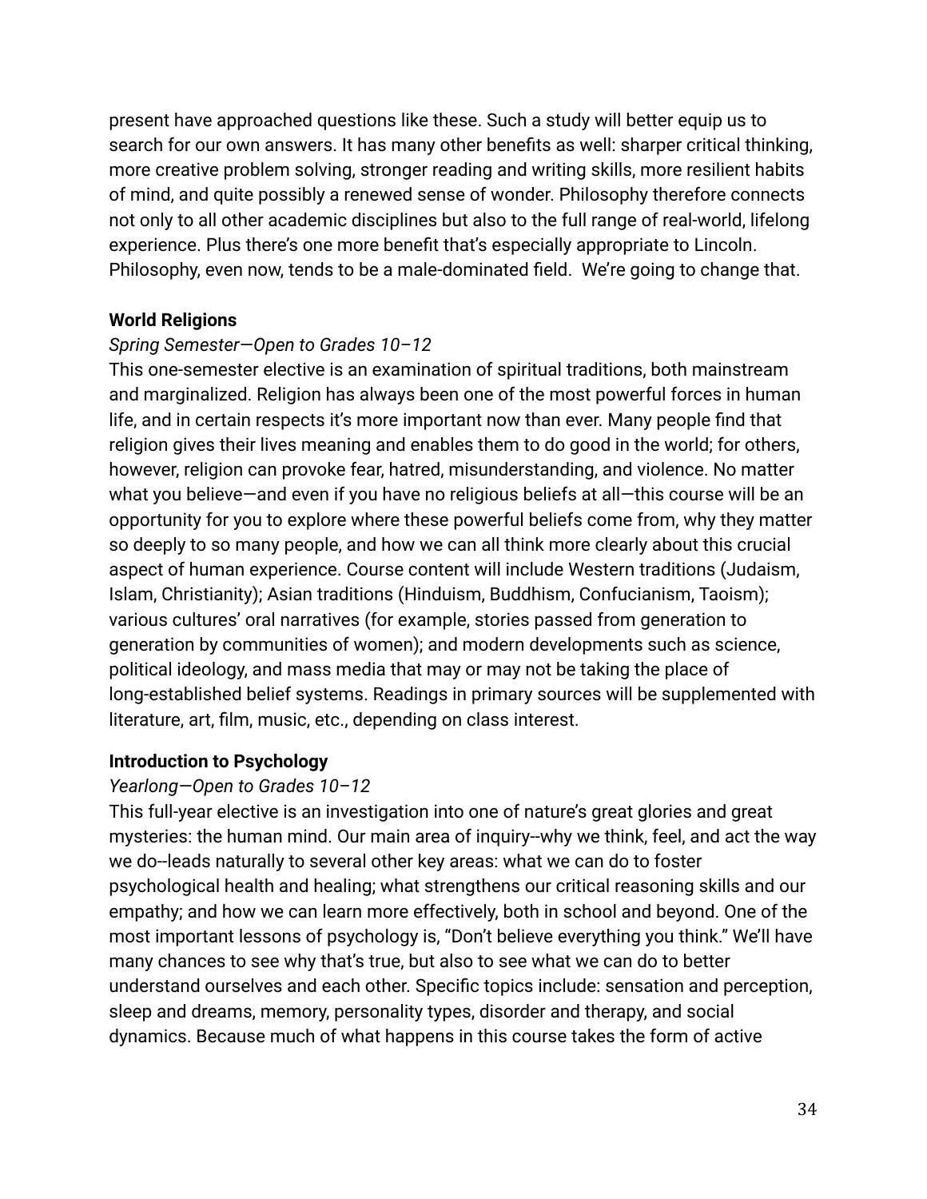present have approached questions like these. Such a study will better equip us to search for our own answers. It has many other benefits as well: sharper critical thinking, more creative problem solving, stronger reading and writing skills, more resilient habits of mind, and quite possibly a renewed sense of wonder. Philosophy therefore connects not only to all other academic disciplines but also to the full range of real-world, lifelong experience. Plus there's one more benefit that's especially appropriate to Lincoln. Philosophy, even now, tends to be a male-dominated field.  We're going to change that.

**World Religions**

*Spring Semester—Open to Grades 10–12*

This one-semester elective is an examination of spiritual traditions, both mainstream and marginalized. Religion has always been one of the most powerful forces in human life, and in certain respects it's more important now than ever. Many people find that religion gives their lives meaning and enables them to do good in the world; for others, however, religion can provoke fear, hatred, misunderstanding, and violence. No matter what you believe—and even if you have no religious beliefs at all—this course will be an opportunity for you to explore where these powerful beliefs come from, why they matter so deeply to so many people, and how we can all think more clearly about this crucial aspect of human experience. Course content will include Western traditions (Judaism, Islam, Christianity); Asian traditions (Hinduism, Buddhism, Confucianism, Taoism); various cultures' oral narratives (for example, stories passed from generation to generation by communities of women); and modern developments such as science, political ideology, and mass media that may or may not be taking the place of long-established belief systems. Readings in primary sources will be supplemented with literature, art, film, music, etc., depending on class interest.

**Introduction to Psychology**

*Yearlong—Open to Grades 10–12*

This full-year elective is an investigation into one of nature's great glories and great mysteries: the human mind. Our main area of inquiry--why we think, feel, and act the way we do--leads naturally to several other key areas: what we can do to foster psychological health and healing; what strengthens our critical reasoning skills and our empathy; and how we can learn more effectively, both in school and beyond. One of the most important lessons of psychology is, "Don't believe everything you think." We'll have many chances to see why that's true, but also to see what we can do to better understand ourselves and each other. Specific topics include: sensation and perception, sleep and dreams, memory, personality types, disorder and therapy, and social dynamics. Because much of what happens in this course takes the form of active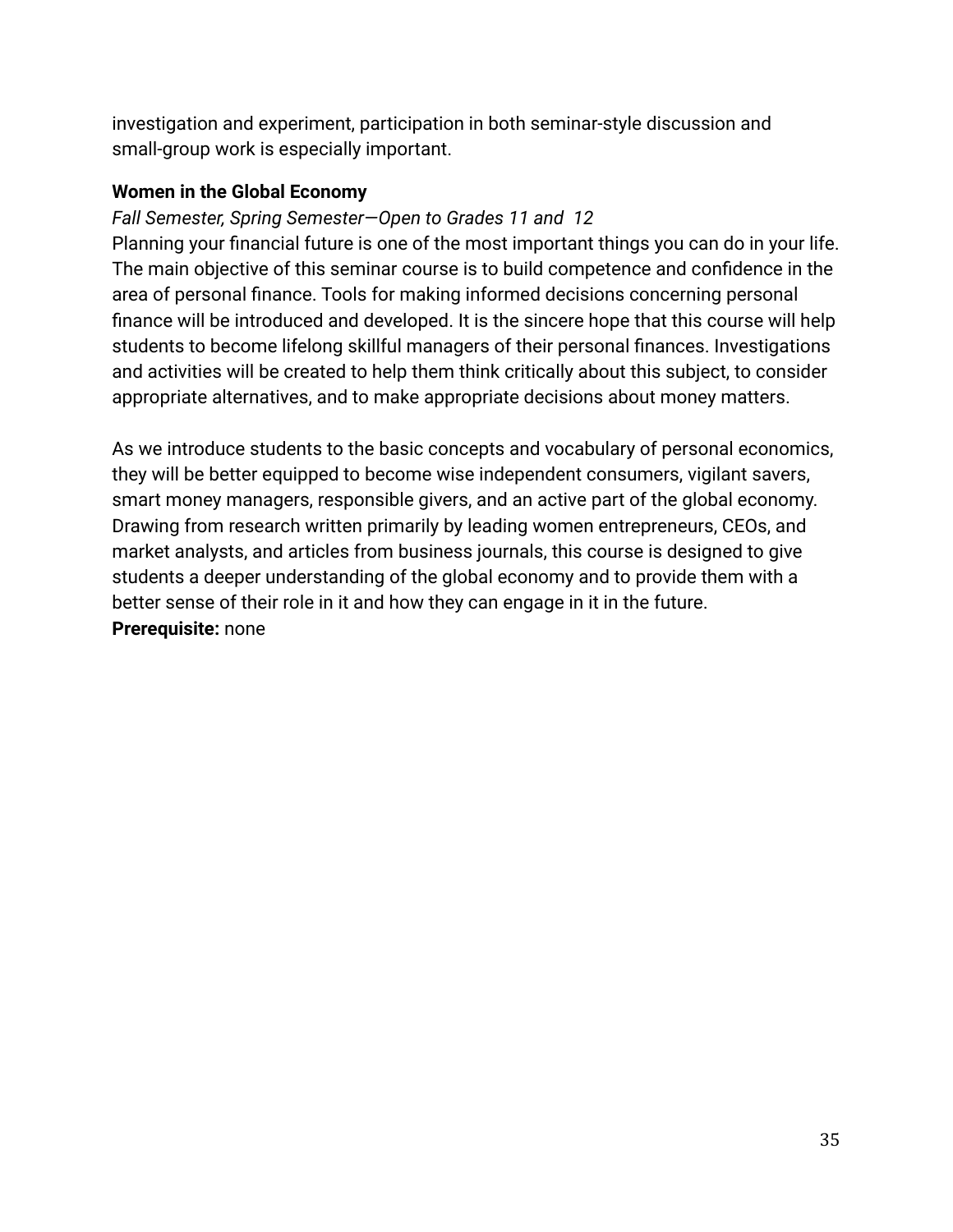investigation and experiment, participation in both seminar-style discussion and small-group work is especially important.

**Women in the Global Economy**

*Fall Semester, Spring Semester—Open to Grades 11 and 12*

Planning your financial future is one of the most important things you can do in your life. The main objective of this seminar course is to build competence and confidence in the area of personal finance. Tools for making informed decisions concerning personal finance will be introduced and developed. It is the sincere hope that this course will help students to become lifelong skillful managers of their personal finances. Investigations and activities will be created to help them think critically about this subject, to consider appropriate alternatives, and to make appropriate decisions about money matters.

As we introduce students to the basic concepts and vocabulary of personal economics, they will be better equipped to become wise independent consumers, vigilant savers, smart money managers, responsible givers, and an active part of the global economy. Drawing from research written primarily by leading women entrepreneurs, CEOs, and market analysts, and articles from business journals, this course is designed to give students a deeper understanding of the global economy and to provide them with a better sense of their role in it and how they can engage in it in the future.

**Prerequisite:** none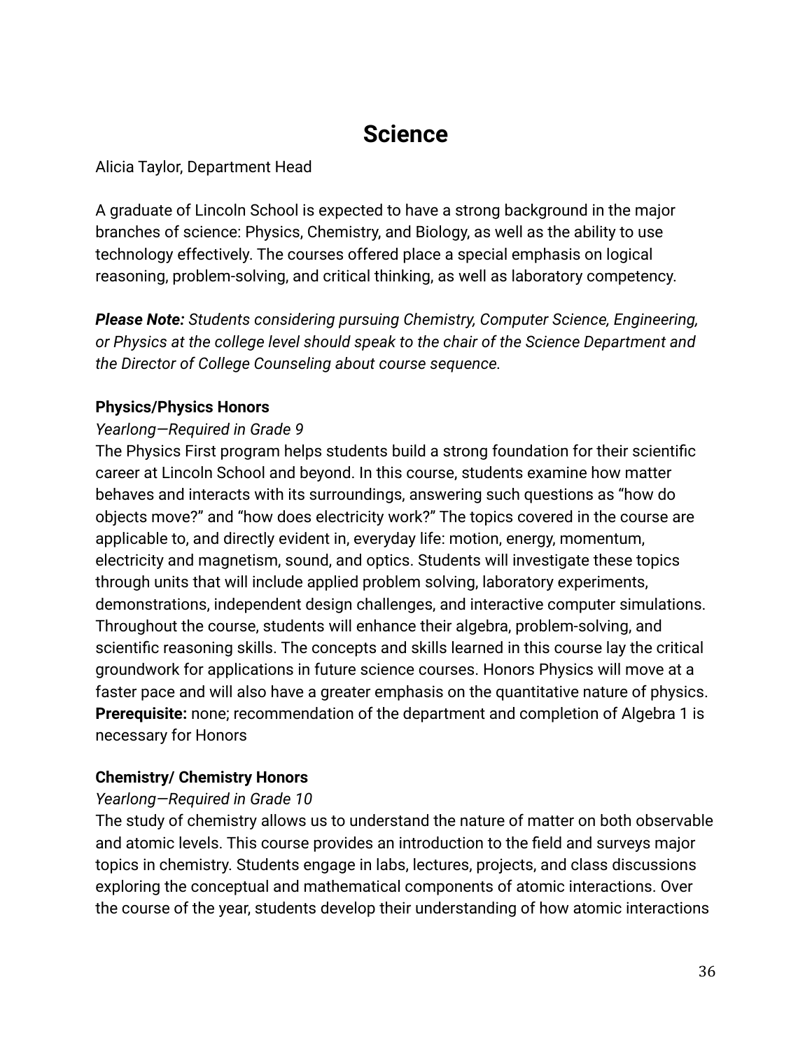# Science

Alicia Taylor, Department Head

A graduate of Lincoln School is expected to have a strong background in the major branches of science: Physics, Chemistry, and Biology, as well as the ability to use technology effectively. The courses offered place a special emphasis on logical reasoning, problem-solving, and critical thinking, as well as laboratory competency.

***Please Note:*** *Students considering pursuing Chemistry, Computer Science, Engineering, or Physics at the college level should speak to the chair of the Science Department and the Director of College Counseling about course sequence.*

**Physics/Physics Honors**

*Yearlong—Required in Grade 9*

The Physics First program helps students build a strong foundation for their scientific career at Lincoln School and beyond. In this course, students examine how matter behaves and interacts with its surroundings, answering such questions as "how do objects move?" and "how does electricity work?" The topics covered in the course are applicable to, and directly evident in, everyday life: motion, energy, momentum, electricity and magnetism, sound, and optics. Students will investigate these topics through units that will include applied problem solving, laboratory experiments, demonstrations, independent design challenges, and interactive computer simulations. Throughout the course, students will enhance their algebra, problem-solving, and scientific reasoning skills. The concepts and skills learned in this course lay the critical groundwork for applications in future science courses. Honors Physics will move at a faster pace and will also have a greater emphasis on the quantitative nature of physics.
**Prerequisite:** none; recommendation of the department and completion of Algebra 1 is necessary for Honors

**Chemistry/ Chemistry Honors**

*Yearlong—Required in Grade 10*

The study of chemistry allows us to understand the nature of matter on both observable and atomic levels. This course provides an introduction to the field and surveys major topics in chemistry. Students engage in labs, lectures, projects, and class discussions exploring the conceptual and mathematical components of atomic interactions. Over the course of the year, students develop their understanding of how atomic interactions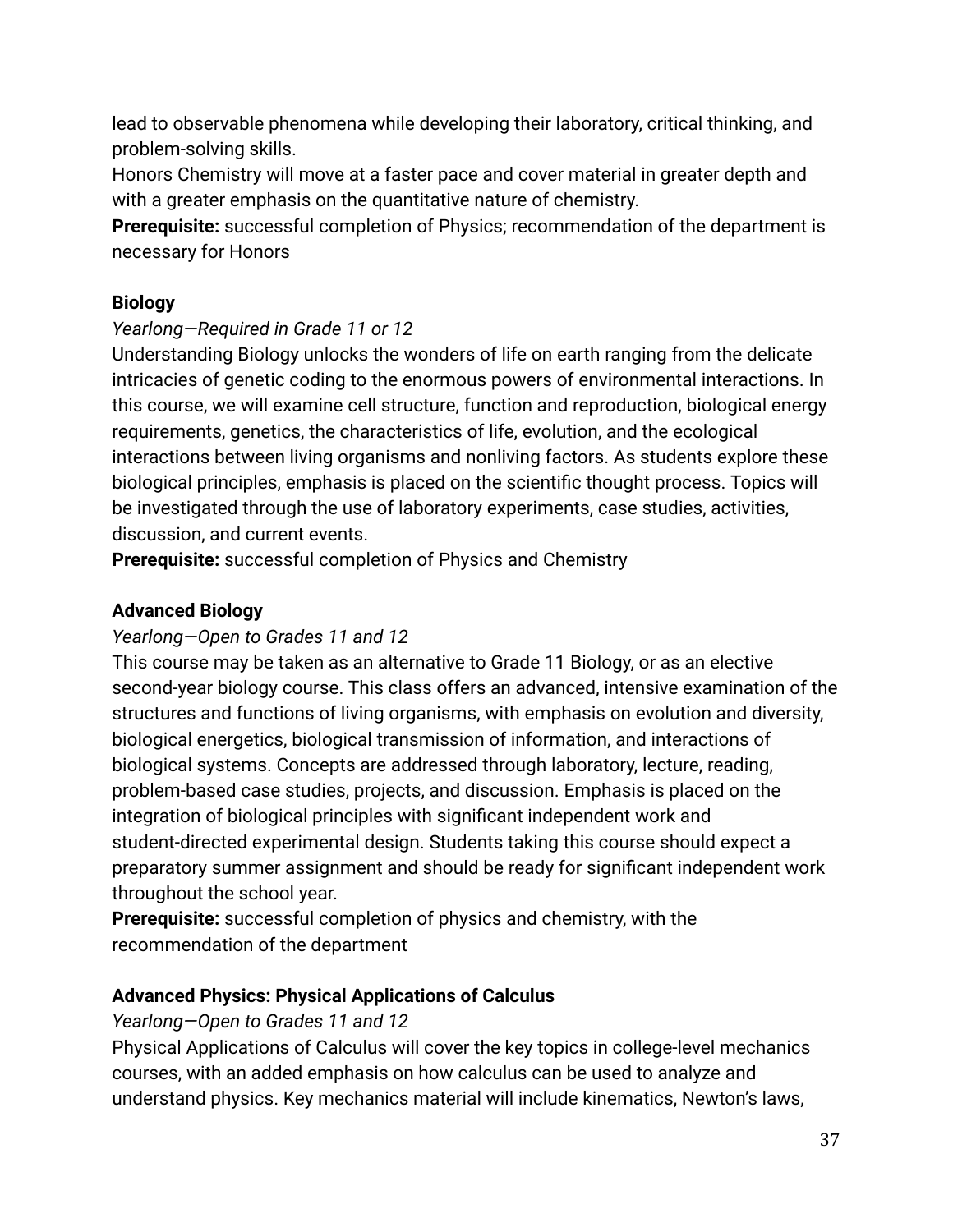lead to observable phenomena while developing their laboratory, critical thinking, and problem-solving skills.

Honors Chemistry will move at a faster pace and cover material in greater depth and with a greater emphasis on the quantitative nature of chemistry.

**Prerequisite:** successful completion of Physics; recommendation of the department is necessary for Honors

**Biology**

*Yearlong—Required in Grade 11 or 12*

Understanding Biology unlocks the wonders of life on earth ranging from the delicate intricacies of genetic coding to the enormous powers of environmental interactions. In this course, we will examine cell structure, function and reproduction, biological energy requirements, genetics, the characteristics of life, evolution, and the ecological interactions between living organisms and nonliving factors. As students explore these biological principles, emphasis is placed on the scientific thought process. Topics will be investigated through the use of laboratory experiments, case studies, activities, discussion, and current events.

**Prerequisite:** successful completion of Physics and Chemistry

**Advanced Biology**

*Yearlong—Open to Grades 11 and 12*

This course may be taken as an alternative to Grade 11 Biology, or as an elective second-year biology course. This class offers an advanced, intensive examination of the structures and functions of living organisms, with emphasis on evolution and diversity, biological energetics, biological transmission of information, and interactions of biological systems. Concepts are addressed through laboratory, lecture, reading, problem-based case studies, projects, and discussion. Emphasis is placed on the integration of biological principles with significant independent work and student-directed experimental design. Students taking this course should expect a preparatory summer assignment and should be ready for significant independent work throughout the school year.

**Prerequisite:** successful completion of physics and chemistry, with the recommendation of the department

**Advanced Physics: Physical Applications of Calculus**

*Yearlong—Open to Grades 11 and 12*

Physical Applications of Calculus will cover the key topics in college-level mechanics courses, with an added emphasis on how calculus can be used to analyze and understand physics. Key mechanics material will include kinematics, Newton's laws,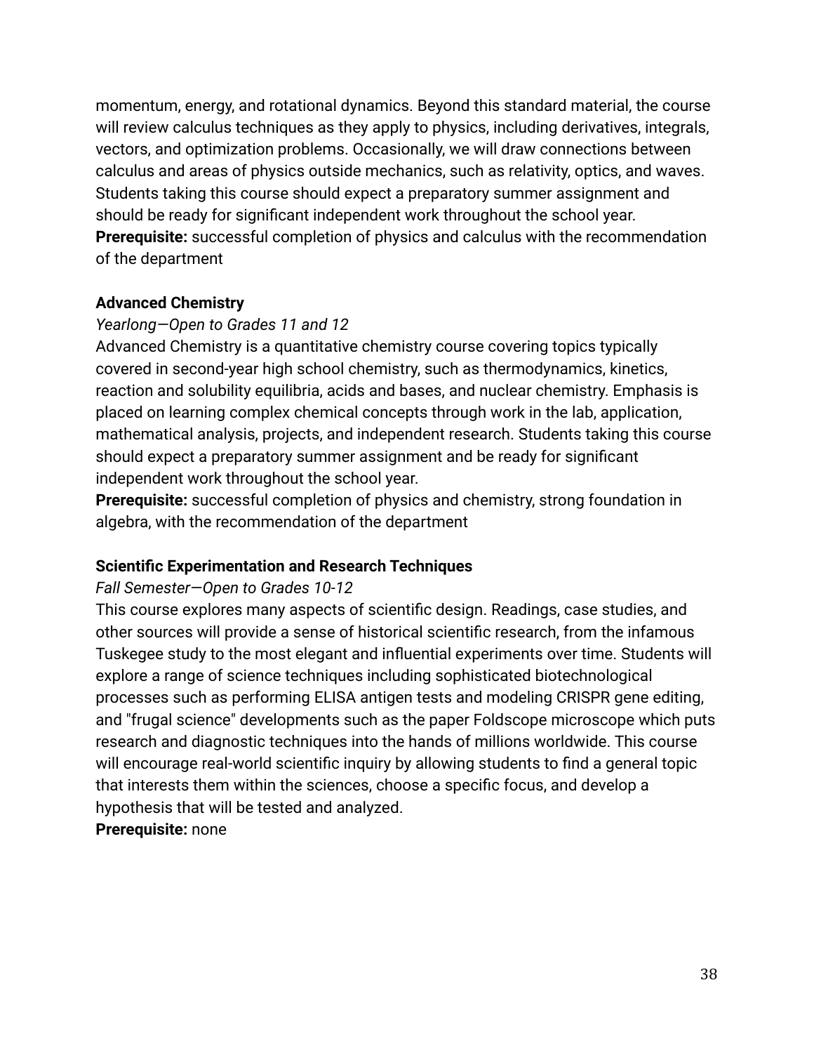momentum, energy, and rotational dynamics. Beyond this standard material, the course will review calculus techniques as they apply to physics, including derivatives, integrals, vectors, and optimization problems. Occasionally, we will draw connections between calculus and areas of physics outside mechanics, such as relativity, optics, and waves. Students taking this course should expect a preparatory summer assignment and should be ready for significant independent work throughout the school year.
**Prerequisite:** successful completion of physics and calculus with the recommendation of the department

**Advanced Chemistry**

*Yearlong—Open to Grades 11 and 12*

Advanced Chemistry is a quantitative chemistry course covering topics typically covered in second-year high school chemistry, such as thermodynamics, kinetics, reaction and solubility equilibria, acids and bases, and nuclear chemistry. Emphasis is placed on learning complex chemical concepts through work in the lab, application, mathematical analysis, projects, and independent research. Students taking this course should expect a preparatory summer assignment and be ready for significant independent work throughout the school year.
**Prerequisite:** successful completion of physics and chemistry, strong foundation in algebra, with the recommendation of the department

**Scientific Experimentation and Research Techniques**

*Fall Semester—Open to Grades 10-12*

This course explores many aspects of scientific design. Readings, case studies, and other sources will provide a sense of historical scientific research, from the infamous Tuskegee study to the most elegant and influential experiments over time. Students will explore a range of science techniques including sophisticated biotechnological processes such as performing ELISA antigen tests and modeling CRISPR gene editing, and "frugal science" developments such as the paper Foldscope microscope which puts research and diagnostic techniques into the hands of millions worldwide. This course will encourage real-world scientific inquiry by allowing students to find a general topic that interests them within the sciences, choose a specific focus, and develop a hypothesis that will be tested and analyzed.
**Prerequisite:** none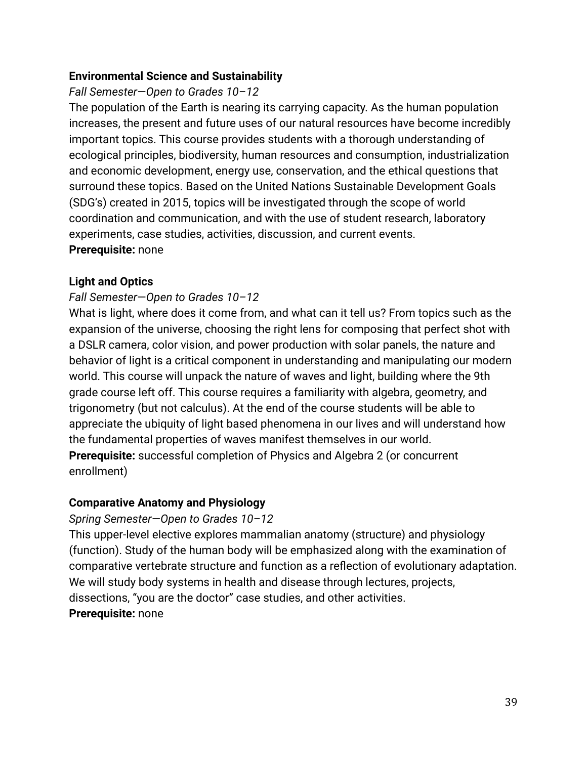### Environmental Science and Sustainability

*Fall Semester—Open to Grades 10–12*

The population of the Earth is nearing its carrying capacity. As the human population increases, the present and future uses of our natural resources have become incredibly important topics. This course provides students with a thorough understanding of ecological principles, biodiversity, human resources and consumption, industrialization and economic development, energy use, conservation, and the ethical questions that surround these topics. Based on the United Nations Sustainable Development Goals (SDG's) created in 2015, topics will be investigated through the scope of world coordination and communication, and with the use of student research, laboratory experiments, case studies, activities, discussion, and current events.

**Prerequisite:** none

### Light and Optics

*Fall Semester—Open to Grades 10–12*

What is light, where does it come from, and what can it tell us? From topics such as the expansion of the universe, choosing the right lens for composing that perfect shot with a DSLR camera, color vision, and power production with solar panels, the nature and behavior of light is a critical component in understanding and manipulating our modern world. This course will unpack the nature of waves and light, building where the 9th grade course left off. This course requires a familiarity with algebra, geometry, and trigonometry (but not calculus). At the end of the course students will be able to appreciate the ubiquity of light based phenomena in our lives and will understand how the fundamental properties of waves manifest themselves in our world.

**Prerequisite:** successful completion of Physics and Algebra 2 (or concurrent enrollment)

### Comparative Anatomy and Physiology

*Spring Semester—Open to Grades 10–12*

This upper-level elective explores mammalian anatomy (structure) and physiology (function). Study of the human body will be emphasized along with the examination of comparative vertebrate structure and function as a reflection of evolutionary adaptation. We will study body systems in health and disease through lectures, projects, dissections, "you are the doctor" case studies, and other activities.

**Prerequisite:** none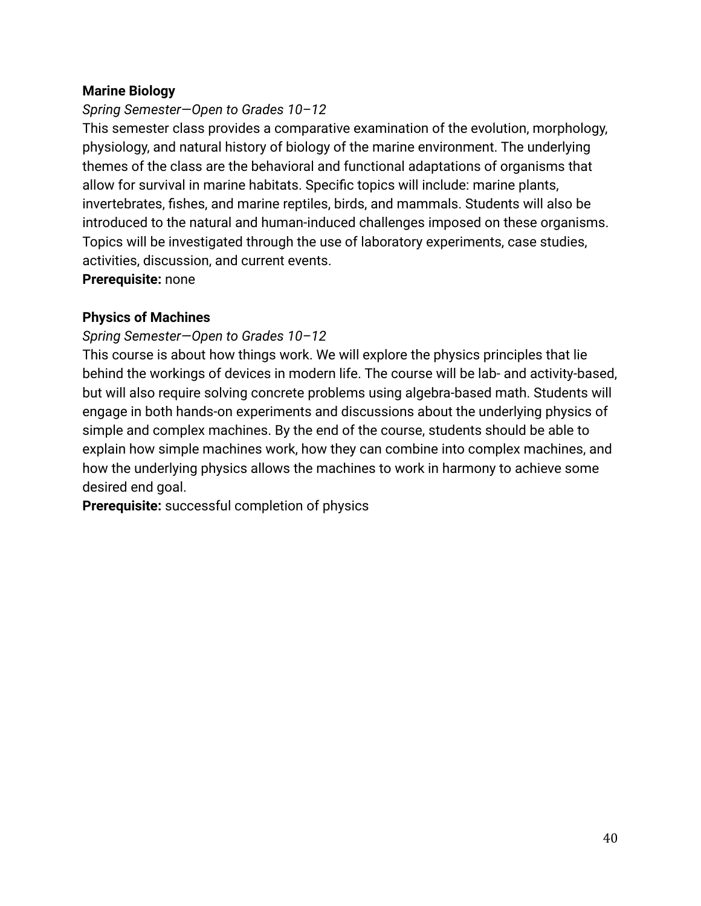**Marine Biology**

*Spring Semester—Open to Grades 10–12*

This semester class provides a comparative examination of the evolution, morphology, physiology, and natural history of biology of the marine environment. The underlying themes of the class are the behavioral and functional adaptations of organisms that allow for survival in marine habitats. Specific topics will include: marine plants, invertebrates, fishes, and marine reptiles, birds, and mammals. Students will also be introduced to the natural and human-induced challenges imposed on these organisms. Topics will be investigated through the use of laboratory experiments, case studies, activities, discussion, and current events.

**Prerequisite:** none

**Physics of Machines**

*Spring Semester—Open to Grades 10–12*

This course is about how things work. We will explore the physics principles that lie behind the workings of devices in modern life. The course will be lab- and activity-based, but will also require solving concrete problems using algebra-based math. Students will engage in both hands-on experiments and discussions about the underlying physics of simple and complex machines. By the end of the course, students should be able to explain how simple machines work, how they can combine into complex machines, and how the underlying physics allows the machines to work in harmony to achieve some desired end goal.

**Prerequisite:** successful completion of physics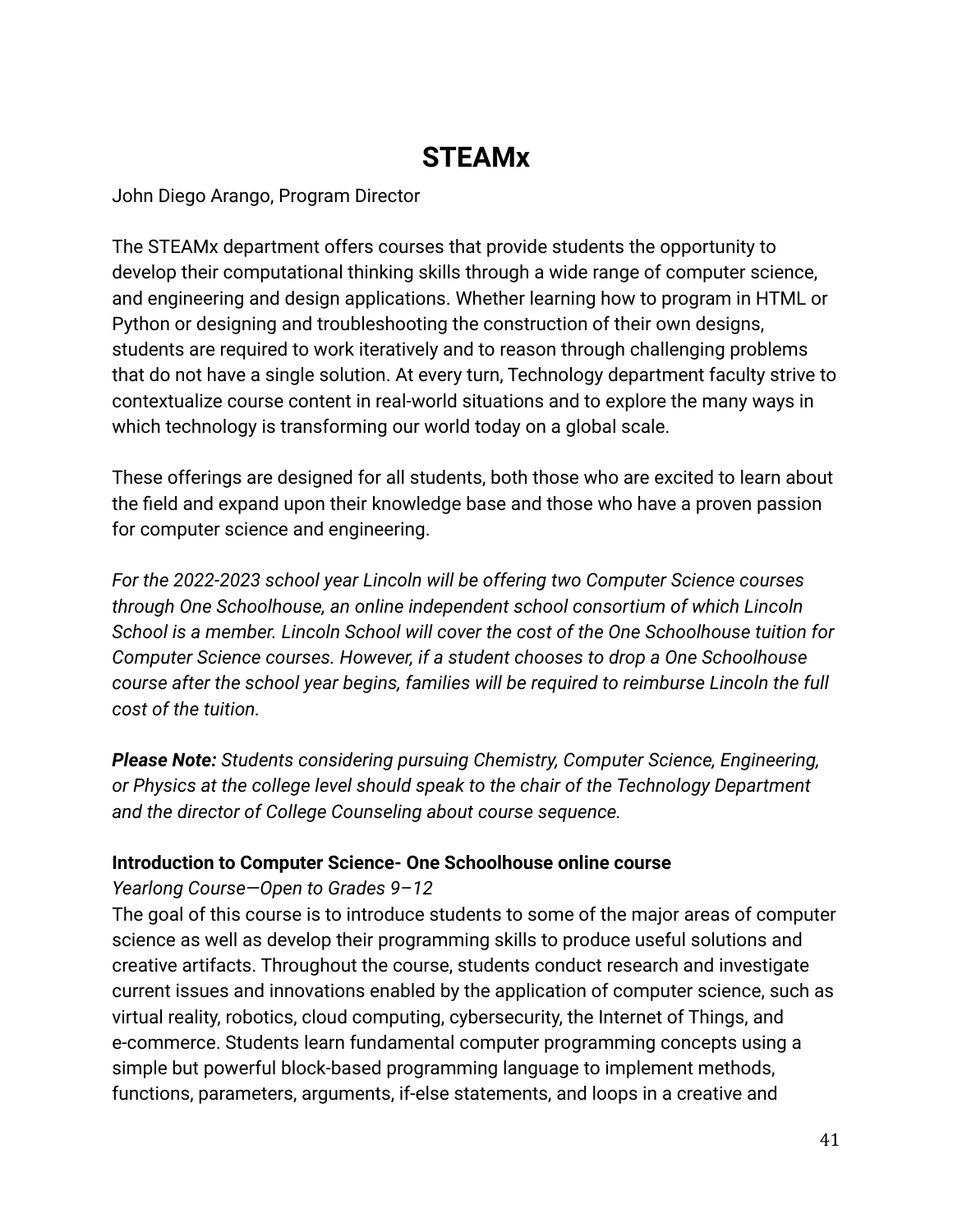# STEAMx

John Diego Arango, Program Director

The STEAMx department offers courses that provide students the opportunity to develop their computational thinking skills through a wide range of computer science, and engineering and design applications. Whether learning how to program in HTML or Python or designing and troubleshooting the construction of their own designs, students are required to work iteratively and to reason through challenging problems that do not have a single solution. At every turn, Technology department faculty strive to contextualize course content in real-world situations and to explore the many ways in which technology is transforming our world today on a global scale.

These offerings are designed for all students, both those who are excited to learn about the field and expand upon their knowledge base and those who have a proven passion for computer science and engineering.

*For the 2022-2023 school year Lincoln will be offering two Computer Science courses through One Schoolhouse, an online independent school consortium of which Lincoln School is a member. Lincoln School will cover the cost of the One Schoolhouse tuition for Computer Science courses. However, if a student chooses to drop a One Schoolhouse course after the school year begins, families will be required to reimburse Lincoln the full cost of the tuition.*

***Please Note:*** *Students considering pursuing Chemistry, Computer Science, Engineering, or Physics at the college level should speak to the chair of the Technology Department and the director of College Counseling about course sequence.*

**Introduction to Computer Science- One Schoolhouse online course**

*Yearlong Course—Open to Grades 9–12*

The goal of this course is to introduce students to some of the major areas of computer science as well as develop their programming skills to produce useful solutions and creative artifacts. Throughout the course, students conduct research and investigate current issues and innovations enabled by the application of computer science, such as virtual reality, robotics, cloud computing, cybersecurity, the Internet of Things, and e-commerce. Students learn fundamental computer programming concepts using a simple but powerful block-based programming language to implement methods, functions, parameters, arguments, if-else statements, and loops in a creative and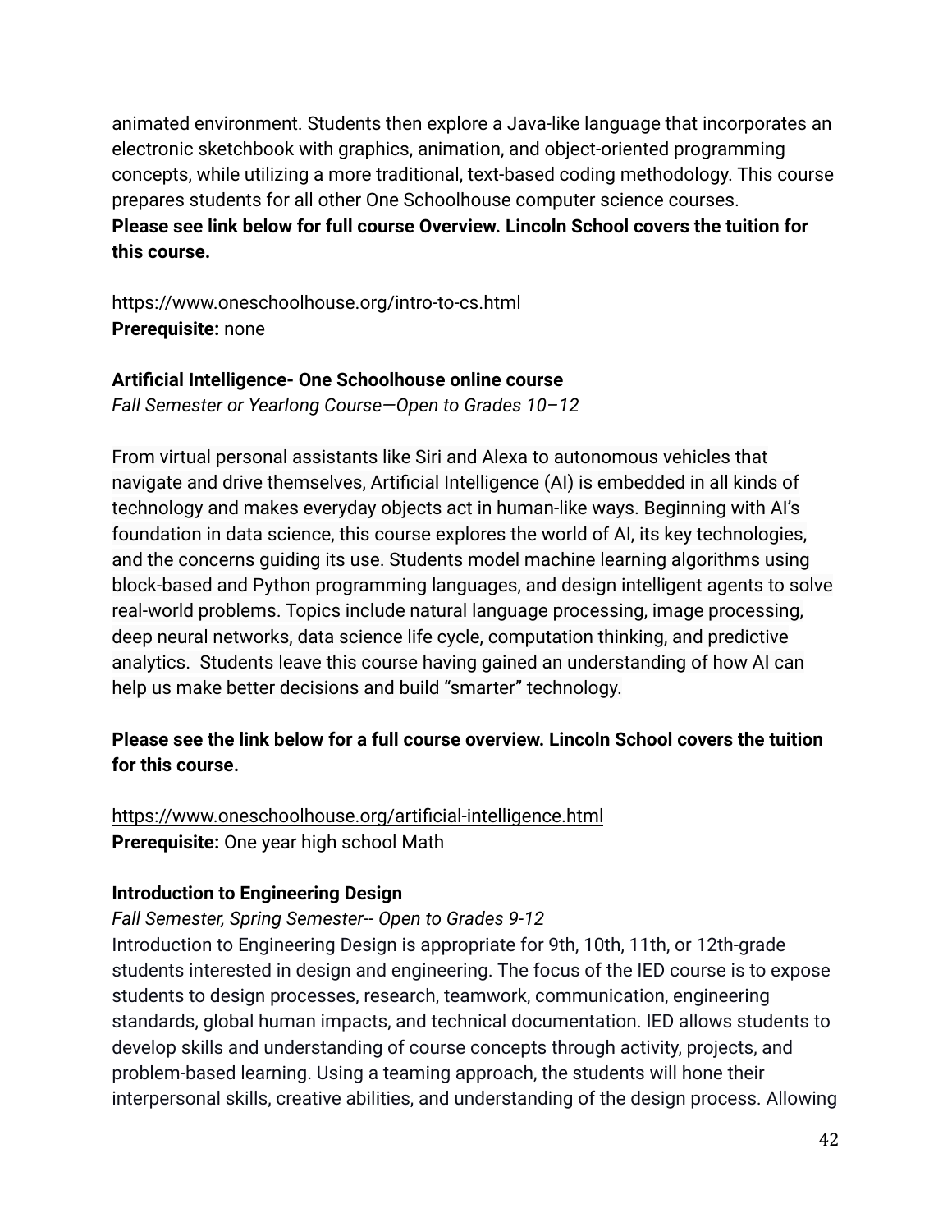animated environment. Students then explore a Java-like language that incorporates an electronic sketchbook with graphics, animation, and object-oriented programming concepts, while utilizing a more traditional, text-based coding methodology. This course prepares students for all other One Schoolhouse computer science courses.
**Please see link below for full course Overview. Lincoln School covers the tuition for this course.**

https://www.oneschoolhouse.org/intro-to-cs.html
**Prerequisite:** none

**Artificial Intelligence- One Schoolhouse online course**
*Fall Semester or Yearlong Course—Open to Grades 10–12*

From virtual personal assistants like Siri and Alexa to autonomous vehicles that navigate and drive themselves, Artificial Intelligence (AI) is embedded in all kinds of technology and makes everyday objects act in human-like ways. Beginning with AI's foundation in data science, this course explores the world of AI, its key technologies, and the concerns guiding its use. Students model machine learning algorithms using block-based and Python programming languages, and design intelligent agents to solve real-world problems. Topics include natural language processing, image processing, deep neural networks, data science life cycle, computation thinking, and predictive analytics. Students leave this course having gained an understanding of how AI can help us make better decisions and build "smarter" technology.

**Please see the link below for a full course overview. Lincoln School covers the tuition for this course.**

https://www.oneschoolhouse.org/artificial-intelligence.html
**Prerequisite:** One year high school Math

**Introduction to Engineering Design**
*Fall Semester, Spring Semester-- Open to Grades 9-12*
Introduction to Engineering Design is appropriate for 9th, 10th, 11th, or 12th-grade students interested in design and engineering. The focus of the IED course is to expose students to design processes, research, teamwork, communication, engineering standards, global human impacts, and technical documentation. IED allows students to develop skills and understanding of course concepts through activity, projects, and problem-based learning. Using a teaming approach, the students will hone their interpersonal skills, creative abilities, and understanding of the design process. Allowing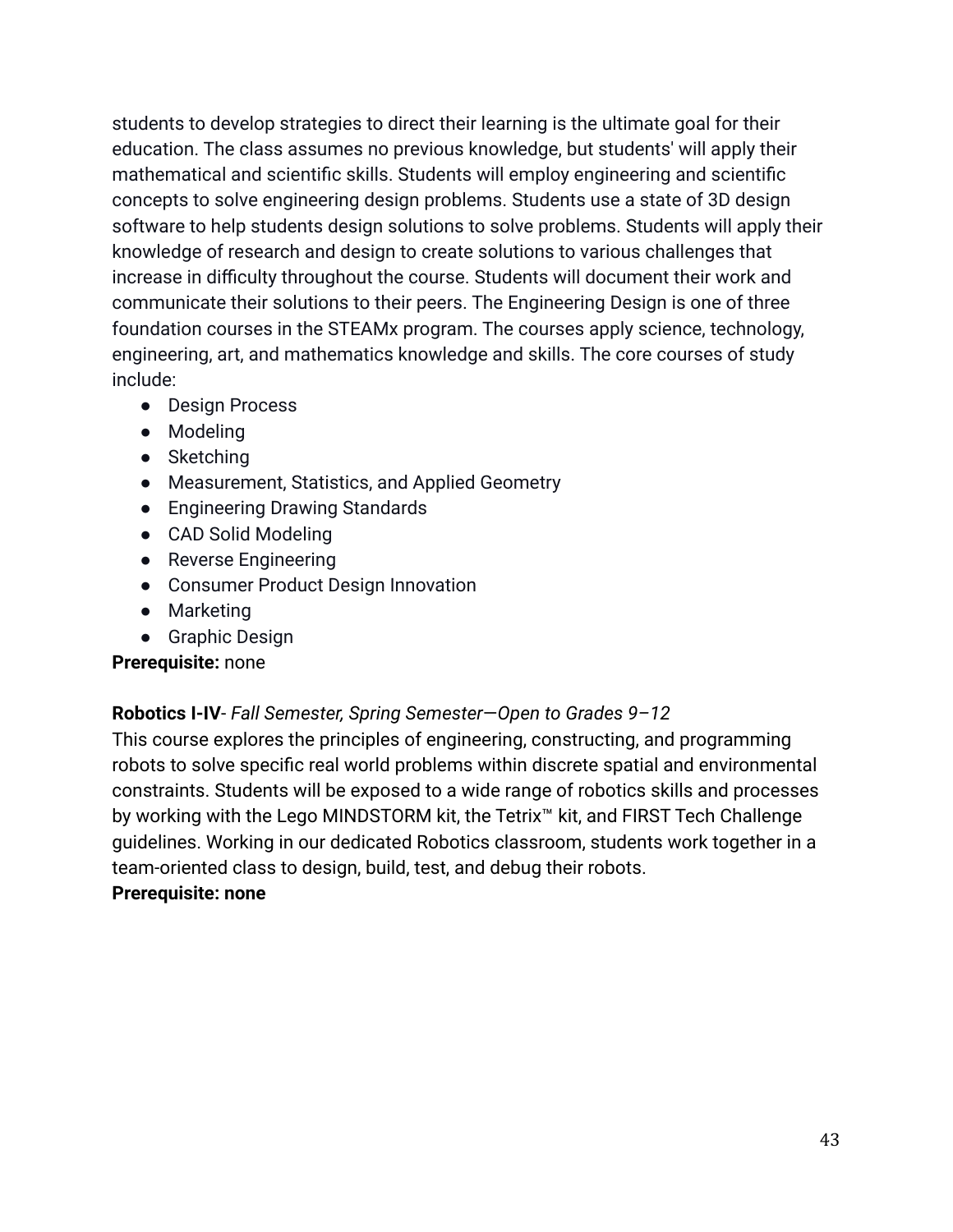students to develop strategies to direct their learning is the ultimate goal for their education. The class assumes no previous knowledge, but students' will apply their mathematical and scientific skills. Students will employ engineering and scientific concepts to solve engineering design problems. Students use a state of 3D design software to help students design solutions to solve problems. Students will apply their knowledge of research and design to create solutions to various challenges that increase in difficulty throughout the course. Students will document their work and communicate their solutions to their peers. The Engineering Design is one of three foundation courses in the STEAMx program. The courses apply science, technology, engineering, art, and mathematics knowledge and skills. The core courses of study include:

- Design Process
- Modeling
- Sketching
- Measurement, Statistics, and Applied Geometry
- Engineering Drawing Standards
- CAD Solid Modeling
- Reverse Engineering
- Consumer Product Design Innovation
- Marketing
- Graphic Design

**Prerequisite:** none

**Robotics I-IV**- *Fall Semester, Spring Semester—Open to Grades 9–12*
This course explores the principles of engineering, constructing, and programming robots to solve specific real world problems within discrete spatial and environmental constraints. Students will be exposed to a wide range of robotics skills and processes by working with the Lego MINDSTORM kit, the Tetrix™ kit, and FIRST Tech Challenge guidelines. Working in our dedicated Robotics classroom, students work together in a team-oriented class to design, build, test, and debug their robots.
**Prerequisite: none**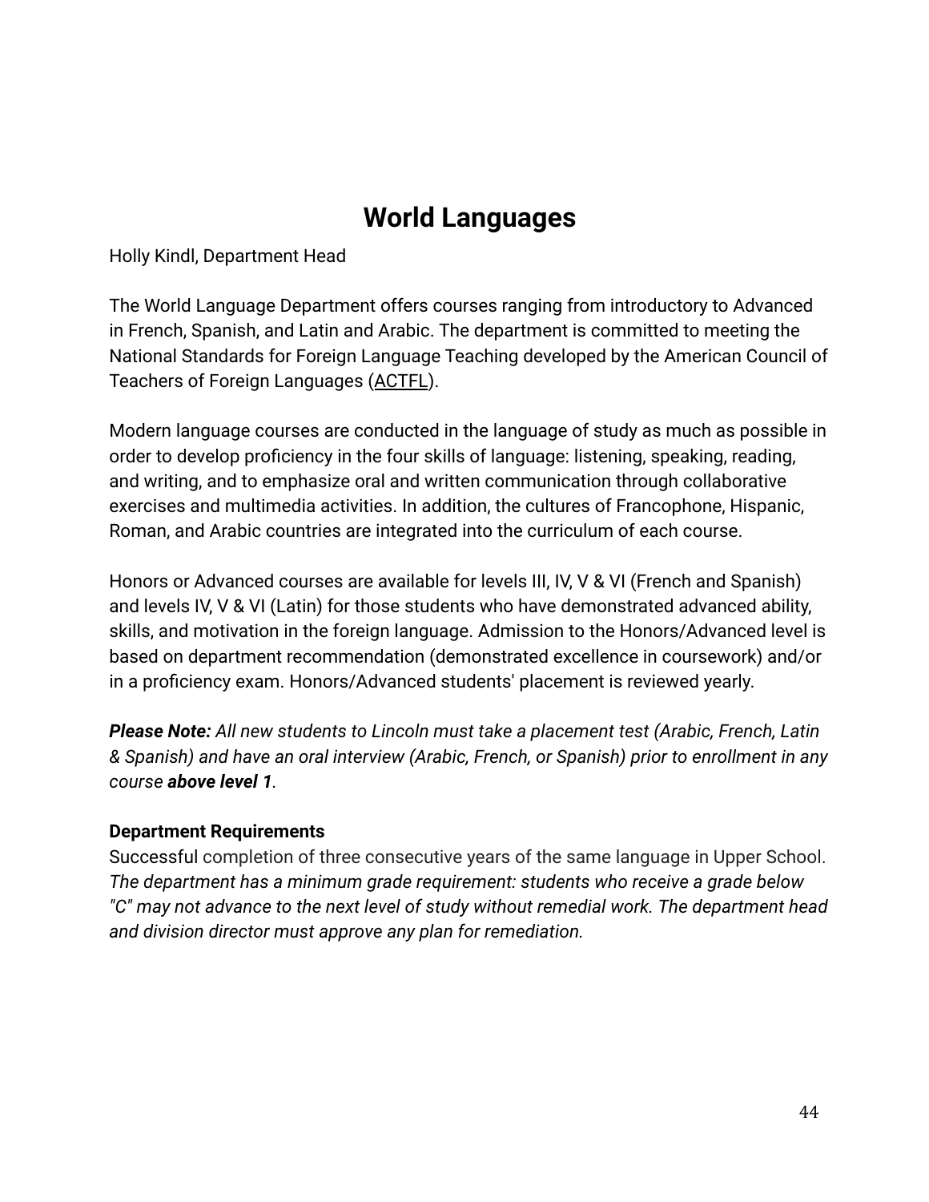# World Languages

Holly Kindl, Department Head

The World Language Department offers courses ranging from introductory to Advanced in French, Spanish, and Latin and Arabic. The department is committed to meeting the National Standards for Foreign Language Teaching developed by the American Council of Teachers of Foreign Languages (ACTFL).

Modern language courses are conducted in the language of study as much as possible in order to develop proficiency in the four skills of language: listening, speaking, reading, and writing, and to emphasize oral and written communication through collaborative exercises and multimedia activities. In addition, the cultures of Francophone, Hispanic, Roman, and Arabic countries are integrated into the curriculum of each course.

Honors or Advanced courses are available for levels III, IV, V & VI (French and Spanish) and levels IV, V & VI (Latin) for those students who have demonstrated advanced ability, skills, and motivation in the foreign language. Admission to the Honors/Advanced level is based on department recommendation (demonstrated excellence in coursework) and/or in a proficiency exam. Honors/Advanced students' placement is reviewed yearly.

***Please Note:*** *All new students to Lincoln must take a placement test (Arabic, French, Latin & Spanish) and have an oral interview (Arabic, French, or Spanish) prior to enrollment in any course* ***above level 1****.*

**Department Requirements**

Successful completion of three consecutive years of the same language in Upper School. *The department has a minimum grade requirement: students who receive a grade below "C" may not advance to the next level of study without remedial work. The department head and division director must approve any plan for remediation.*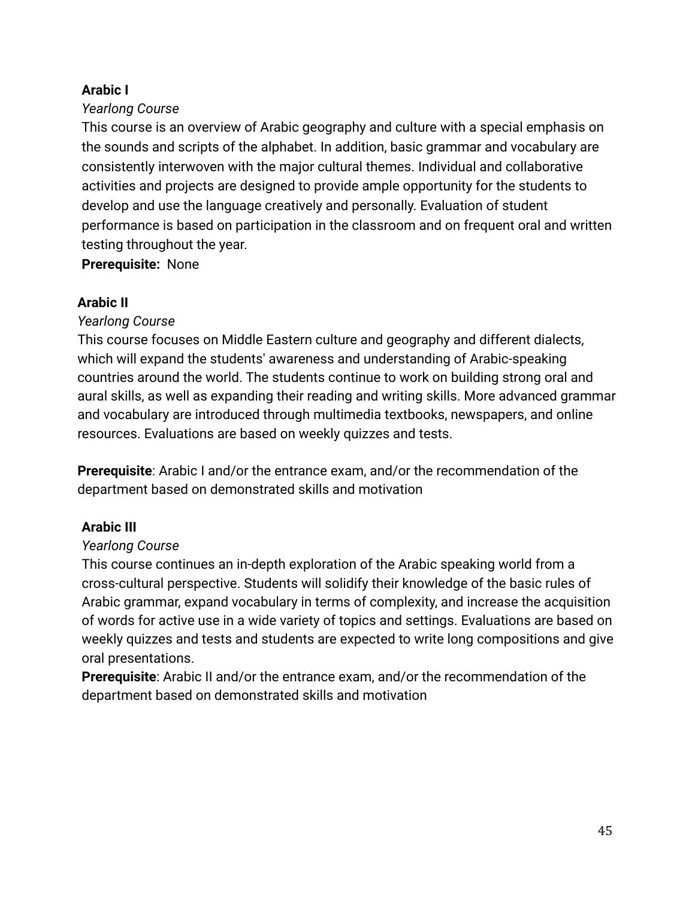**Arabic I**

*Yearlong Course*

This course is an overview of Arabic geography and culture with a special emphasis on the sounds and scripts of the alphabet. In addition, basic grammar and vocabulary are consistently interwoven with the major cultural themes. Individual and collaborative activities and projects are designed to provide ample opportunity for the students to develop and use the language creatively and personally. Evaluation of student performance is based on participation in the classroom and on frequent oral and written testing throughout the year.

**Prerequisite:** None

**Arabic II**

*Yearlong Course*

This course focuses on Middle Eastern culture and geography and different dialects, which will expand the students' awareness and understanding of Arabic-speaking countries around the world. The students continue to work on building strong oral and aural skills, as well as expanding their reading and writing skills. More advanced grammar and vocabulary are introduced through multimedia textbooks, newspapers, and online resources. Evaluations are based on weekly quizzes and tests.

**Prerequisite**: Arabic I and/or the entrance exam, and/or the recommendation of the department based on demonstrated skills and motivation

**Arabic III**

*Yearlong Course*

This course continues an in-depth exploration of the Arabic speaking world from a cross-cultural perspective. Students will solidify their knowledge of the basic rules of Arabic grammar, expand vocabulary in terms of complexity, and increase the acquisition of words for active use in a wide variety of topics and settings. Evaluations are based on weekly quizzes and tests and students are expected to write long compositions and give oral presentations.

**Prerequisite**: Arabic II and/or the entrance exam, and/or the recommendation of the department based on demonstrated skills and motivation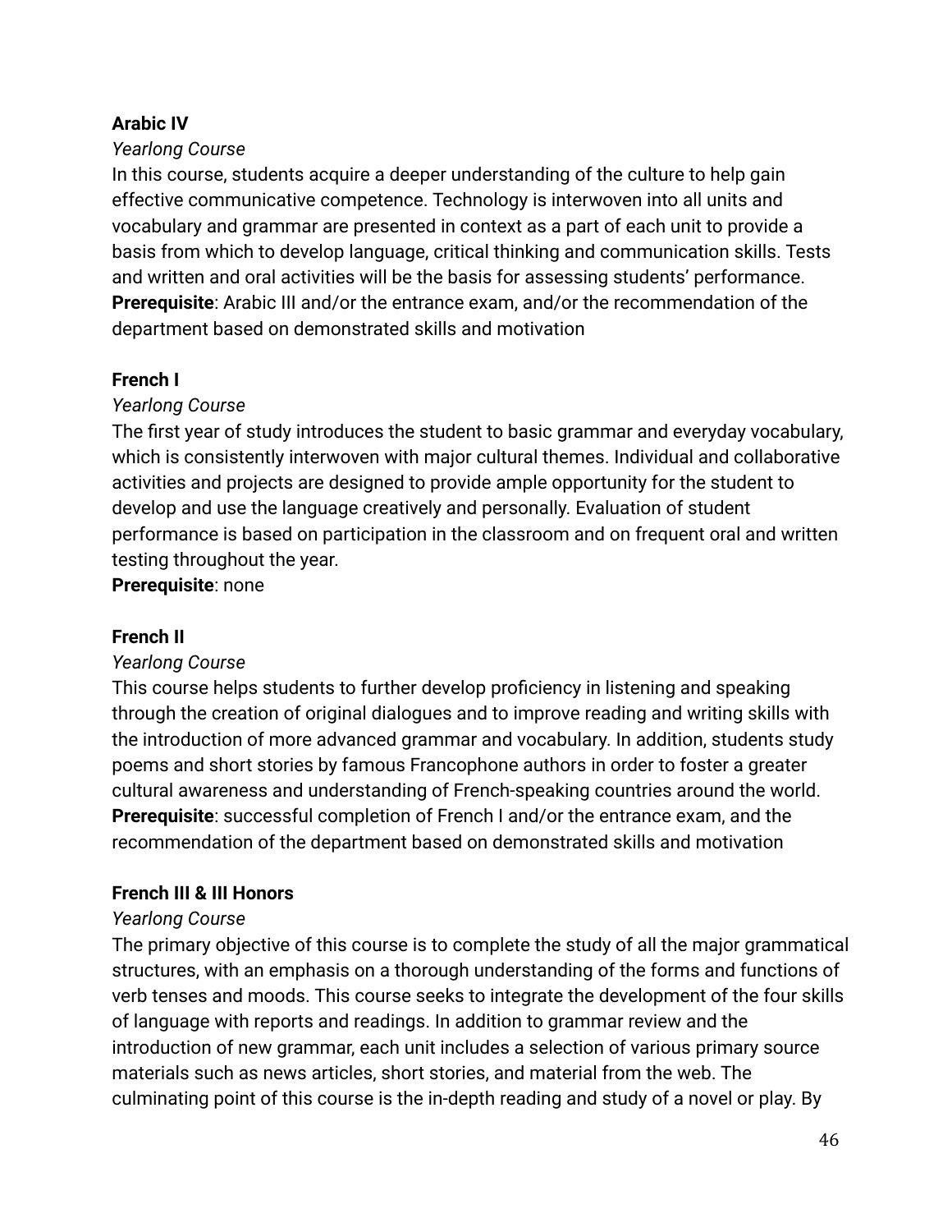**Arabic IV**

*Yearlong Course*

In this course, students acquire a deeper understanding of the culture to help gain effective communicative competence. Technology is interwoven into all units and vocabulary and grammar are presented in context as a part of each unit to provide a basis from which to develop language, critical thinking and communication skills. Tests and written and oral activities will be the basis for assessing students' performance.

**Prerequisite**: Arabic III and/or the entrance exam, and/or the recommendation of the department based on demonstrated skills and motivation

**French I**

*Yearlong Course*

The first year of study introduces the student to basic grammar and everyday vocabulary, which is consistently interwoven with major cultural themes. Individual and collaborative activities and projects are designed to provide ample opportunity for the student to develop and use the language creatively and personally. Evaluation of student performance is based on participation in the classroom and on frequent oral and written testing throughout the year.

**Prerequisite**: none

**French II**

*Yearlong Course*

This course helps students to further develop proficiency in listening and speaking through the creation of original dialogues and to improve reading and writing skills with the introduction of more advanced grammar and vocabulary. In addition, students study poems and short stories by famous Francophone authors in order to foster a greater cultural awareness and understanding of French-speaking countries around the world.

**Prerequisite**: successful completion of French I and/or the entrance exam, and the recommendation of the department based on demonstrated skills and motivation

**French III & III Honors**

*Yearlong Course*

The primary objective of this course is to complete the study of all the major grammatical structures, with an emphasis on a thorough understanding of the forms and functions of verb tenses and moods. This course seeks to integrate the development of the four skills of language with reports and readings. In addition to grammar review and the introduction of new grammar, each unit includes a selection of various primary source materials such as news articles, short stories, and material from the web. The culminating point of this course is the in-depth reading and study of a novel or play. By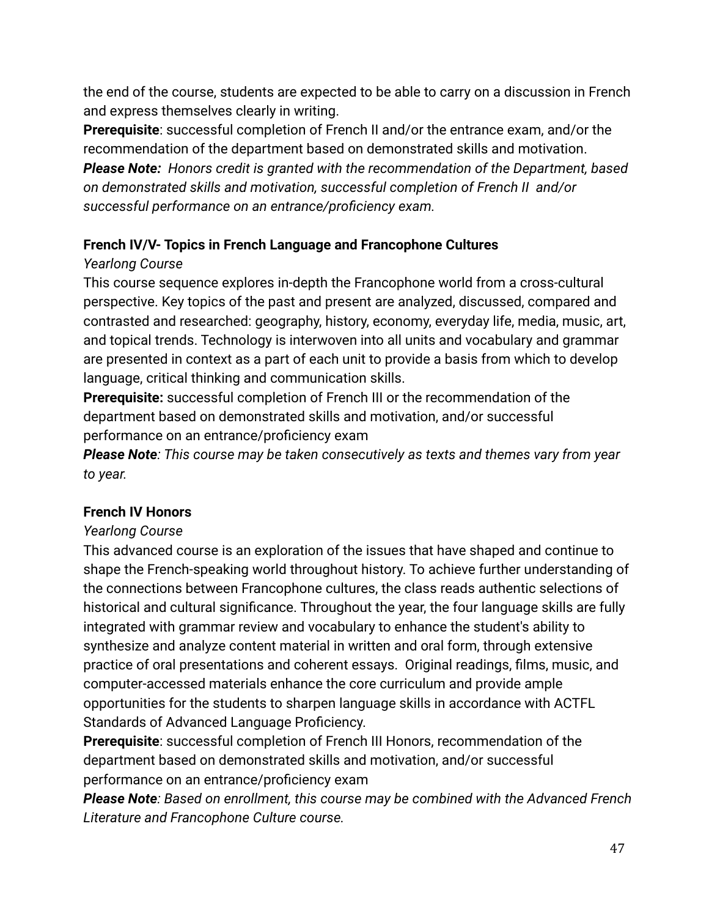the end of the course, students are expected to be able to carry on a discussion in French and express themselves clearly in writing.

**Prerequisite**: successful completion of French II and/or the entrance exam, and/or the recommendation of the department based on demonstrated skills and motivation.

***Please Note:*** *Honors credit is granted with the recommendation of the Department, based on demonstrated skills and motivation, successful completion of French II and/or successful performance on an entrance/proficiency exam.*

**French IV/V- Topics in French Language and Francophone Cultures**

*Yearlong Course*

This course sequence explores in-depth the Francophone world from a cross-cultural perspective. Key topics of the past and present are analyzed, discussed, compared and contrasted and researched: geography, history, economy, everyday life, media, music, art, and topical trends. Technology is interwoven into all units and vocabulary and grammar are presented in context as a part of each unit to provide a basis from which to develop language, critical thinking and communication skills.

**Prerequisite:** successful completion of French III or the recommendation of the department based on demonstrated skills and motivation, and/or successful performance on an entrance/proficiency exam

***Please Note****: This course may be taken consecutively as texts and themes vary from year to year.*

**French IV Honors**

*Yearlong Course*

This advanced course is an exploration of the issues that have shaped and continue to shape the French-speaking world throughout history. To achieve further understanding of the connections between Francophone cultures, the class reads authentic selections of historical and cultural significance. Throughout the year, the four language skills are fully integrated with grammar review and vocabulary to enhance the student's ability to synthesize and analyze content material in written and oral form, through extensive practice of oral presentations and coherent essays. Original readings, films, music, and computer-accessed materials enhance the core curriculum and provide ample opportunities for the students to sharpen language skills in accordance with ACTFL Standards of Advanced Language Proficiency.

**Prerequisite**: successful completion of French III Honors, recommendation of the department based on demonstrated skills and motivation, and/or successful performance on an entrance/proficiency exam

***Please Note****: Based on enrollment, this course may be combined with the Advanced French Literature and Francophone Culture course.*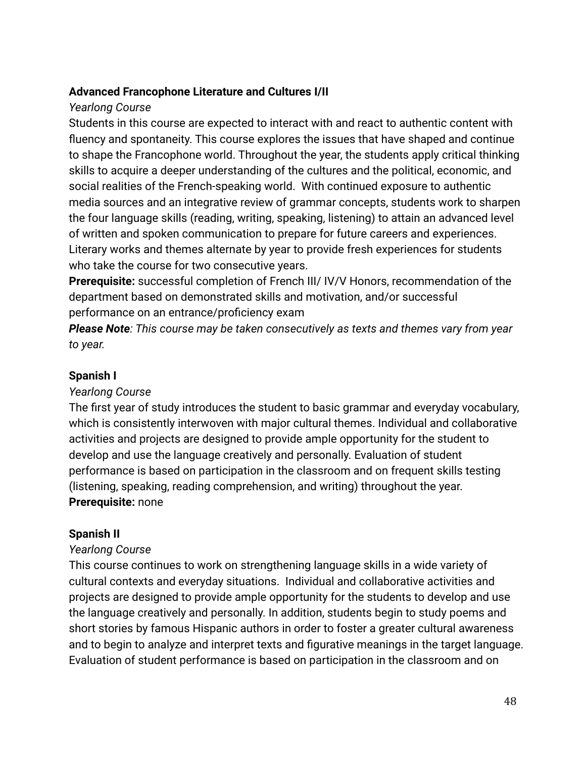**Advanced Francophone Literature and Cultures I/II**

*Yearlong Course*

Students in this course are expected to interact with and react to authentic content with fluency and spontaneity. This course explores the issues that have shaped and continue to shape the Francophone world. Throughout the year, the students apply critical thinking skills to acquire a deeper understanding of the cultures and the political, economic, and social realities of the French-speaking world. With continued exposure to authentic media sources and an integrative review of grammar concepts, students work to sharpen the four language skills (reading, writing, speaking, listening) to attain an advanced level of written and spoken communication to prepare for future careers and experiences. Literary works and themes alternate by year to provide fresh experiences for students who take the course for two consecutive years.

**Prerequisite:** successful completion of French III/ IV/V Honors, recommendation of the department based on demonstrated skills and motivation, and/or successful performance on an entrance/proficiency exam

***Please Note****: This course may be taken consecutively as texts and themes vary from year to year.*

**Spanish I**

*Yearlong Course*

The first year of study introduces the student to basic grammar and everyday vocabulary, which is consistently interwoven with major cultural themes. Individual and collaborative activities and projects are designed to provide ample opportunity for the student to develop and use the language creatively and personally. Evaluation of student performance is based on participation in the classroom and on frequent skills testing (listening, speaking, reading comprehension, and writing) throughout the year.

**Prerequisite:** none

**Spanish II**

*Yearlong Course*

This course continues to work on strengthening language skills in a wide variety of cultural contexts and everyday situations. Individual and collaborative activities and projects are designed to provide ample opportunity for the students to develop and use the language creatively and personally. In addition, students begin to study poems and short stories by famous Hispanic authors in order to foster a greater cultural awareness and to begin to analyze and interpret texts and figurative meanings in the target language. Evaluation of student performance is based on participation in the classroom and on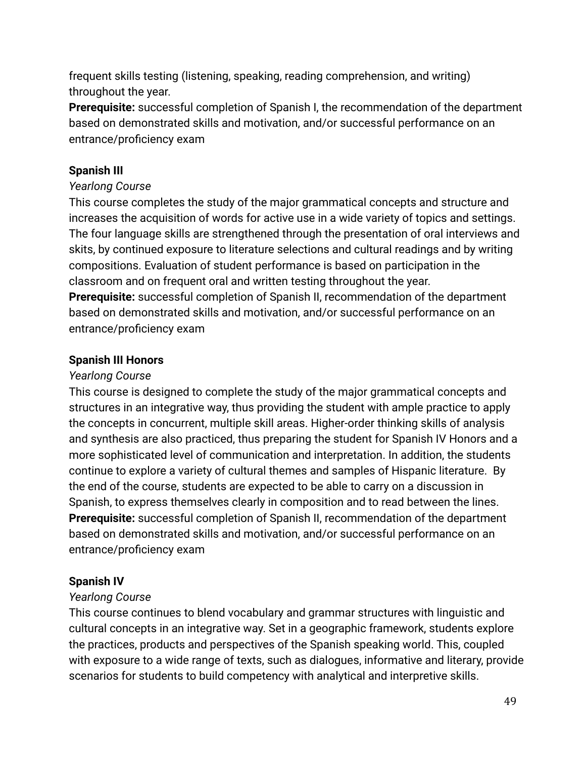frequent skills testing (listening, speaking, reading comprehension, and writing) throughout the year.

**Prerequisite:** successful completion of Spanish I, the recommendation of the department based on demonstrated skills and motivation, and/or successful performance on an entrance/proficiency exam

**Spanish III**

*Yearlong Course*

This course completes the study of the major grammatical concepts and structure and increases the acquisition of words for active use in a wide variety of topics and settings. The four language skills are strengthened through the presentation of oral interviews and skits, by continued exposure to literature selections and cultural readings and by writing compositions. Evaluation of student performance is based on participation in the classroom and on frequent oral and written testing throughout the year.

**Prerequisite:** successful completion of Spanish II, recommendation of the department based on demonstrated skills and motivation, and/or successful performance on an entrance/proficiency exam

**Spanish III Honors**

*Yearlong Course*

This course is designed to complete the study of the major grammatical concepts and structures in an integrative way, thus providing the student with ample practice to apply the concepts in concurrent, multiple skill areas. Higher-order thinking skills of analysis and synthesis are also practiced, thus preparing the student for Spanish IV Honors and a more sophisticated level of communication and interpretation. In addition, the students continue to explore a variety of cultural themes and samples of Hispanic literature. By the end of the course, students are expected to be able to carry on a discussion in Spanish, to express themselves clearly in composition and to read between the lines.

**Prerequisite:** successful completion of Spanish II, recommendation of the department based on demonstrated skills and motivation, and/or successful performance on an entrance/proficiency exam

**Spanish IV**

*Yearlong Course*

This course continues to blend vocabulary and grammar structures with linguistic and cultural concepts in an integrative way. Set in a geographic framework, students explore the practices, products and perspectives of the Spanish speaking world. This, coupled with exposure to a wide range of texts, such as dialogues, informative and literary, provide scenarios for students to build competency with analytical and interpretive skills.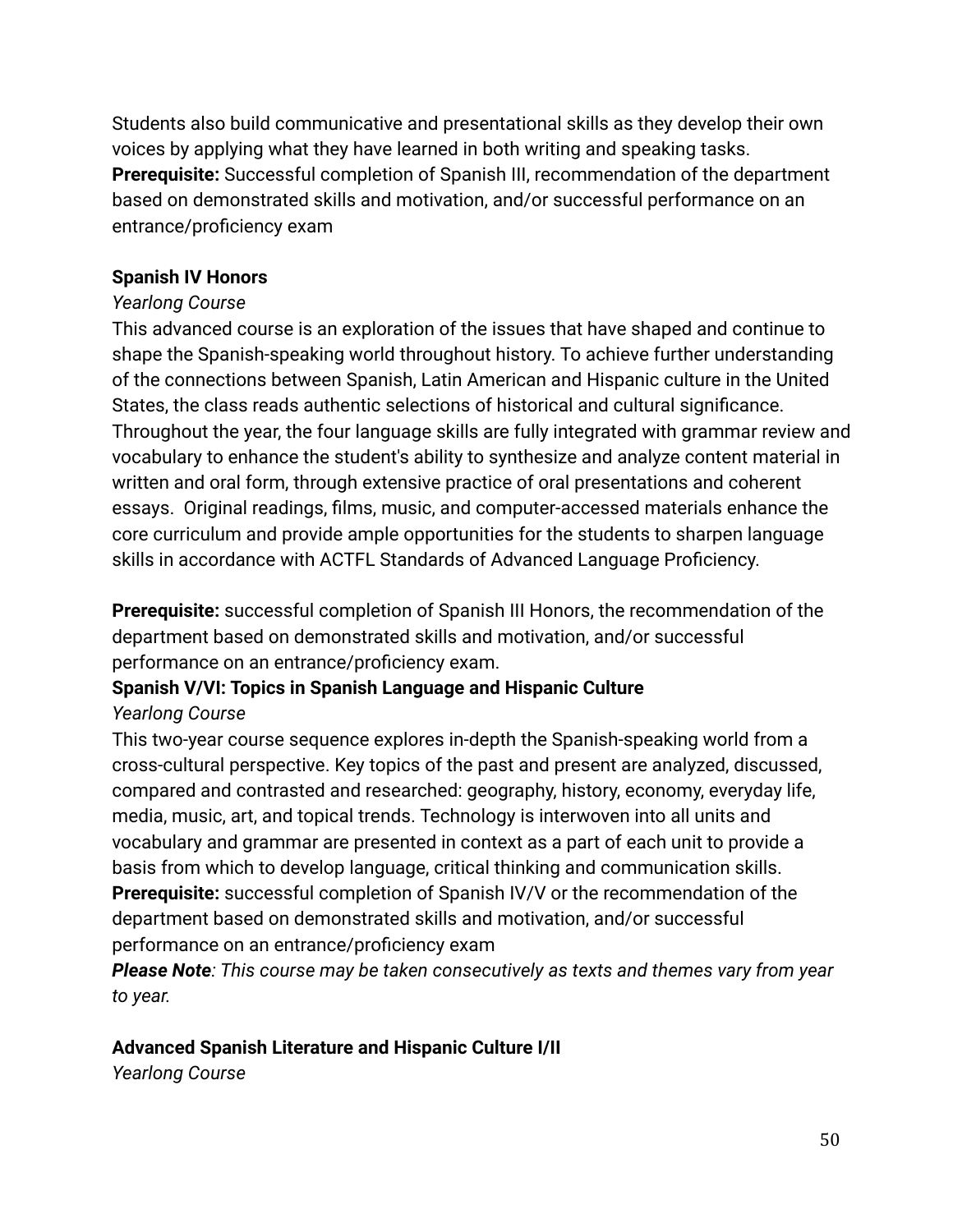Students also build communicative and presentational skills as they develop their own voices by applying what they have learned in both writing and speaking tasks.
**Prerequisite:** Successful completion of Spanish III, recommendation of the department based on demonstrated skills and motivation, and/or successful performance on an entrance/proficiency exam

**Spanish IV Honors**

*Yearlong Course*

This advanced course is an exploration of the issues that have shaped and continue to shape the Spanish-speaking world throughout history. To achieve further understanding of the connections between Spanish, Latin American and Hispanic culture in the United States, the class reads authentic selections of historical and cultural significance. Throughout the year, the four language skills are fully integrated with grammar review and vocabulary to enhance the student's ability to synthesize and analyze content material in written and oral form, through extensive practice of oral presentations and coherent essays. Original readings, films, music, and computer-accessed materials enhance the core curriculum and provide ample opportunities for the students to sharpen language skills in accordance with ACTFL Standards of Advanced Language Proficiency.

**Prerequisite:** successful completion of Spanish III Honors, the recommendation of the department based on demonstrated skills and motivation, and/or successful performance on an entrance/proficiency exam.

**Spanish V/VI: Topics in Spanish Language and Hispanic Culture**

*Yearlong Course*

This two-year course sequence explores in-depth the Spanish-speaking world from a cross-cultural perspective. Key topics of the past and present are analyzed, discussed, compared and contrasted and researched: geography, history, economy, everyday life, media, music, art, and topical trends. Technology is interwoven into all units and vocabulary and grammar are presented in context as a part of each unit to provide a basis from which to develop language, critical thinking and communication skills.
**Prerequisite:** successful completion of Spanish IV/V or the recommendation of the department based on demonstrated skills and motivation, and/or successful performance on an entrance/proficiency exam

***Please Note****: This course may be taken consecutively as texts and themes vary from year to year.*

**Advanced Spanish Literature and Hispanic Culture I/II**

*Yearlong Course*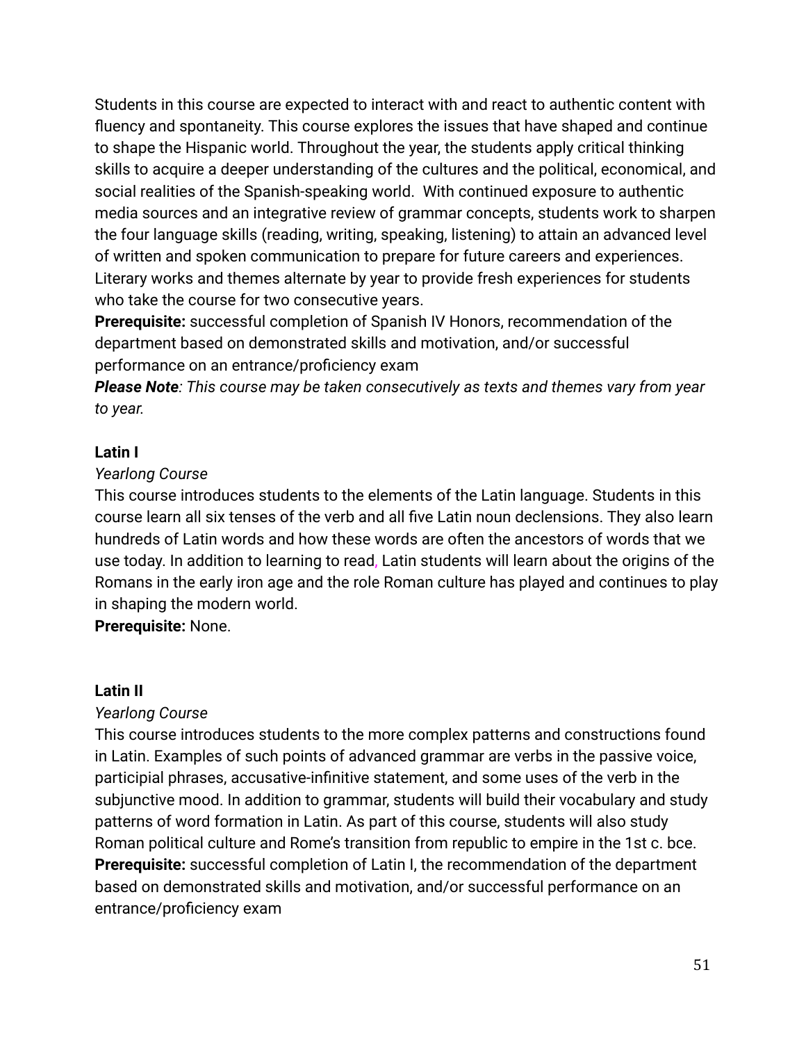Students in this course are expected to interact with and react to authentic content with fluency and spontaneity. This course explores the issues that have shaped and continue to shape the Hispanic world. Throughout the year, the students apply critical thinking skills to acquire a deeper understanding of the cultures and the political, economical, and social realities of the Spanish-speaking world. With continued exposure to authentic media sources and an integrative review of grammar concepts, students work to sharpen the four language skills (reading, writing, speaking, listening) to attain an advanced level of written and spoken communication to prepare for future careers and experiences. Literary works and themes alternate by year to provide fresh experiences for students who take the course for two consecutive years.
**Prerequisite:** successful completion of Spanish IV Honors, recommendation of the department based on demonstrated skills and motivation, and/or successful performance on an entrance/proficiency exam
***Please Note****: This course may be taken consecutively as texts and themes vary from year to year.*

**Latin I**

*Yearlong Course*
This course introduces students to the elements of the Latin language. Students in this course learn all six tenses of the verb and all five Latin noun declensions. They also learn hundreds of Latin words and how these words are often the ancestors of words that we use today. In addition to learning to read, Latin students will learn about the origins of the Romans in the early iron age and the role Roman culture has played and continues to play in shaping the modern world.
**Prerequisite:** None.

**Latin II**

*Yearlong Course*
This course introduces students to the more complex patterns and constructions found in Latin. Examples of such points of advanced grammar are verbs in the passive voice, participial phrases, accusative-infinitive statement, and some uses of the verb in the subjunctive mood. In addition to grammar, students will build their vocabulary and study patterns of word formation in Latin. As part of this course, students will also study Roman political culture and Rome's transition from republic to empire in the 1st c. bce.
**Prerequisite:** successful completion of Latin I, the recommendation of the department based on demonstrated skills and motivation, and/or successful performance on an entrance/proficiency exam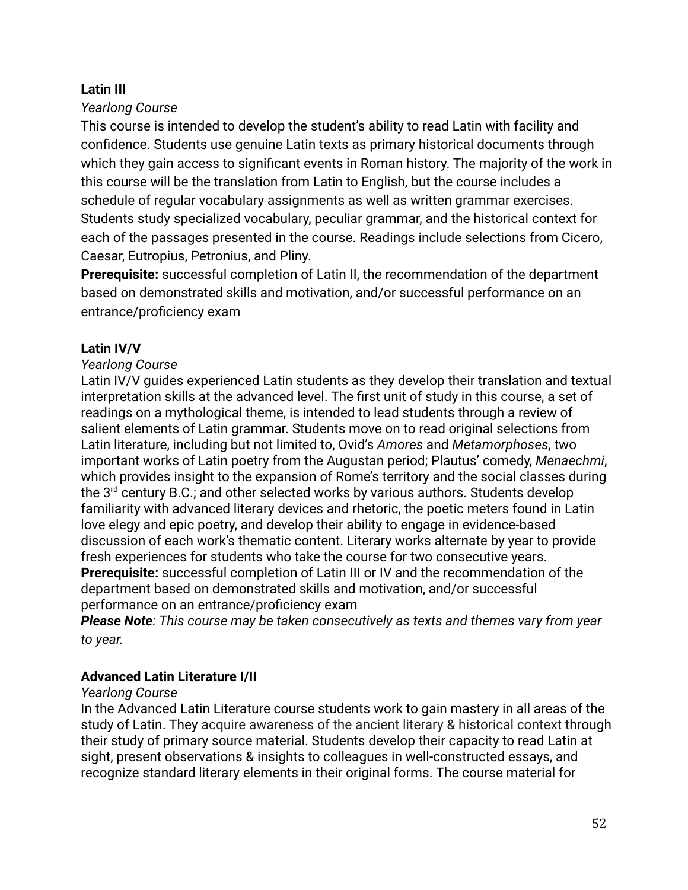**Latin III**

*Yearlong Course*

This course is intended to develop the student's ability to read Latin with facility and confidence. Students use genuine Latin texts as primary historical documents through which they gain access to significant events in Roman history. The majority of the work in this course will be the translation from Latin to English, but the course includes a schedule of regular vocabulary assignments as well as written grammar exercises. Students study specialized vocabulary, peculiar grammar, and the historical context for each of the passages presented in the course. Readings include selections from Cicero, Caesar, Eutropius, Petronius, and Pliny.

**Prerequisite:** successful completion of Latin II, the recommendation of the department based on demonstrated skills and motivation, and/or successful performance on an entrance/proficiency exam

**Latin IV/V**

*Yearlong Course*

Latin IV/V guides experienced Latin students as they develop their translation and textual interpretation skills at the advanced level. The first unit of study in this course, a set of readings on a mythological theme, is intended to lead students through a review of salient elements of Latin grammar. Students move on to read original selections from Latin literature, including but not limited to, Ovid's *Amores* and *Metamorphoses*, two important works of Latin poetry from the Augustan period; Plautus' comedy, *Menaechmi*, which provides insight to the expansion of Rome's territory and the social classes during the 3rd century B.C.; and other selected works by various authors. Students develop familiarity with advanced literary devices and rhetoric, the poetic meters found in Latin love elegy and epic poetry, and develop their ability to engage in evidence-based discussion of each work's thematic content. Literary works alternate by year to provide fresh experiences for students who take the course for two consecutive years.

**Prerequisite:** successful completion of Latin III or IV and the recommendation of the department based on demonstrated skills and motivation, and/or successful performance on an entrance/proficiency exam

***Please Note****: This course may be taken consecutively as texts and themes vary from year to year.*

**Advanced Latin Literature I/II**

*Yearlong Course*

In the Advanced Latin Literature course students work to gain mastery in all areas of the study of Latin. They acquire awareness of the ancient literary & historical context through their study of primary source material. Students develop their capacity to read Latin at sight, present observations & insights to colleagues in well-constructed essays, and recognize standard literary elements in their original forms. The course material for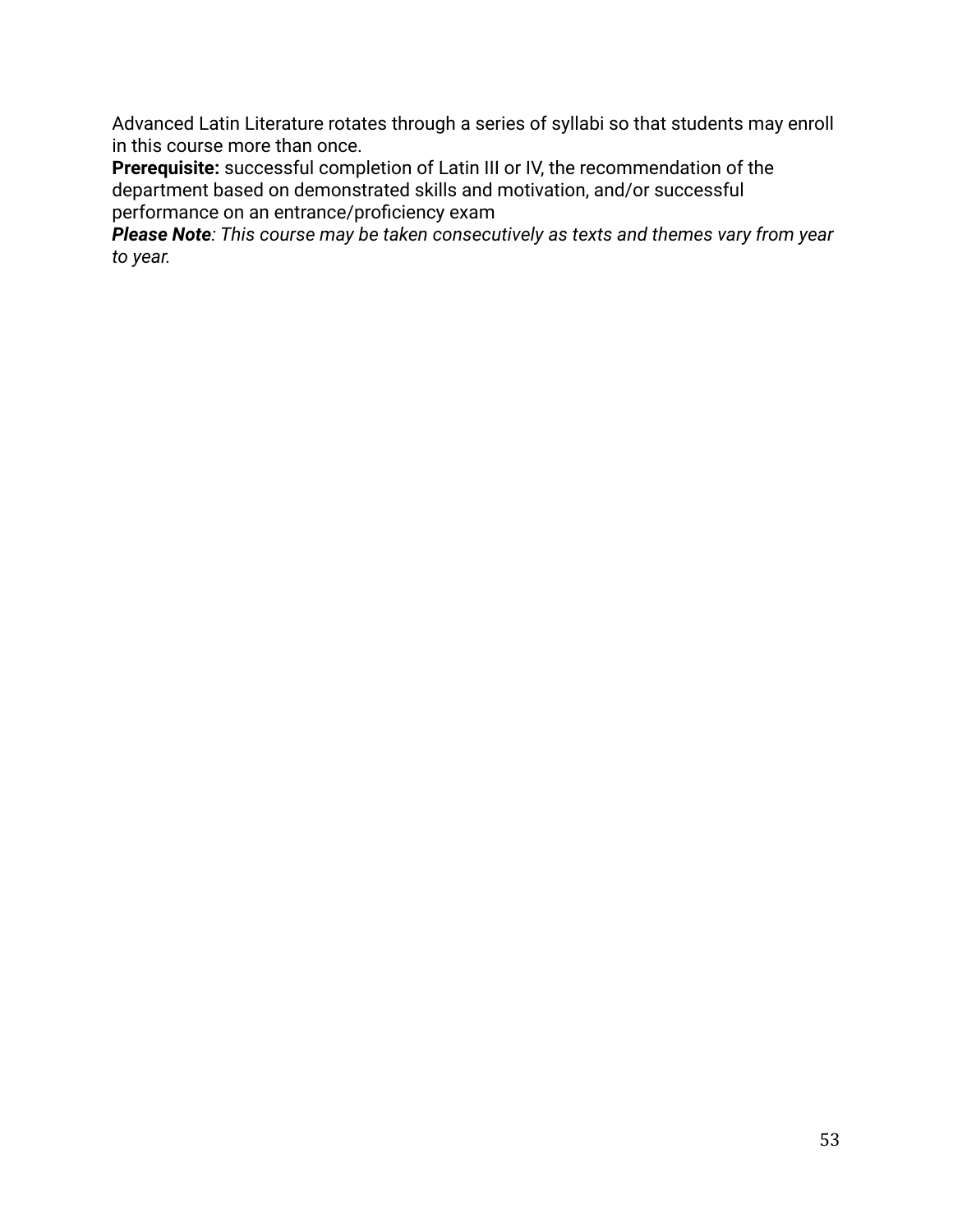Advanced Latin Literature rotates through a series of syllabi so that students may enroll in this course more than once.

**Prerequisite:** successful completion of Latin III or IV, the recommendation of the department based on demonstrated skills and motivation, and/or successful performance on an entrance/proficiency exam

***Please Note****: This course may be taken consecutively as texts and themes vary from year to year.*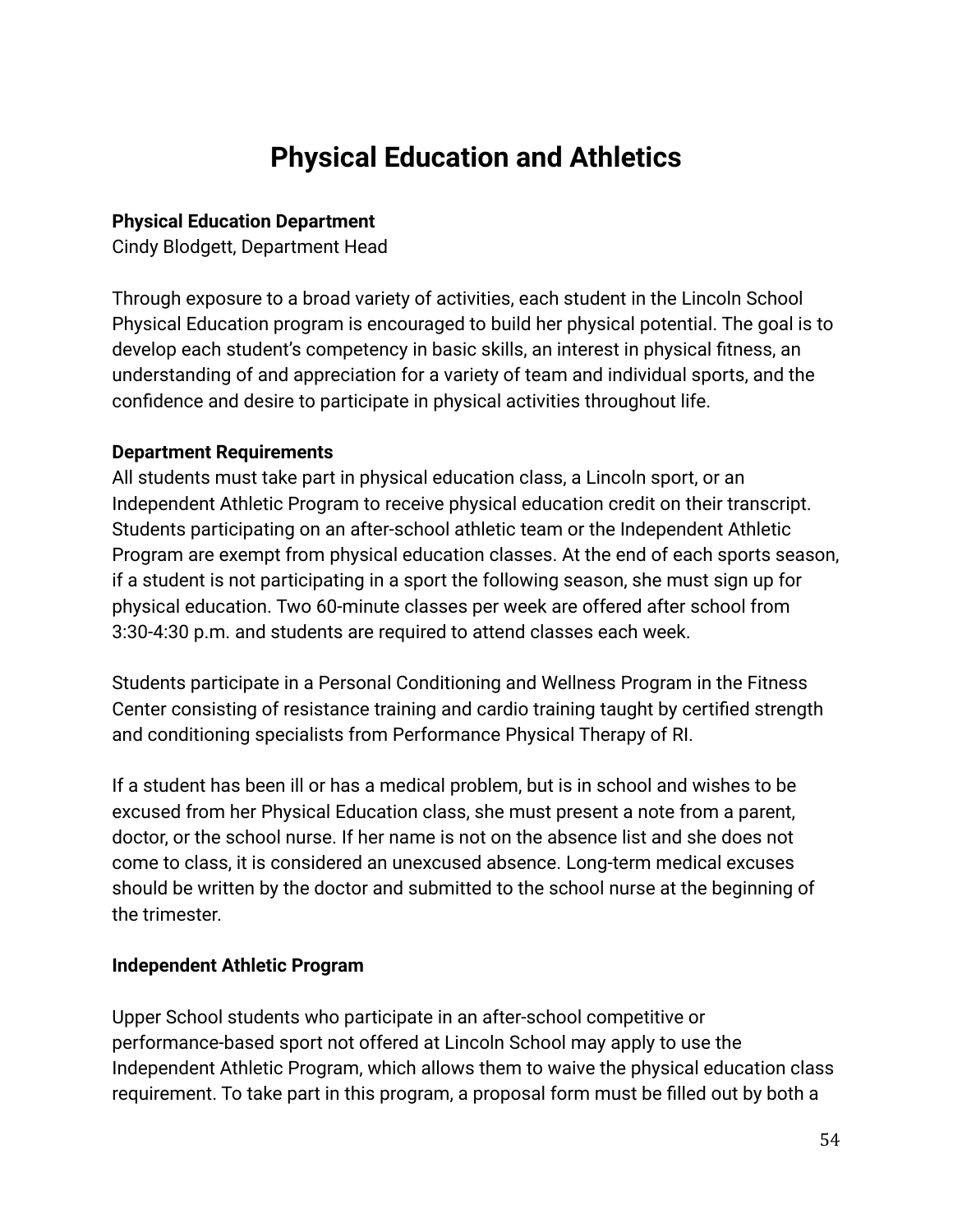# Physical Education and Athletics

**Physical Education Department**
Cindy Blodgett, Department Head

Through exposure to a broad variety of activities, each student in the Lincoln School Physical Education program is encouraged to build her physical potential. The goal is to develop each student's competency in basic skills, an interest in physical fitness, an understanding of and appreciation for a variety of team and individual sports, and the confidence and desire to participate in physical activities throughout life.

**Department Requirements**
All students must take part in physical education class, a Lincoln sport, or an Independent Athletic Program to receive physical education credit on their transcript. Students participating on an after-school athletic team or the Independent Athletic Program are exempt from physical education classes. At the end of each sports season, if a student is not participating in a sport the following season, she must sign up for physical education. Two 60-minute classes per week are offered after school from 3:30-4:30 p.m. and students are required to attend classes each week.

Students participate in a Personal Conditioning and Wellness Program in the Fitness Center consisting of resistance training and cardio training taught by certified strength and conditioning specialists from Performance Physical Therapy of RI.

If a student has been ill or has a medical problem, but is in school and wishes to be excused from her Physical Education class, she must present a note from a parent, doctor, or the school nurse. If her name is not on the absence list and she does not come to class, it is considered an unexcused absence. Long-term medical excuses should be written by the doctor and submitted to the school nurse at the beginning of the trimester.

**Independent Athletic Program**

Upper School students who participate in an after-school competitive or performance-based sport not offered at Lincoln School may apply to use the Independent Athletic Program, which allows them to waive the physical education class requirement. To take part in this program, a proposal form must be filled out by both a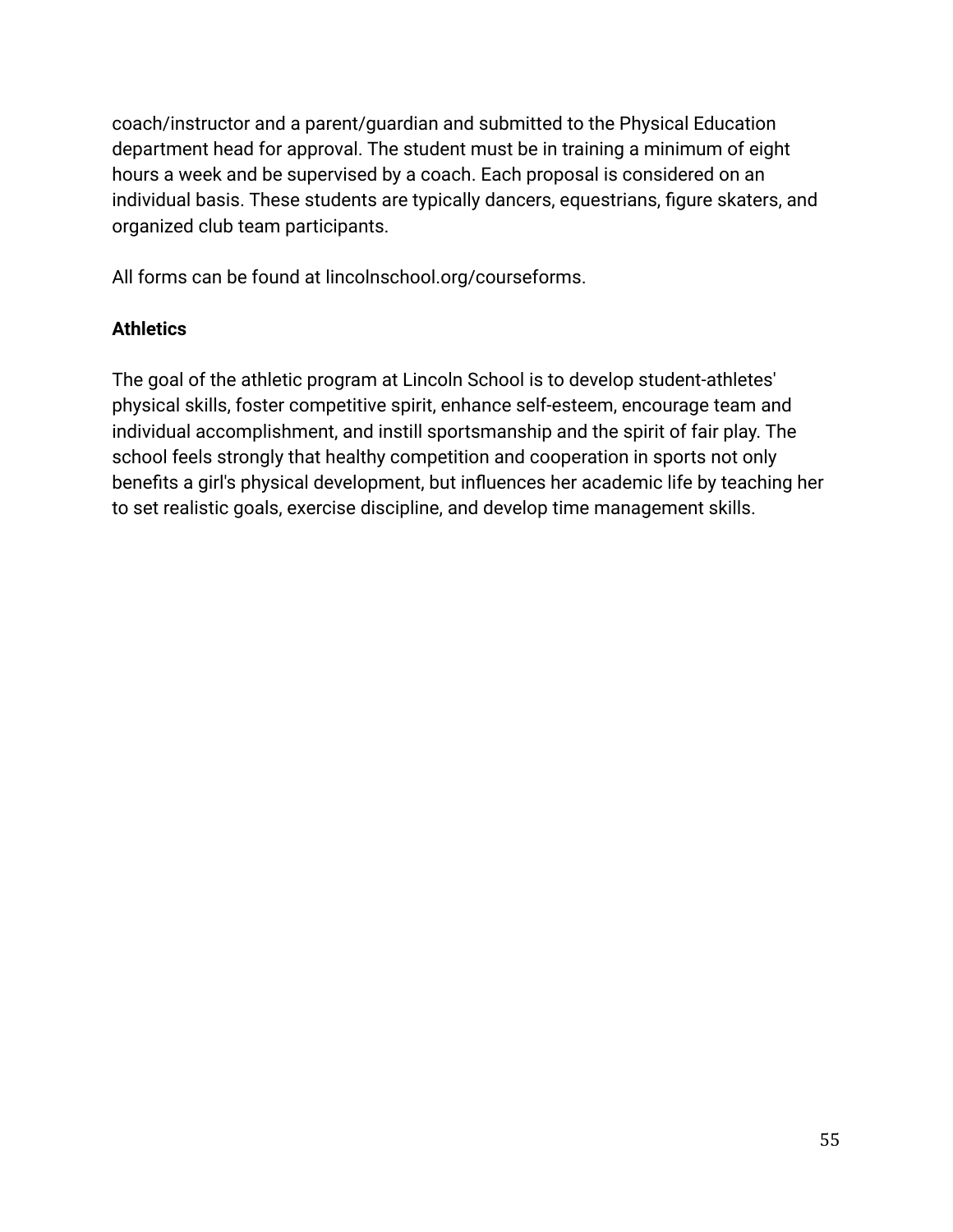coach/instructor and a parent/guardian and submitted to the Physical Education department head for approval. The student must be in training a minimum of eight hours a week and be supervised by a coach. Each proposal is considered on an individual basis. These students are typically dancers, equestrians, figure skaters, and organized club team participants.

All forms can be found at lincolnschool.org/courseforms.

**Athletics**

The goal of the athletic program at Lincoln School is to develop student-athletes' physical skills, foster competitive spirit, enhance self-esteem, encourage team and individual accomplishment, and instill sportsmanship and the spirit of fair play. The school feels strongly that healthy competition and cooperation in sports not only benefits a girl's physical development, but influences her academic life by teaching her to set realistic goals, exercise discipline, and develop time management skills.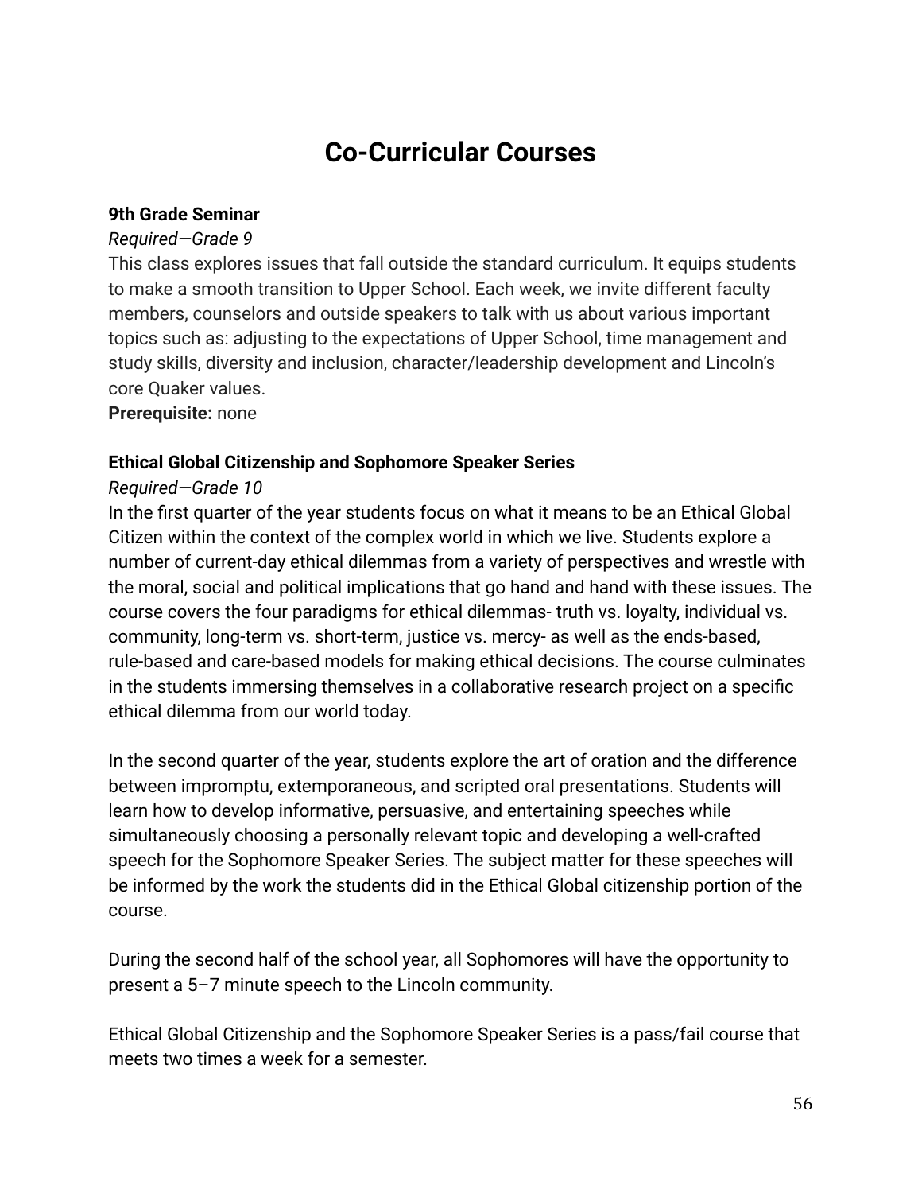# Co-Curricular Courses

**9th Grade Seminar**

*Required—Grade 9*

This class explores issues that fall outside the standard curriculum. It equips students to make a smooth transition to Upper School. Each week, we invite different faculty members, counselors and outside speakers to talk with us about various important topics such as: adjusting to the expectations of Upper School, time management and study skills, diversity and inclusion, character/leadership development and Lincoln's core Quaker values.

**Prerequisite:** none

**Ethical Global Citizenship and Sophomore Speaker Series**

*Required—Grade 10*

In the first quarter of the year students focus on what it means to be an Ethical Global Citizen within the context of the complex world in which we live. Students explore a number of current-day ethical dilemmas from a variety of perspectives and wrestle with the moral, social and political implications that go hand and hand with these issues. The course covers the four paradigms for ethical dilemmas- truth vs. loyalty, individual vs. community, long-term vs. short-term, justice vs. mercy- as well as the ends-based, rule-based and care-based models for making ethical decisions. The course culminates in the students immersing themselves in a collaborative research project on a specific ethical dilemma from our world today.

In the second quarter of the year, students explore the art of oration and the difference between impromptu, extemporaneous, and scripted oral presentations. Students will learn how to develop informative, persuasive, and entertaining speeches while simultaneously choosing a personally relevant topic and developing a well-crafted speech for the Sophomore Speaker Series. The subject matter for these speeches will be informed by the work the students did in the Ethical Global citizenship portion of the course.

During the second half of the school year, all Sophomores will have the opportunity to present a 5–7 minute speech to the Lincoln community.

Ethical Global Citizenship and the Sophomore Speaker Series is a pass/fail course that meets two times a week for a semester.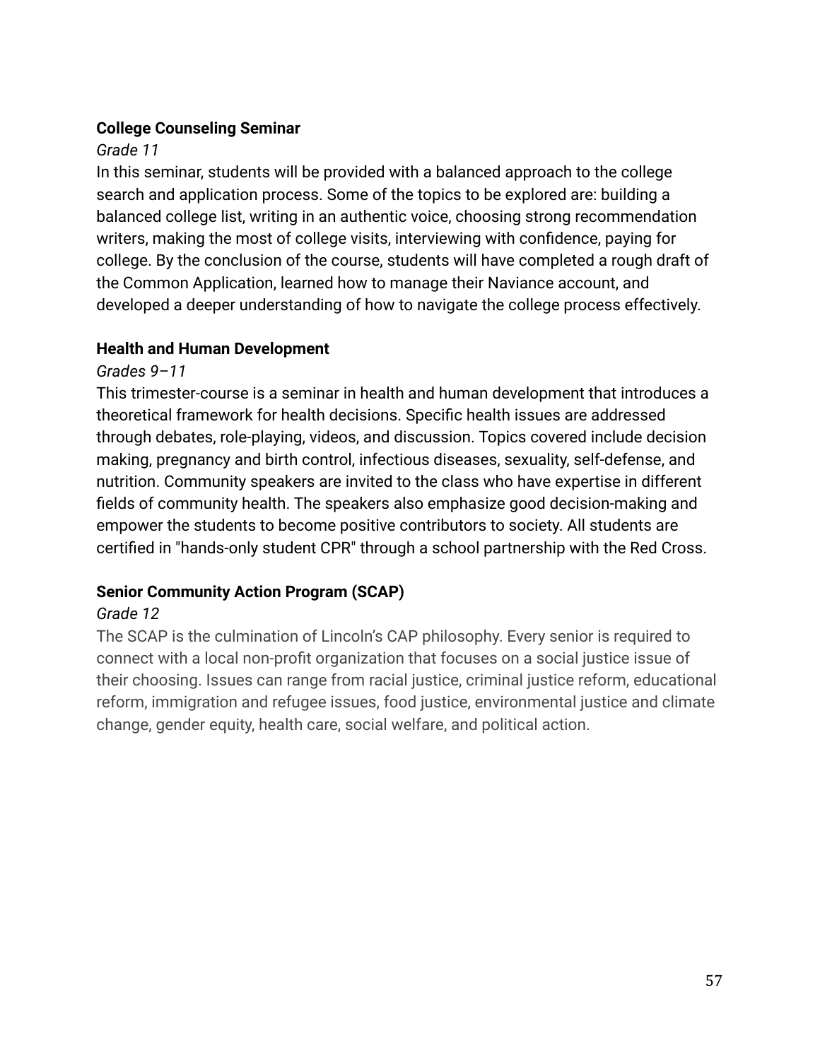**College Counseling Seminar**

*Grade 11*

In this seminar, students will be provided with a balanced approach to the college search and application process. Some of the topics to be explored are: building a balanced college list, writing in an authentic voice, choosing strong recommendation writers, making the most of college visits, interviewing with confidence, paying for college. By the conclusion of the course, students will have completed a rough draft of the Common Application, learned how to manage their Naviance account, and developed a deeper understanding of how to navigate the college process effectively.

**Health and Human Development**

*Grades 9–11*

This trimester-course is a seminar in health and human development that introduces a theoretical framework for health decisions. Specific health issues are addressed through debates, role-playing, videos, and discussion. Topics covered include decision making, pregnancy and birth control, infectious diseases, sexuality, self-defense, and nutrition. Community speakers are invited to the class who have expertise in different fields of community health. The speakers also emphasize good decision-making and empower the students to become positive contributors to society. All students are certified in "hands-only student CPR" through a school partnership with the Red Cross.

**Senior Community Action Program (SCAP)**

*Grade 12*

The SCAP is the culmination of Lincoln’s CAP philosophy. Every senior is required to connect with a local non-profit organization that focuses on a social justice issue of their choosing. Issues can range from racial justice, criminal justice reform, educational reform, immigration and refugee issues, food justice, environmental justice and climate change, gender equity, health care, social welfare, and political action.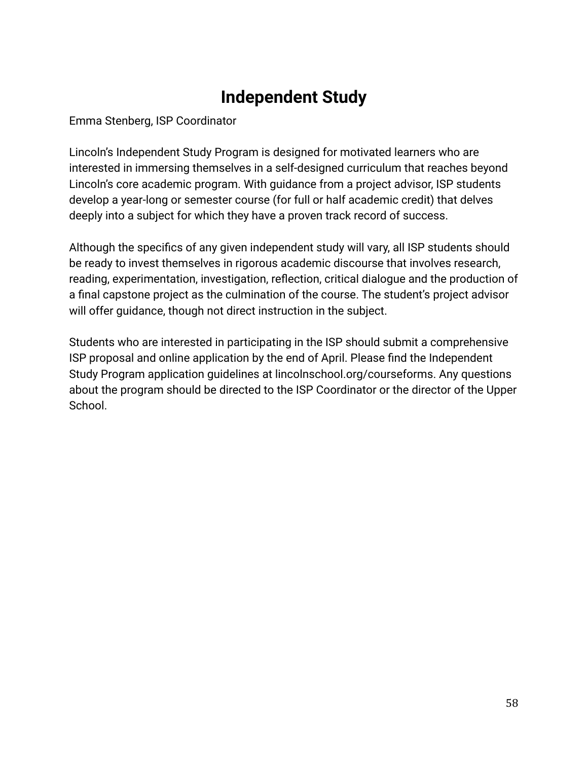# Independent Study

Emma Stenberg, ISP Coordinator

Lincoln's Independent Study Program is designed for motivated learners who are interested in immersing themselves in a self-designed curriculum that reaches beyond Lincoln's core academic program. With guidance from a project advisor, ISP students develop a year-long or semester course (for full or half academic credit) that delves deeply into a subject for which they have a proven track record of success.

Although the specifics of any given independent study will vary, all ISP students should be ready to invest themselves in rigorous academic discourse that involves research, reading, experimentation, investigation, reflection, critical dialogue and the production of a final capstone project as the culmination of the course. The student's project advisor will offer guidance, though not direct instruction in the subject.

Students who are interested in participating in the ISP should submit a comprehensive ISP proposal and online application by the end of April. Please find the Independent Study Program application guidelines at lincolnschool.org/courseforms. Any questions about the program should be directed to the ISP Coordinator or the director of the Upper School.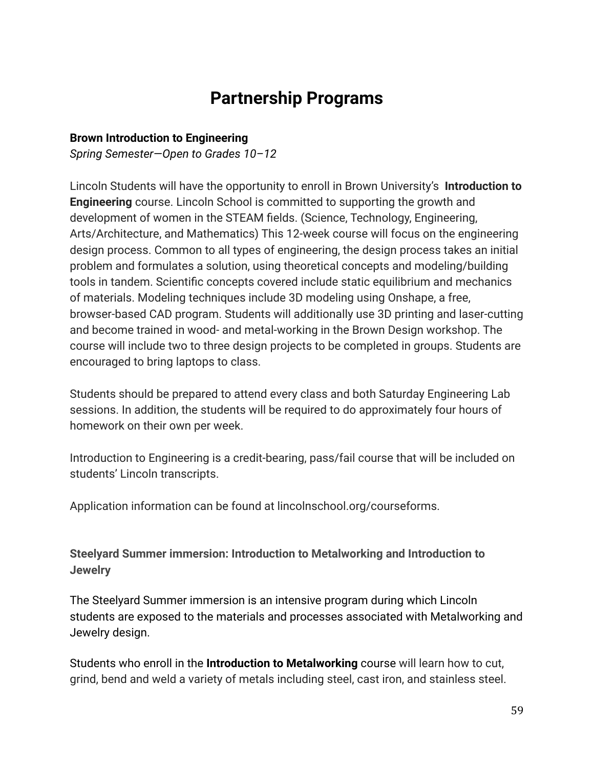# Partnership Programs

**Brown Introduction to Engineering**
*Spring Semester—Open to Grades 10–12*

Lincoln Students will have the opportunity to enroll in Brown University's **Introduction to Engineering** course. Lincoln School is committed to supporting the growth and development of women in the STEAM fields. (Science, Technology, Engineering, Arts/Architecture, and Mathematics) This 12-week course will focus on the engineering design process. Common to all types of engineering, the design process takes an initial problem and formulates a solution, using theoretical concepts and modeling/building tools in tandem. Scientific concepts covered include static equilibrium and mechanics of materials. Modeling techniques include 3D modeling using Onshape, a free, browser-based CAD program. Students will additionally use 3D printing and laser-cutting and become trained in wood- and metal-working in the Brown Design workshop. The course will include two to three design projects to be completed in groups. Students are encouraged to bring laptops to class.

Students should be prepared to attend every class and both Saturday Engineering Lab sessions. In addition, the students will be required to do approximately four hours of homework on their own per week.

Introduction to Engineering is a credit-bearing, pass/fail course that will be included on students' Lincoln transcripts.

Application information can be found at lincolnschool.org/courseforms.

**Steelyard Summer immersion: Introduction to Metalworking and Introduction to Jewelry**

The Steelyard Summer immersion is an intensive program during which Lincoln students are exposed to the materials and processes associated with Metalworking and Jewelry design.

Students who enroll in the **Introduction to Metalworking** course will learn how to cut, grind, bend and weld a variety of metals including steel, cast iron, and stainless steel.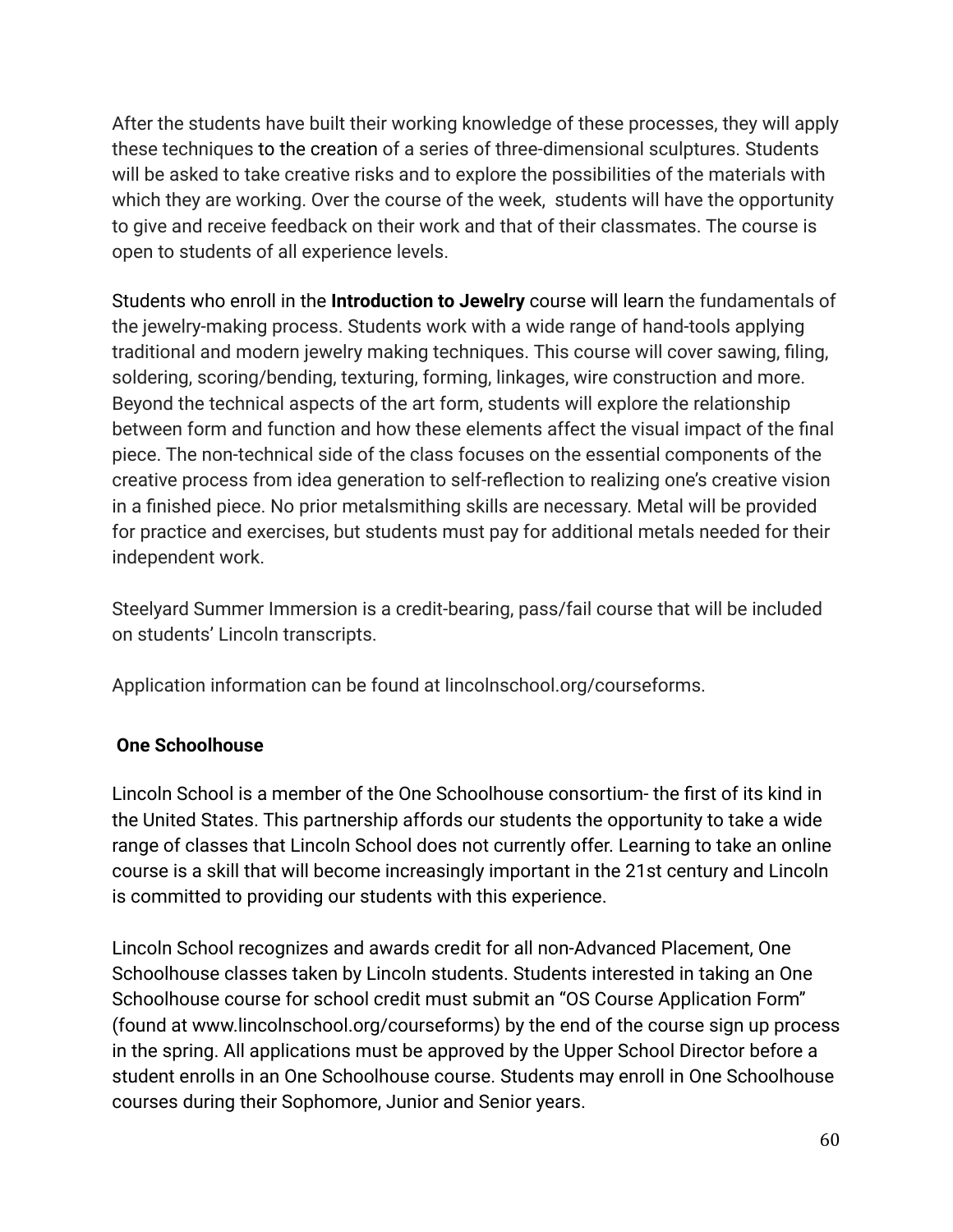After the students have built their working knowledge of these processes, they will apply these techniques to the creation of a series of three-dimensional sculptures. Students will be asked to take creative risks and to explore the possibilities of the materials with which they are working. Over the course of the week, students will have the opportunity to give and receive feedback on their work and that of their classmates. The course is open to students of all experience levels.

Students who enroll in the **Introduction to Jewelry** course will learn the fundamentals of the jewelry-making process. Students work with a wide range of hand-tools applying traditional and modern jewelry making techniques. This course will cover sawing, filing, soldering, scoring/bending, texturing, forming, linkages, wire construction and more. Beyond the technical aspects of the art form, students will explore the relationship between form and function and how these elements affect the visual impact of the final piece. The non-technical side of the class focuses on the essential components of the creative process from idea generation to self-reflection to realizing one's creative vision in a finished piece. No prior metalsmithing skills are necessary. Metal will be provided for practice and exercises, but students must pay for additional metals needed for their independent work.

Steelyard Summer Immersion is a credit-bearing, pass/fail course that will be included on students' Lincoln transcripts.

Application information can be found at lincolnschool.org/courseforms.

**One Schoolhouse**

Lincoln School is a member of the One Schoolhouse consortium- the first of its kind in the United States. This partnership affords our students the opportunity to take a wide range of classes that Lincoln School does not currently offer. Learning to take an online course is a skill that will become increasingly important in the 21st century and Lincoln is committed to providing our students with this experience.

Lincoln School recognizes and awards credit for all non-Advanced Placement, One Schoolhouse classes taken by Lincoln students. Students interested in taking an One Schoolhouse course for school credit must submit an "OS Course Application Form" (found at www.lincolnschool.org/courseforms) by the end of the course sign up process in the spring. All applications must be approved by the Upper School Director before a student enrolls in an One Schoolhouse course. Students may enroll in One Schoolhouse courses during their Sophomore, Junior and Senior years.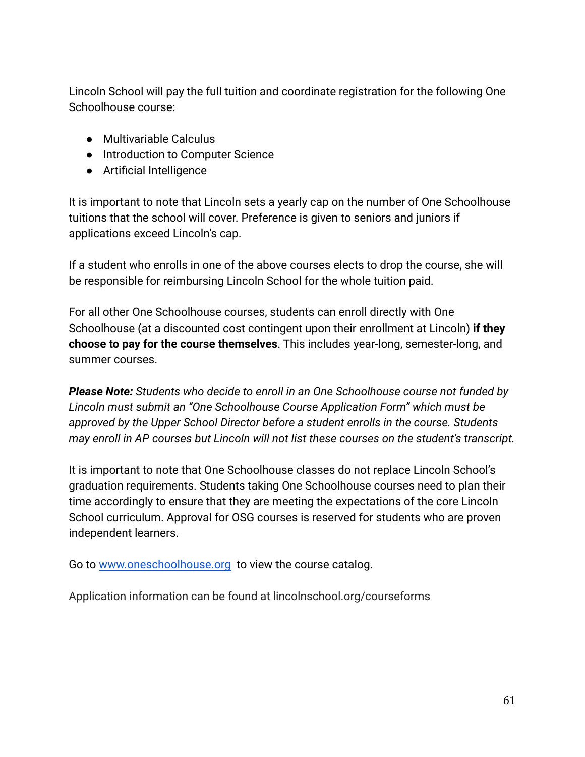Lincoln School will pay the full tuition and coordinate registration for the following One Schoolhouse course:

- Multivariable Calculus
- Introduction to Computer Science
- Artificial Intelligence

It is important to note that Lincoln sets a yearly cap on the number of One Schoolhouse tuitions that the school will cover. Preference is given to seniors and juniors if applications exceed Lincoln's cap.

If a student who enrolls in one of the above courses elects to drop the course, she will be responsible for reimbursing Lincoln School for the whole tuition paid.

For all other One Schoolhouse courses, students can enroll directly with One Schoolhouse (at a discounted cost contingent upon their enrollment at Lincoln) **if they choose to pay for the course themselves**. This includes year-long, semester-long, and summer courses.

***Please Note:*** *Students who decide to enroll in an One Schoolhouse course not funded by Lincoln must submit an "One Schoolhouse Course Application Form" which must be approved by the Upper School Director before a student enrolls in the course. Students may enroll in AP courses but Lincoln will not list these courses on the student's transcript.*

It is important to note that One Schoolhouse classes do not replace Lincoln School's graduation requirements. Students taking One Schoolhouse courses need to plan their time accordingly to ensure that they are meeting the expectations of the core Lincoln School curriculum. Approval for OSG courses is reserved for students who are proven independent learners.

Go to [www.oneschoolhouse.org](http://www.oneschoolhouse.org) to view the course catalog.

Application information can be found at lincolnschool.org/courseforms